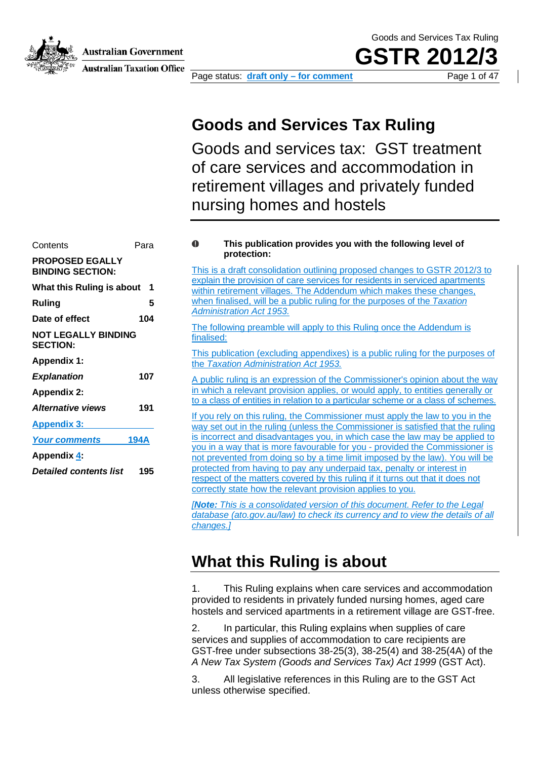Goods and Services Tax Ruling

# GSTR 2012/3

Page status: **draft only – for comment**

# Goods and Services Tax Ruling

## Goods and services tax: GST treatment of care services and accommodation in retirement villages and privately funded nursing homes and hostels

| Contents | Para |
|---|---|
| **PROPOSED EGALLY BINDING SECTION:** | |
| **What this Ruling is about** | **1** |
| **Ruling** | **5** |
| **Date of effect** | **104** |
| **NOT LEGALLY BINDING SECTION:** | |
| **Appendix 1:** | |
| ***Explanation*** | **107** |
| **Appendix 2:** | |
| ***Alternative views*** | **191** |
| **Appendix 3:** | |
| ***Your comments*** | **194A** |
| **Appendix 4:** | |
| ***Detailed contents list*** | **195** |

**This publication provides you with the following level of protection:**

This is a draft consolidation outlining proposed changes to GSTR 2012/3 to explain the provision of care services for residents in serviced apartments within retirement villages. The Addendum which makes these changes, when finalised, will be a public ruling for the purposes of the *Taxation Administration Act 1953.*

The following preamble will apply to this Ruling once the Addendum is finalised:

This publication (excluding appendixes) is a public ruling for the purposes of the *Taxation Administration Act 1953.*

A public ruling is an expression of the Commissioner's opinion about the way in which a relevant provision applies, or would apply, to entities generally or to a class of entities in relation to a particular scheme or a class of schemes.

If you rely on this ruling, the Commissioner must apply the law to you in the way set out in the ruling (unless the Commissioner is satisfied that the ruling is incorrect and disadvantages you, in which case the law may be applied to you in a way that is more favourable for you - provided the Commissioner is not prevented from doing so by a time limit imposed by the law). You will be protected from having to pay any underpaid tax, penalty or interest in respect of the matters covered by this ruling if it turns out that it does not correctly state how the relevant provision applies to you.

*[**Note:** This is a consolidated version of this document. Refer to the Legal database (ato.gov.au/law) to check its currency and to view the details of all changes.]*

## What this Ruling is about

1. This Ruling explains when care services and accommodation provided to residents in privately funded nursing homes, aged care hostels and serviced apartments in a retirement village are GST-free.

2. In particular, this Ruling explains when supplies of care services and supplies of accommodation to care recipients are GST-free under subsections 38-25(3), 38-25(4) and 38-25(4A) of the *A New Tax System (Goods and Services Tax) Act 1999* (GST Act).

3. All legislative references in this Ruling are to the GST Act unless otherwise specified.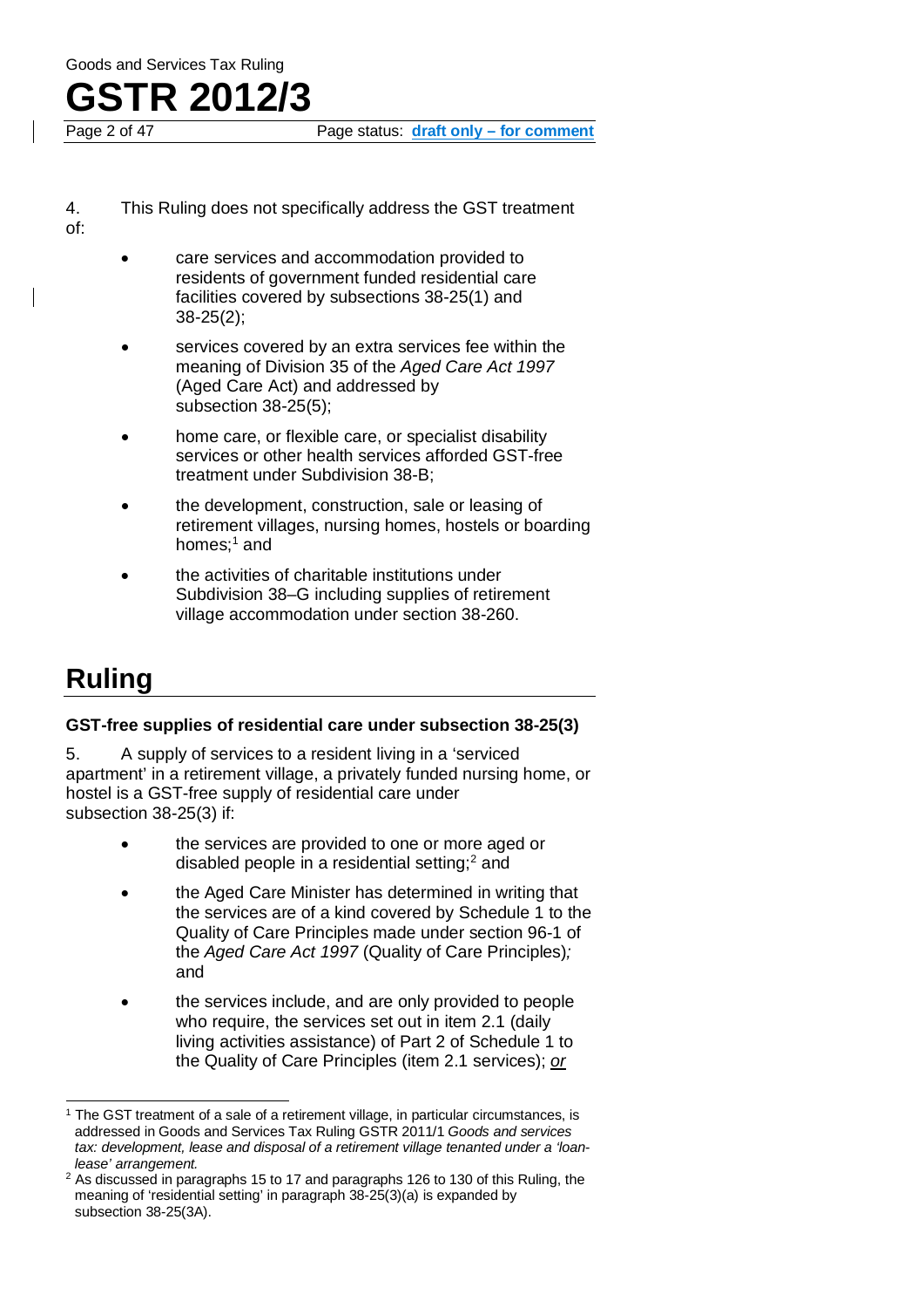4. This Ruling does not specifically address the GST treatment of:

- care services and accommodation provided to residents of government funded residential care facilities covered by subsections 38-25(1) and 38-25(2);
- services covered by an extra services fee within the meaning of Division 35 of the *Aged Care Act 1997* (Aged Care Act) and addressed by subsection 38-25(5);
- home care, or flexible care, or specialist disability services or other health services afforded GST-free treatment under Subdivision 38-B;
- the development, construction, sale or leasing of retirement villages, nursing homes, hostels or boarding homes;[1] and
- the activities of charitable institutions under Subdivision 38–G including supplies of retirement village accommodation under section 38-260.

# Ruling

### GST-free supplies of residential care under subsection 38-25(3)

5. A supply of services to a resident living in a 'serviced apartment' in a retirement village, a privately funded nursing home, or hostel is a GST-free supply of residential care under subsection 38-25(3) if:

- the services are provided to one or more aged or disabled people in a residential setting;[2] and
- the Aged Care Minister has determined in writing that the services are of a kind covered by Schedule 1 to the Quality of Care Principles made under section 96-1 of the *Aged Care Act 1997* (Quality of Care Principles)*;* and
- the services include, and are only provided to people who require, the services set out in item 2.1 (daily living activities assistance) of Part 2 of Schedule 1 to the Quality of Care Principles (item 2.1 services); *or*

---

[1] The GST treatment of a sale of a retirement village, in particular circumstances, is addressed in Goods and Services Tax Ruling GSTR 2011/1 *Goods and services tax: development, lease and disposal of a retirement village tenanted under a 'loan-lease' arrangement.*

[2] As discussed in paragraphs 15 to 17 and paragraphs 126 to 130 of this Ruling, the meaning of 'residential setting' in paragraph 38-25(3)(a) is expanded by subsection 38-25(3A).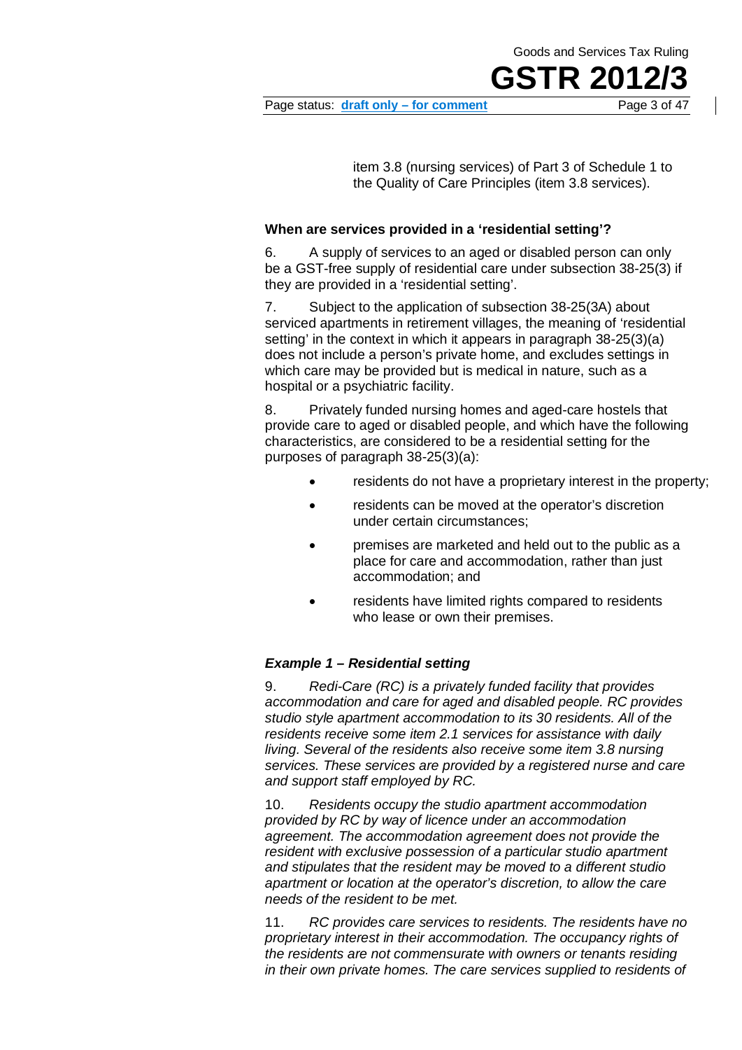item 3.8 (nursing services) of Part 3 of Schedule 1 to the Quality of Care Principles (item 3.8 services).

### When are services provided in a 'residential setting'?

6. A supply of services to an aged or disabled person can only be a GST-free supply of residential care under subsection 38-25(3) if they are provided in a 'residential setting'.

7. Subject to the application of subsection 38-25(3A) about serviced apartments in retirement villages, the meaning of 'residential setting' in the context in which it appears in paragraph 38-25(3)(a) does not include a person's private home, and excludes settings in which care may be provided but is medical in nature, such as a hospital or a psychiatric facility.

8. Privately funded nursing homes and aged-care hostels that provide care to aged or disabled people, and which have the following characteristics, are considered to be a residential setting for the purposes of paragraph 38-25(3)(a):

- residents do not have a proprietary interest in the property;
- residents can be moved at the operator's discretion under certain circumstances;
- premises are marketed and held out to the public as a place for care and accommodation, rather than just accommodation; and
- residents have limited rights compared to residents who lease or own their premises.

#### *Example 1 – Residential setting*

9. *Redi-Care (RC) is a privately funded facility that provides accommodation and care for aged and disabled people. RC provides studio style apartment accommodation to its 30 residents. All of the residents receive some item 2.1 services for assistance with daily living. Several of the residents also receive some item 3.8 nursing services. These services are provided by a registered nurse and care and support staff employed by RC.*

10. *Residents occupy the studio apartment accommodation provided by RC by way of licence under an accommodation agreement. The accommodation agreement does not provide the resident with exclusive possession of a particular studio apartment and stipulates that the resident may be moved to a different studio apartment or location at the operator's discretion, to allow the care needs of the resident to be met.*

11. *RC provides care services to residents. The residents have no proprietary interest in their accommodation. The occupancy rights of the residents are not commensurate with owners or tenants residing in their own private homes. The care services supplied to residents of*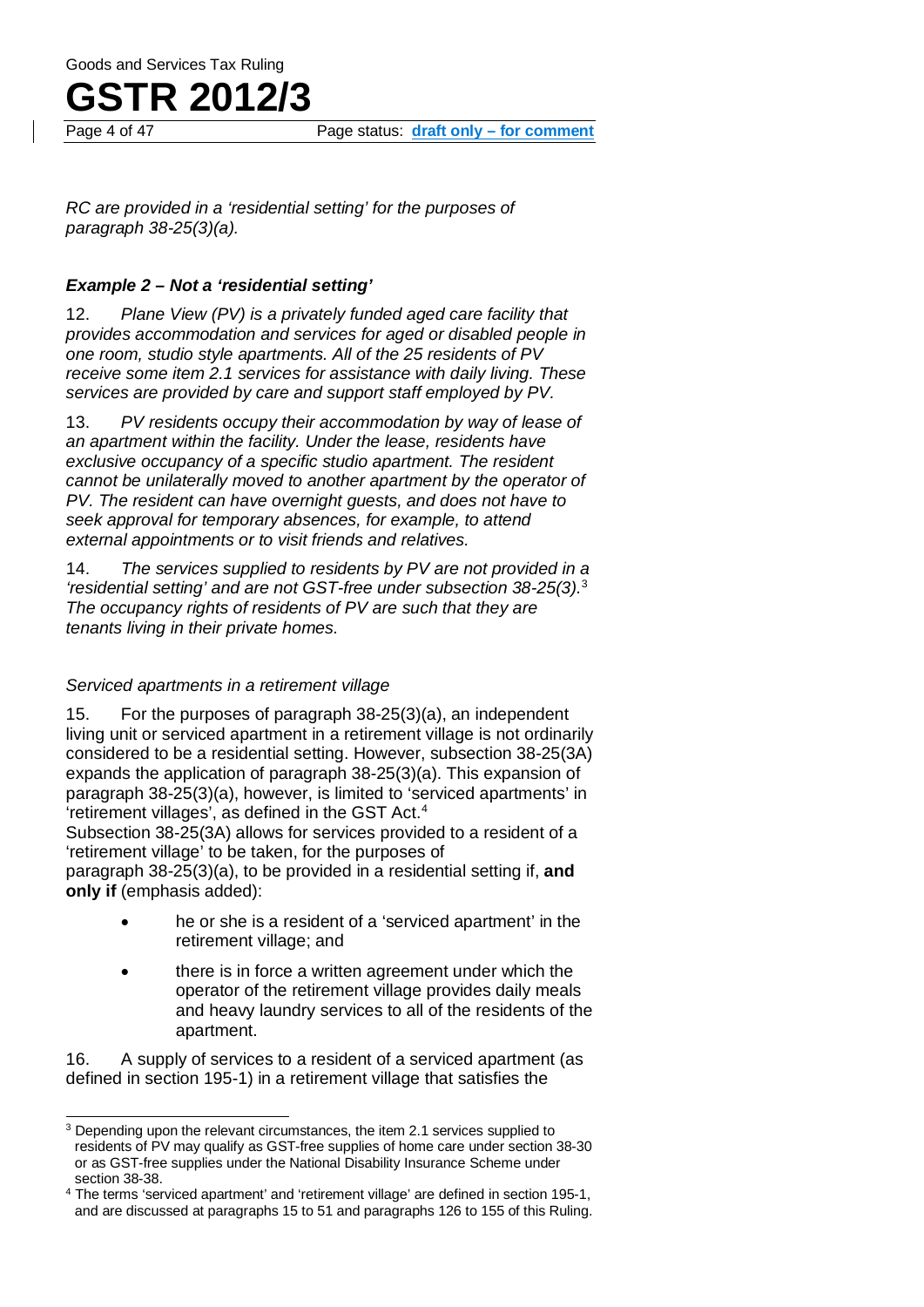*RC are provided in a 'residential setting' for the purposes of paragraph 38-25(3)(a).*

### *Example 2 – Not a 'residential setting'*

12. *Plane View (PV) is a privately funded aged care facility that provides accommodation and services for aged or disabled people in one room, studio style apartments. All of the 25 residents of PV receive some item 2.1 services for assistance with daily living. These services are provided by care and support staff employed by PV.*

13. *PV residents occupy their accommodation by way of lease of an apartment within the facility. Under the lease, residents have exclusive occupancy of a specific studio apartment. The resident cannot be unilaterally moved to another apartment by the operator of PV. The resident can have overnight guests, and does not have to seek approval for temporary absences, for example, to attend external appointments or to visit friends and relatives.*

14. *The services supplied to residents by PV are not provided in a 'residential setting' and are not GST-free under subsection 38-25(3).*[3] *The occupancy rights of residents of PV are such that they are tenants living in their private homes.*

*Serviced apartments in a retirement village*

15. For the purposes of paragraph 38-25(3)(a), an independent living unit or serviced apartment in a retirement village is not ordinarily considered to be a residential setting. However, subsection 38-25(3A) expands the application of paragraph 38-25(3)(a). This expansion of paragraph 38-25(3)(a), however, is limited to 'serviced apartments' in 'retirement villages', as defined in the GST Act.[4]

Subsection 38-25(3A) allows for services provided to a resident of a 'retirement village' to be taken, for the purposes of paragraph 38-25(3)(a), to be provided in a residential setting if, **and only if** (emphasis added):

- he or she is a resident of a 'serviced apartment' in the retirement village; and
- there is in force a written agreement under which the operator of the retirement village provides daily meals and heavy laundry services to all of the residents of the apartment.

16. A supply of services to a resident of a serviced apartment (as defined in section 195-1) in a retirement village that satisfies the

---

[3] Depending upon the relevant circumstances, the item 2.1 services supplied to residents of PV may qualify as GST-free supplies of home care under section 38-30 or as GST-free supplies under the National Disability Insurance Scheme under section 38-38.

[4] The terms 'serviced apartment' and 'retirement village' are defined in section 195-1, and are discussed at paragraphs 15 to 51 and paragraphs 126 to 155 of this Ruling.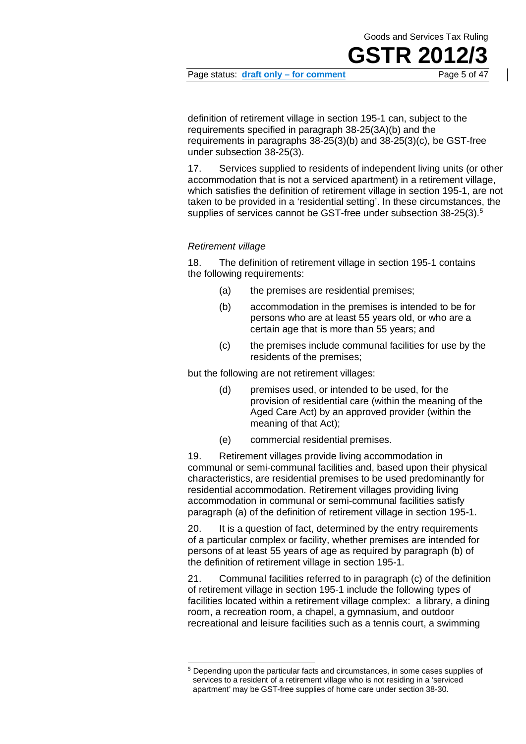definition of retirement village in section 195-1 can, subject to the requirements specified in paragraph 38-25(3A)(b) and the requirements in paragraphs 38-25(3)(b) and 38-25(3)(c), be GST-free under subsection 38-25(3).

17. Services supplied to residents of independent living units (or other accommodation that is not a serviced apartment) in a retirement village, which satisfies the definition of retirement village in section 195-1, are not taken to be provided in a 'residential setting'. In these circumstances, the supplies of services cannot be GST-free under subsection 38-25(3).[5]

*Retirement village*

18. The definition of retirement village in section 195-1 contains the following requirements:

(a) the premises are residential premises;

(b) accommodation in the premises is intended to be for persons who are at least 55 years old, or who are a certain age that is more than 55 years; and

(c) the premises include communal facilities for use by the residents of the premises;

but the following are not retirement villages:

(d) premises used, or intended to be used, for the provision of residential care (within the meaning of the Aged Care Act) by an approved provider (within the meaning of that Act);

(e) commercial residential premises.

19. Retirement villages provide living accommodation in communal or semi-communal facilities and, based upon their physical characteristics, are residential premises to be used predominantly for residential accommodation. Retirement villages providing living accommodation in communal or semi-communal facilities satisfy paragraph (a) of the definition of retirement village in section 195-1.

20. It is a question of fact, determined by the entry requirements of a particular complex or facility, whether premises are intended for persons of at least 55 years of age as required by paragraph (b) of the definition of retirement village in section 195-1.

21. Communal facilities referred to in paragraph (c) of the definition of retirement village in section 195-1 include the following types of facilities located within a retirement village complex: a library, a dining room, a recreation room, a chapel, a gymnasium, and outdoor recreational and leisure facilities such as a tennis court, a swimming

---

[5] Depending upon the particular facts and circumstances, in some cases supplies of services to a resident of a retirement village who is not residing in a 'serviced apartment' may be GST-free supplies of home care under section 38-30.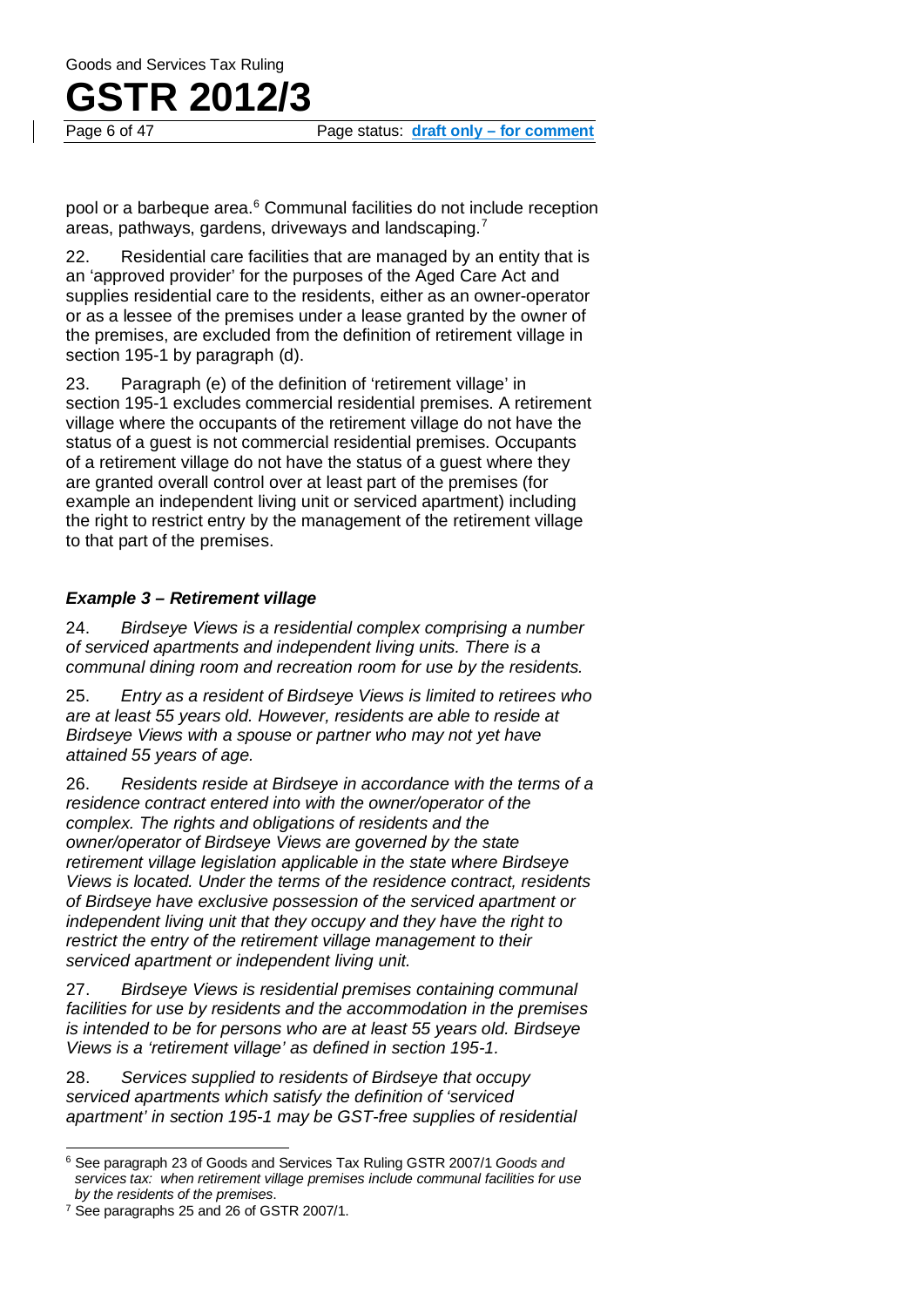pool or a barbeque area.[6] Communal facilities do not include reception areas, pathways, gardens, driveways and landscaping.[7]

22. Residential care facilities that are managed by an entity that is an 'approved provider' for the purposes of the Aged Care Act and supplies residential care to the residents, either as an owner-operator or as a lessee of the premises under a lease granted by the owner of the premises, are excluded from the definition of retirement village in section 195-1 by paragraph (d).

23. Paragraph (e) of the definition of 'retirement village' in section 195-1 excludes commercial residential premises. A retirement village where the occupants of the retirement village do not have the status of a guest is not commercial residential premises. Occupants of a retirement village do not have the status of a guest where they are granted overall control over at least part of the premises (for example an independent living unit or serviced apartment) including the right to restrict entry by the management of the retirement village to that part of the premises.

### *Example 3 – Retirement village*

24. *Birdseye Views is a residential complex comprising a number of serviced apartments and independent living units. There is a communal dining room and recreation room for use by the residents.*

25. *Entry as a resident of Birdseye Views is limited to retirees who are at least 55 years old. However, residents are able to reside at Birdseye Views with a spouse or partner who may not yet have attained 55 years of age.*

26. *Residents reside at Birdseye in accordance with the terms of a residence contract entered into with the owner/operator of the complex. The rights and obligations of residents and the owner/operator of Birdseye Views are governed by the state retirement village legislation applicable in the state where Birdseye Views is located. Under the terms of the residence contract, residents of Birdseye have exclusive possession of the serviced apartment or independent living unit that they occupy and they have the right to restrict the entry of the retirement village management to their serviced apartment or independent living unit.*

27. *Birdseye Views is residential premises containing communal facilities for use by residents and the accommodation in the premises is intended to be for persons who are at least 55 years old. Birdseye Views is a 'retirement village' as defined in section 195-1.*

28. *Services supplied to residents of Birdseye that occupy serviced apartments which satisfy the definition of 'serviced apartment' in section 195-1 may be GST-free supplies of residential*

---

[6] See paragraph 23 of Goods and Services Tax Ruling GSTR 2007/1 *Goods and services tax: when retirement village premises include communal facilities for use by the residents of the premises*.

[7] See paragraphs 25 and 26 of GSTR 2007/1.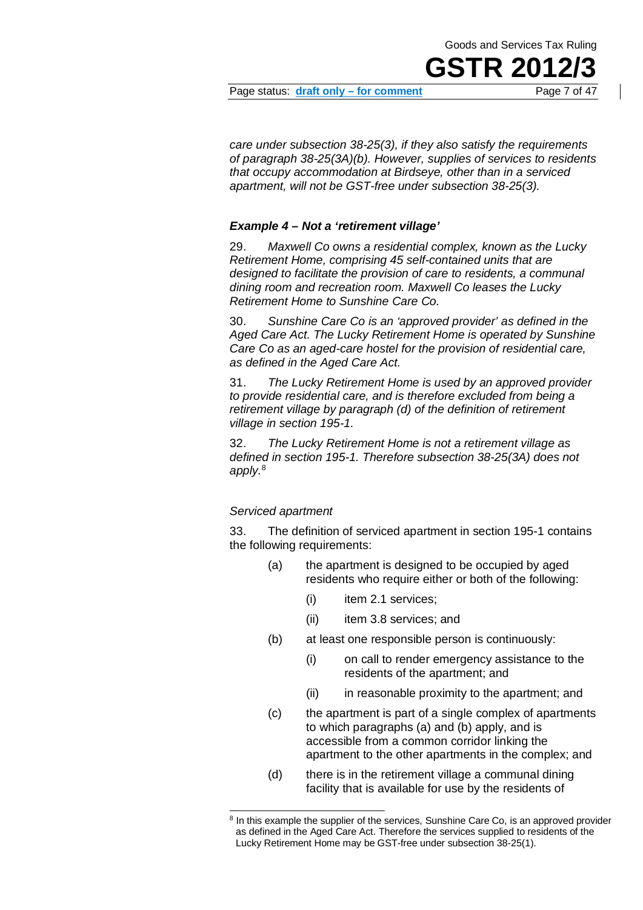*care under subsection 38-25(3), if they also satisfy the requirements of paragraph 38-25(3A)(b). However, supplies of services to residents that occupy accommodation at Birdseye, other than in a serviced apartment, will not be GST-free under subsection 38-25(3).*

### *Example 4 – Not a 'retirement village'*

29. *Maxwell Co owns a residential complex, known as the Lucky Retirement Home, comprising 45 self-contained units that are designed to facilitate the provision of care to residents, a communal dining room and recreation room. Maxwell Co leases the Lucky Retirement Home to Sunshine Care Co.*

30. *Sunshine Care Co is an 'approved provider' as defined in the Aged Care Act. The Lucky Retirement Home is operated by Sunshine Care Co as an aged-care hostel for the provision of residential care, as defined in the Aged Care Act.*

31. *The Lucky Retirement Home is used by an approved provider to provide residential care, and is therefore excluded from being a retirement village by paragraph (d) of the definition of retirement village in section 195-1.*

32. *The Lucky Retirement Home is not a retirement village as defined in section 195-1. Therefore subsection 38-25(3A) does not apply.*[8]

*Serviced apartment*

33. The definition of serviced apartment in section 195-1 contains the following requirements:

- (a) the apartment is designed to be occupied by aged residents who require either or both of the following:
  - (i) item 2.1 services;
  - (ii) item 3.8 services; and
- (b) at least one responsible person is continuously:
  - (i) on call to render emergency assistance to the residents of the apartment; and
  - (ii) in reasonable proximity to the apartment; and
- (c) the apartment is part of a single complex of apartments to which paragraphs (a) and (b) apply, and is accessible from a common corridor linking the apartment to the other apartments in the complex; and
- (d) there is in the retirement village a communal dining facility that is available for use by the residents of

[8] In this example the supplier of the services, Sunshine Care Co, is an approved provider as defined in the Aged Care Act. Therefore the services supplied to residents of the Lucky Retirement Home may be GST-free under subsection 38-25(1).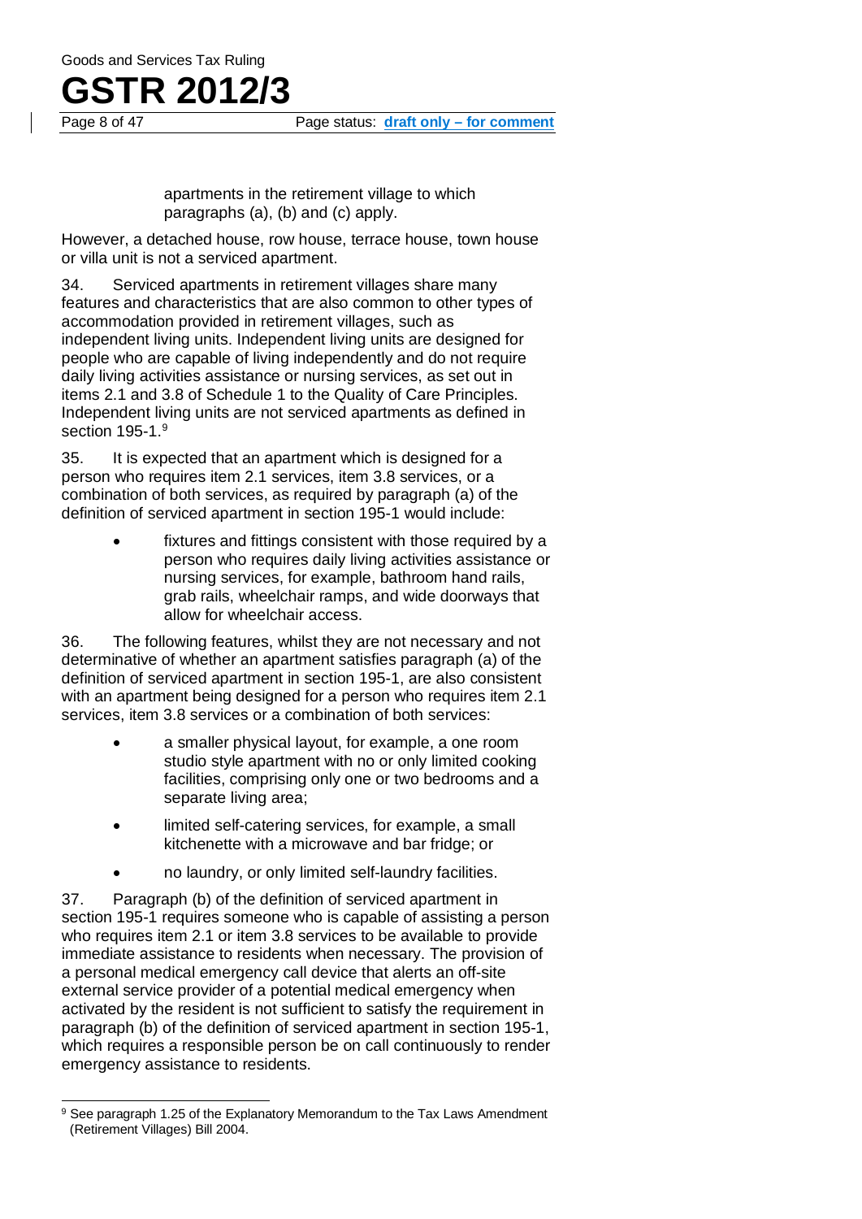apartments in the retirement village to which paragraphs (a), (b) and (c) apply.

However, a detached house, row house, terrace house, town house or villa unit is not a serviced apartment.

34. Serviced apartments in retirement villages share many features and characteristics that are also common to other types of accommodation provided in retirement villages, such as independent living units. Independent living units are designed for people who are capable of living independently and do not require daily living activities assistance or nursing services, as set out in items 2.1 and 3.8 of Schedule 1 to the Quality of Care Principles. Independent living units are not serviced apartments as defined in section 195-1.[9]

35. It is expected that an apartment which is designed for a person who requires item 2.1 services, item 3.8 services, or a combination of both services, as required by paragraph (a) of the definition of serviced apartment in section 195-1 would include:

- fixtures and fittings consistent with those required by a person who requires daily living activities assistance or nursing services, for example, bathroom hand rails, grab rails, wheelchair ramps, and wide doorways that allow for wheelchair access.

36. The following features, whilst they are not necessary and not determinative of whether an apartment satisfies paragraph (a) of the definition of serviced apartment in section 195-1, are also consistent with an apartment being designed for a person who requires item 2.1 services, item 3.8 services or a combination of both services:

- a smaller physical layout, for example, a one room studio style apartment with no or only limited cooking facilities, comprising only one or two bedrooms and a separate living area;
- limited self-catering services, for example, a small kitchenette with a microwave and bar fridge; or
- no laundry, or only limited self-laundry facilities.

37. Paragraph (b) of the definition of serviced apartment in section 195-1 requires someone who is capable of assisting a person who requires item 2.1 or item 3.8 services to be available to provide immediate assistance to residents when necessary. The provision of a personal medical emergency call device that alerts an off-site external service provider of a potential medical emergency when activated by the resident is not sufficient to satisfy the requirement in paragraph (b) of the definition of serviced apartment in section 195-1, which requires a responsible person be on call continuously to render emergency assistance to residents.

---

[9] See paragraph 1.25 of the Explanatory Memorandum to the Tax Laws Amendment (Retirement Villages) Bill 2004.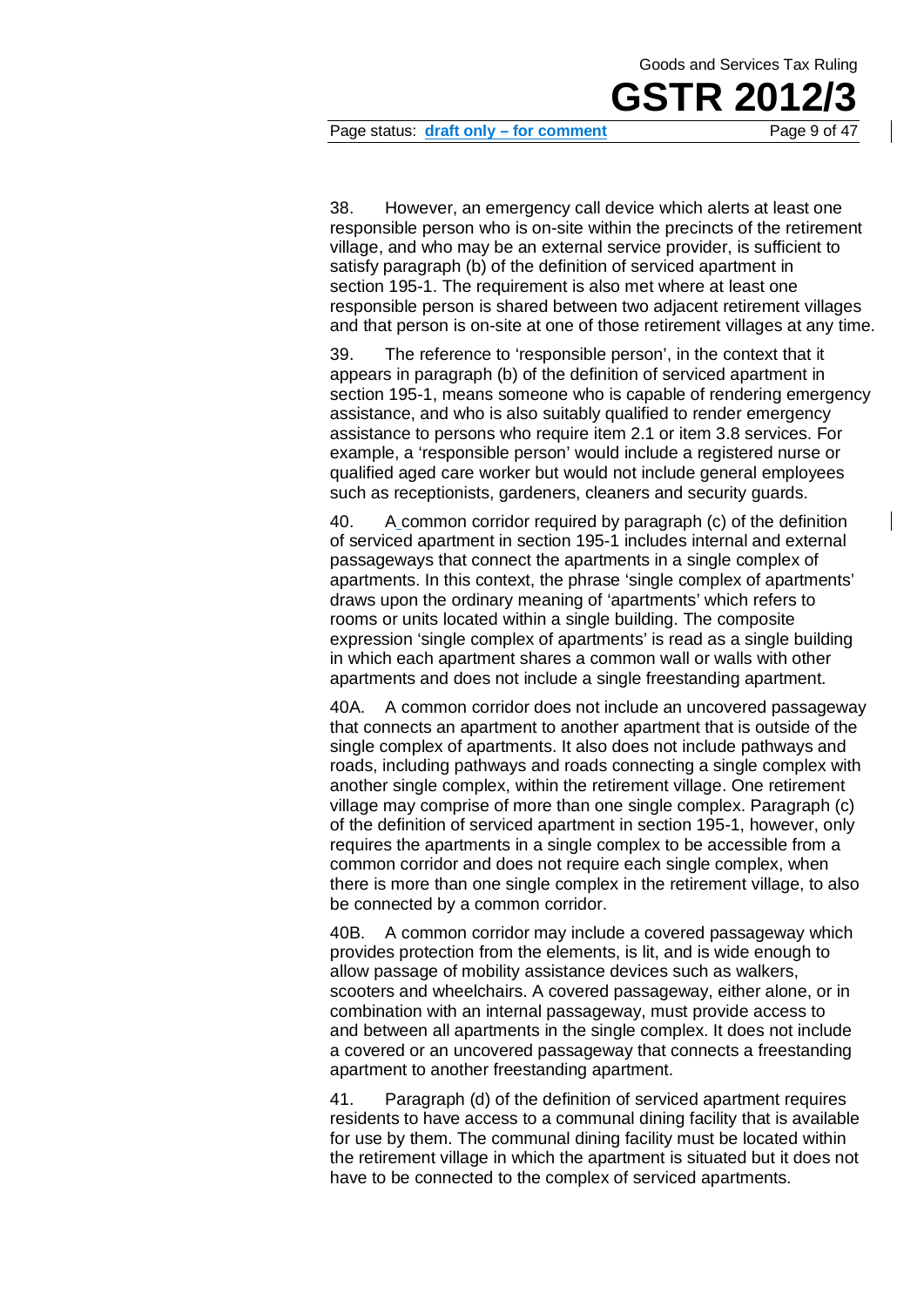38. However, an emergency call device which alerts at least one responsible person who is on-site within the precincts of the retirement village, and who may be an external service provider, is sufficient to satisfy paragraph (b) of the definition of serviced apartment in section 195-1. The requirement is also met where at least one responsible person is shared between two adjacent retirement villages and that person is on-site at one of those retirement villages at any time.

39. The reference to 'responsible person', in the context that it appears in paragraph (b) of the definition of serviced apartment in section 195-1, means someone who is capable of rendering emergency assistance, and who is also suitably qualified to render emergency assistance to persons who require item 2.1 or item 3.8 services. For example, a 'responsible person' would include a registered nurse or qualified aged care worker but would not include general employees such as receptionists, gardeners, cleaners and security guards.

40. A common corridor required by paragraph (c) of the definition of serviced apartment in section 195-1 includes internal and external passageways that connect the apartments in a single complex of apartments. In this context, the phrase 'single complex of apartments' draws upon the ordinary meaning of 'apartments' which refers to rooms or units located within a single building. The composite expression 'single complex of apartments' is read as a single building in which each apartment shares a common wall or walls with other apartments and does not include a single freestanding apartment.

40A. A common corridor does not include an uncovered passageway that connects an apartment to another apartment that is outside of the single complex of apartments. It also does not include pathways and roads, including pathways and roads connecting a single complex with another single complex, within the retirement village. One retirement village may comprise of more than one single complex. Paragraph (c) of the definition of serviced apartment in section 195-1, however, only requires the apartments in a single complex to be accessible from a common corridor and does not require each single complex, when there is more than one single complex in the retirement village, to also be connected by a common corridor.

40B. A common corridor may include a covered passageway which provides protection from the elements, is lit, and is wide enough to allow passage of mobility assistance devices such as walkers, scooters and wheelchairs. A covered passageway, either alone, or in combination with an internal passageway, must provide access to and between all apartments in the single complex. It does not include a covered or an uncovered passageway that connects a freestanding apartment to another freestanding apartment.

41. Paragraph (d) of the definition of serviced apartment requires residents to have access to a communal dining facility that is available for use by them. The communal dining facility must be located within the retirement village in which the apartment is situated but it does not have to be connected to the complex of serviced apartments.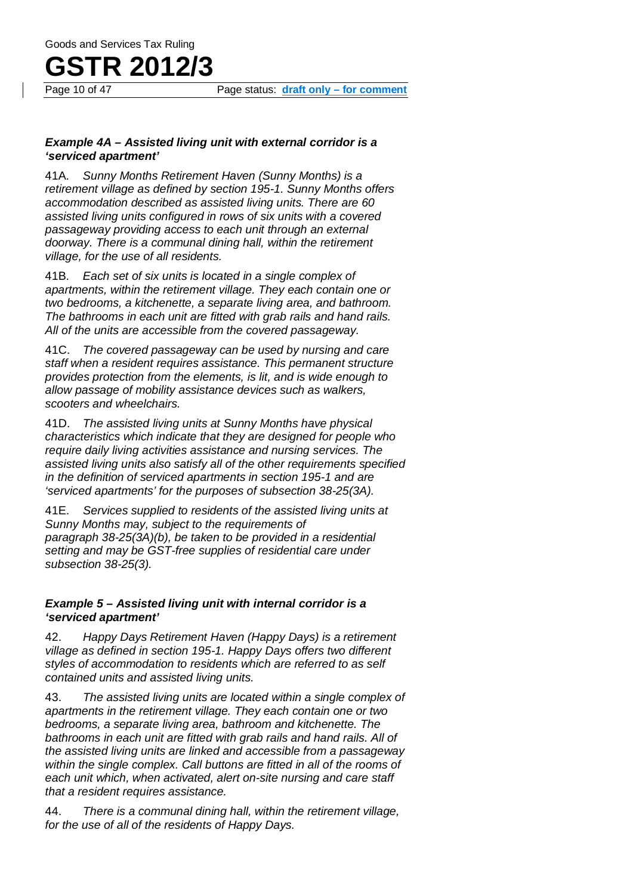### *Example 4A – Assisted living unit with external corridor is a 'serviced apartment'*

41A. *Sunny Months Retirement Haven (Sunny Months) is a retirement village as defined by section 195-1. Sunny Months offers accommodation described as assisted living units. There are 60 assisted living units configured in rows of six units with a covered passageway providing access to each unit through an external doorway. There is a communal dining hall, within the retirement village, for the use of all residents.*

41B. *Each set of six units is located in a single complex of apartments, within the retirement village. They each contain one or two bedrooms, a kitchenette, a separate living area, and bathroom. The bathrooms in each unit are fitted with grab rails and hand rails. All of the units are accessible from the covered passageway.*

41C. *The covered passageway can be used by nursing and care staff when a resident requires assistance. This permanent structure provides protection from the elements, is lit, and is wide enough to allow passage of mobility assistance devices such as walkers, scooters and wheelchairs.*

41D. *The assisted living units at Sunny Months have physical characteristics which indicate that they are designed for people who require daily living activities assistance and nursing services. The assisted living units also satisfy all of the other requirements specified in the definition of serviced apartments in section 195-1 and are 'serviced apartments' for the purposes of subsection 38-25(3A).*

41E. *Services supplied to residents of the assisted living units at Sunny Months may, subject to the requirements of paragraph 38-25(3A)(b), be taken to be provided in a residential setting and may be GST-free supplies of residential care under subsection 38-25(3).*

### *Example 5 – Assisted living unit with internal corridor is a 'serviced apartment'*

42. *Happy Days Retirement Haven (Happy Days) is a retirement village as defined in section 195-1. Happy Days offers two different styles of accommodation to residents which are referred to as self contained units and assisted living units.*

43. *The assisted living units are located within a single complex of apartments in the retirement village. They each contain one or two bedrooms, a separate living area, bathroom and kitchenette. The bathrooms in each unit are fitted with grab rails and hand rails. All of the assisted living units are linked and accessible from a passageway within the single complex. Call buttons are fitted in all of the rooms of each unit which, when activated, alert on-site nursing and care staff that a resident requires assistance.*

44. *There is a communal dining hall, within the retirement village, for the use of all of the residents of Happy Days.*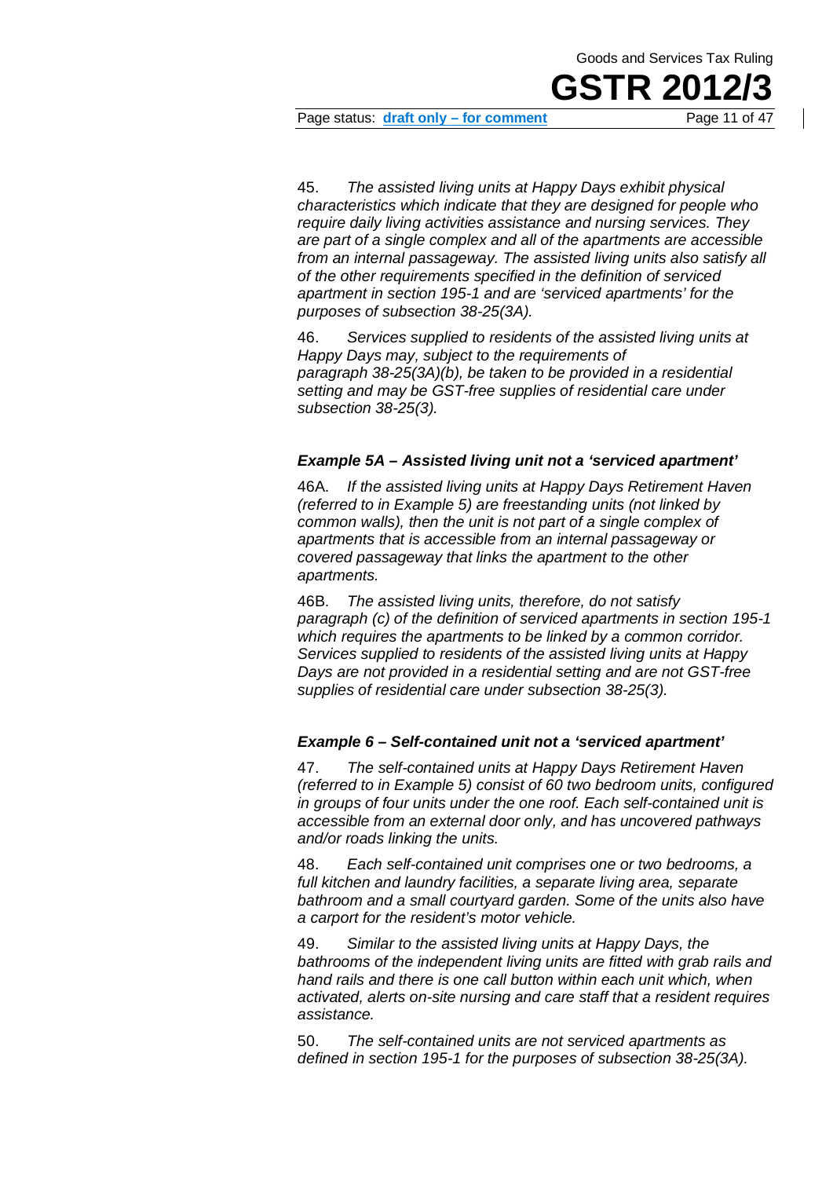45. *The assisted living units at Happy Days exhibit physical characteristics which indicate that they are designed for people who require daily living activities assistance and nursing services. They are part of a single complex and all of the apartments are accessible from an internal passageway. The assisted living units also satisfy all of the other requirements specified in the definition of serviced apartment in section 195-1 and are 'serviced apartments' for the purposes of subsection 38-25(3A).*

46. *Services supplied to residents of the assisted living units at Happy Days may, subject to the requirements of paragraph 38-25(3A)(b), be taken to be provided in a residential setting and may be GST-free supplies of residential care under subsection 38-25(3).*

### *Example 5A – Assisted living unit not a 'serviced apartment'*

46A. *If the assisted living units at Happy Days Retirement Haven (referred to in Example 5) are freestanding units (not linked by common walls), then the unit is not part of a single complex of apartments that is accessible from an internal passageway or covered passageway that links the apartment to the other apartments.*

46B. *The assisted living units, therefore, do not satisfy paragraph (c) of the definition of serviced apartments in section 195-1 which requires the apartments to be linked by a common corridor. Services supplied to residents of the assisted living units at Happy Days are not provided in a residential setting and are not GST-free supplies of residential care under subsection 38-25(3).*

### *Example 6 – Self-contained unit not a 'serviced apartment'*

47. *The self-contained units at Happy Days Retirement Haven (referred to in Example 5) consist of 60 two bedroom units, configured in groups of four units under the one roof. Each self-contained unit is accessible from an external door only, and has uncovered pathways and/or roads linking the units.*

48. *Each self-contained unit comprises one or two bedrooms, a full kitchen and laundry facilities, a separate living area, separate bathroom and a small courtyard garden. Some of the units also have a carport for the resident's motor vehicle.*

49. *Similar to the assisted living units at Happy Days, the bathrooms of the independent living units are fitted with grab rails and hand rails and there is one call button within each unit which, when activated, alerts on-site nursing and care staff that a resident requires assistance.*

50. *The self-contained units are not serviced apartments as defined in section 195-1 for the purposes of subsection 38-25(3A).*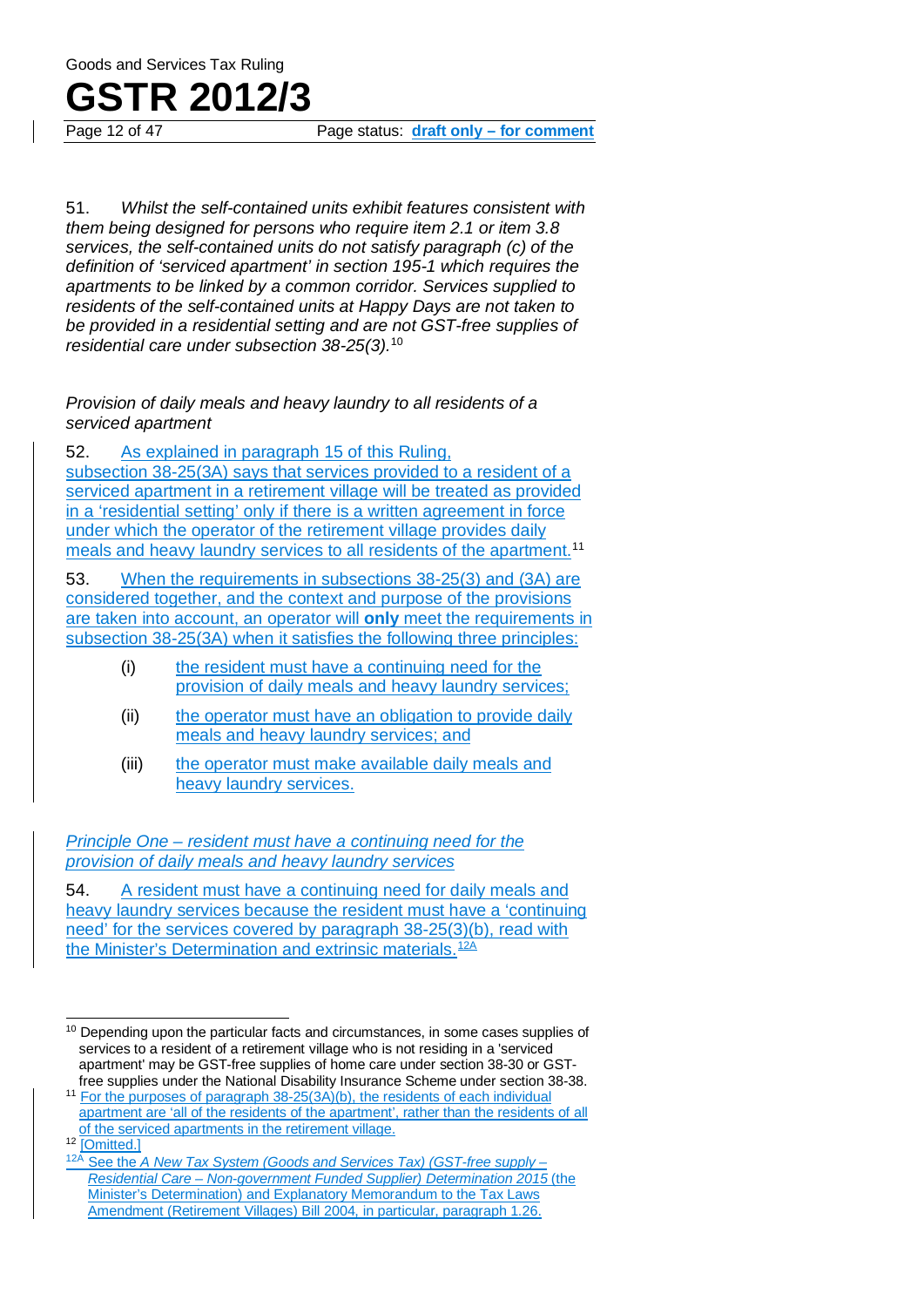51. *Whilst the self-contained units exhibit features consistent with them being designed for persons who require item 2.1 or item 3.8 services, the self-contained units do not satisfy paragraph (c) of the definition of 'serviced apartment' in section 195-1 which requires the apartments to be linked by a common corridor. Services supplied to residents of the self-contained units at Happy Days are not taken to be provided in a residential setting and are not GST-free supplies of residential care under subsection 38-25(3).*[10]

*Provision of daily meals and heavy laundry to all residents of a serviced apartment*

52. As explained in paragraph 15 of this Ruling, subsection 38-25(3A) says that services provided to a resident of a serviced apartment in a retirement village will be treated as provided in a 'residential setting' only if there is a written agreement in force under which the operator of the retirement village provides daily meals and heavy laundry services to all residents of the apartment.[11]

53. When the requirements in subsections 38-25(3) and (3A) are considered together, and the context and purpose of the provisions are taken into account, an operator will **only** meet the requirements in subsection 38-25(3A) when it satisfies the following three principles:

- (i) the resident must have a continuing need for the provision of daily meals and heavy laundry services;
- (ii) the operator must have an obligation to provide daily meals and heavy laundry services; and
- (iii) the operator must make available daily meals and heavy laundry services.

*Principle One – resident must have a continuing need for the provision of daily meals and heavy laundry services*

54. A resident must have a continuing need for daily meals and heavy laundry services because the resident must have a 'continuing need' for the services covered by paragraph 38-25(3)(b), read with the Minister's Determination and extrinsic materials.[12A]

---

[10] Depending upon the particular facts and circumstances, in some cases supplies of services to a resident of a retirement village who is not residing in a 'serviced apartment' may be GST-free supplies of home care under section 38-30 or GST-free supplies under the National Disability Insurance Scheme under section 38-38.

[11] For the purposes of paragraph 38-25(3A)(b), the residents of each individual apartment are 'all of the residents of the apartment', rather than the residents of all of the serviced apartments in the retirement village.

[12] [Omitted.]

[12A] See the *A New Tax System (Goods and Services Tax) (GST-free supply – Residential Care – Non-government Funded Supplier) Determination 2015* (the Minister's Determination) and Explanatory Memorandum to the Tax Laws Amendment (Retirement Villages) Bill 2004, in particular, paragraph 1.26.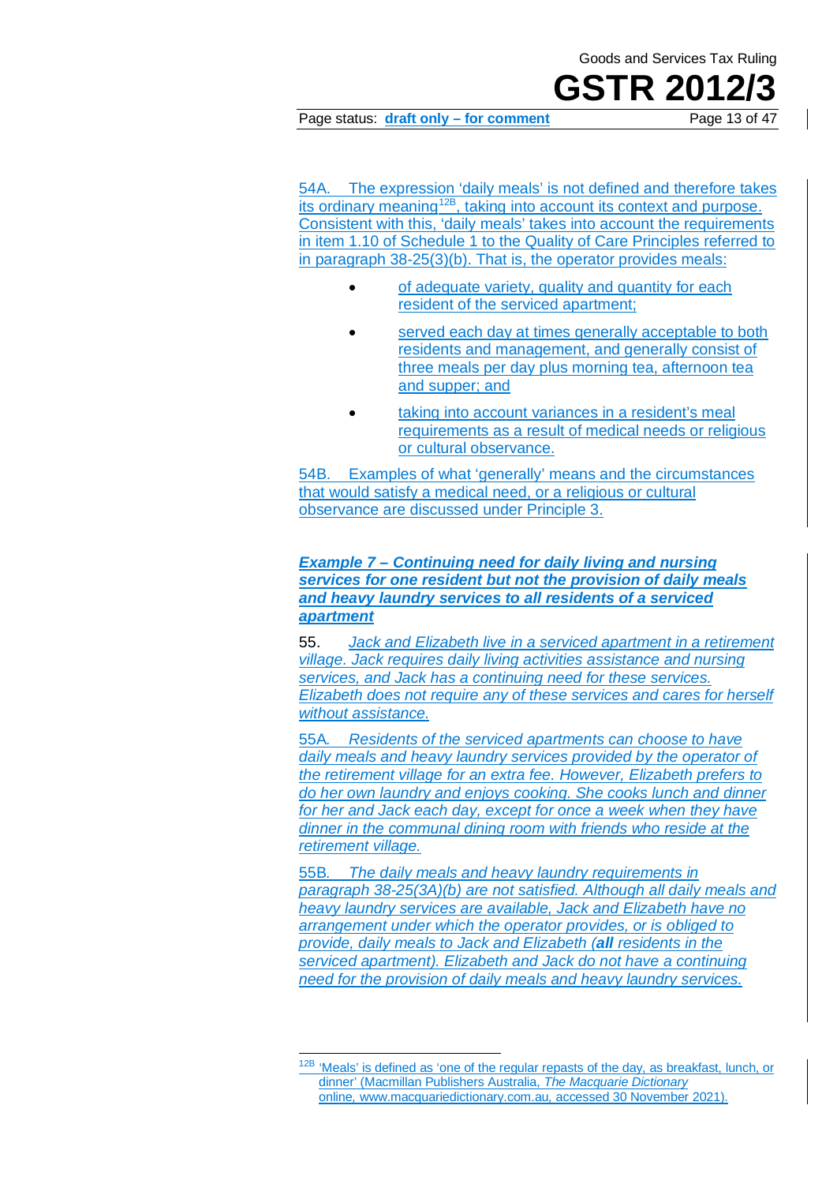54A. The expression 'daily meals' is not defined and therefore takes its ordinary meaning[12B], taking into account its context and purpose. Consistent with this, 'daily meals' takes into account the requirements in item 1.10 of Schedule 1 to the Quality of Care Principles referred to in paragraph 38-25(3)(b). That is, the operator provides meals:

- of adequate variety, quality and quantity for each resident of the serviced apartment;
- served each day at times generally acceptable to both residents and management, and generally consist of three meals per day plus morning tea, afternoon tea and supper; and
- taking into account variances in a resident's meal requirements as a result of medical needs or religious or cultural observance.

54B. Examples of what 'generally' means and the circumstances that would satisfy a medical need, or a religious or cultural observance are discussed under Principle 3.

***Example 7 – Continuing need for daily living and nursing services for one resident but not the provision of daily meals and heavy laundry services to all residents of a serviced apartment***

55. *Jack and Elizabeth live in a serviced apartment in a retirement village. Jack requires daily living activities assistance and nursing services, and Jack has a continuing need for these services. Elizabeth does not require any of these services and cares for herself without assistance.*

55A. *Residents of the serviced apartments can choose to have daily meals and heavy laundry services provided by the operator of the retirement village for an extra fee. However, Elizabeth prefers to do her own laundry and enjoys cooking. She cooks lunch and dinner for her and Jack each day, except for once a week when they have dinner in the communal dining room with friends who reside at the retirement village.*

55B. *The daily meals and heavy laundry requirements in paragraph 38-25(3A)(b) are not satisfied. Although all daily meals and heavy laundry services are available, Jack and Elizabeth have no arrangement under which the operator provides, or is obliged to provide, daily meals to Jack and Elizabeth (**all** residents in the serviced apartment). Elizabeth and Jack do not have a continuing need for the provision of daily meals and heavy laundry services.*

---

[12B] 'Meals' is defined as 'one of the regular repasts of the day, as breakfast, lunch, or dinner' (Macmillan Publishers Australia, *The Macquarie Dictionary* online, www.macquariedictionary.com.au, accessed 30 November 2021).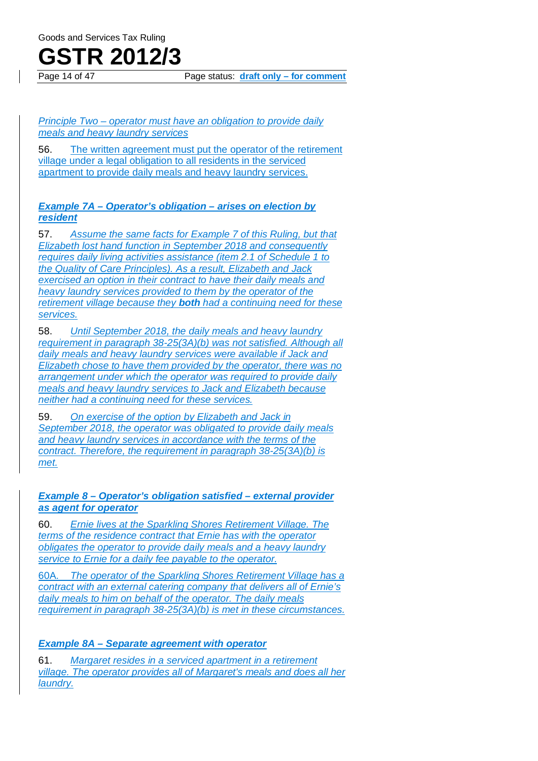*Principle Two – operator must have an obligation to provide daily meals and heavy laundry services*

56. The written agreement must put the operator of the retirement village under a legal obligation to all residents in the serviced apartment to provide daily meals and heavy laundry services.

***Example 7A – Operator's obligation – arises on election by resident***

57. *Assume the same facts for Example 7 of this Ruling, but that Elizabeth lost hand function in September 2018 and consequently requires daily living activities assistance (item 2.1 of Schedule 1 to the Quality of Care Principles). As a result, Elizabeth and Jack exercised an option in their contract to have their daily meals and heavy laundry services provided to them by the operator of the retirement village because they **both** had a continuing need for these services.*

58. *Until September 2018, the daily meals and heavy laundry requirement in paragraph 38-25(3A)(b) was not satisfied. Although all daily meals and heavy laundry services were available if Jack and Elizabeth chose to have them provided by the operator, there was no arrangement under which the operator was required to provide daily meals and heavy laundry services to Jack and Elizabeth because neither had a continuing need for these services.*

59. *On exercise of the option by Elizabeth and Jack in September 2018, the operator was obligated to provide daily meals and heavy laundry services in accordance with the terms of the contract. Therefore, the requirement in paragraph 38-25(3A)(b) is met.*

***Example 8 – Operator's obligation satisfied – external provider as agent for operator***

60. *Ernie lives at the Sparkling Shores Retirement Village. The terms of the residence contract that Ernie has with the operator obligates the operator to provide daily meals and a heavy laundry service to Ernie for a daily fee payable to the operator.*

60A. *The operator of the Sparkling Shores Retirement Village has a contract with an external catering company that delivers all of Ernie's daily meals to him on behalf of the operator. The daily meals requirement in paragraph 38-25(3A)(b) is met in these circumstances.*

***Example 8A – Separate agreement with operator***

61. *Margaret resides in a serviced apartment in a retirement village. The operator provides all of Margaret's meals and does all her laundry.*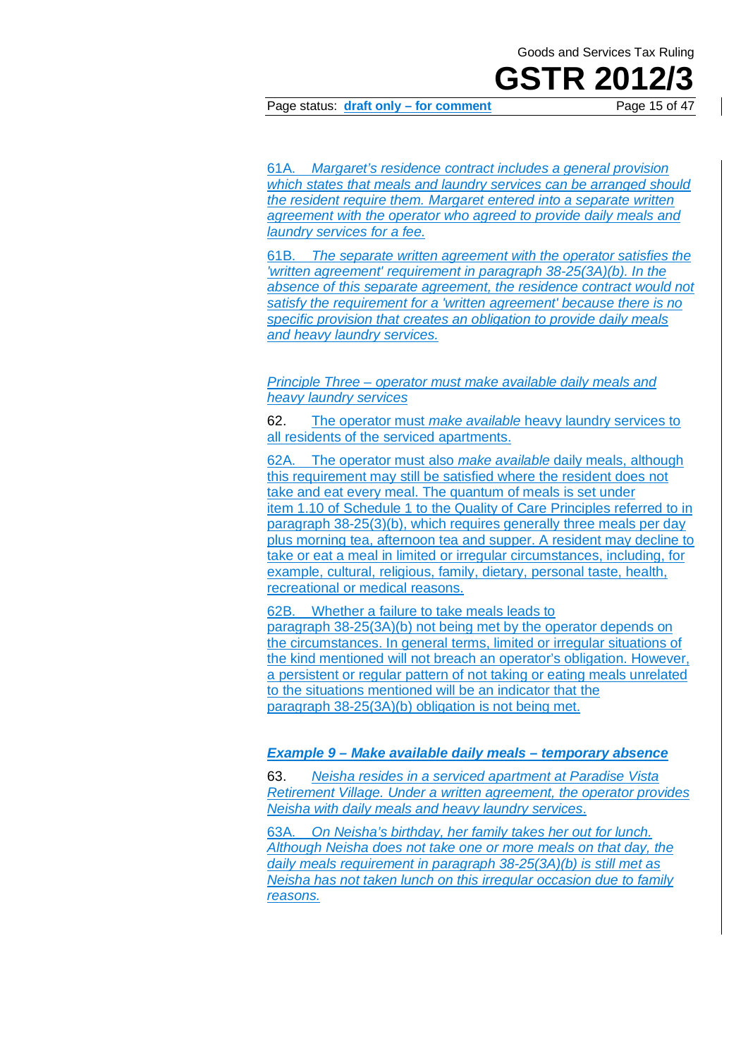*61A. Margaret's residence contract includes a general provision which states that meals and laundry services can be arranged should the resident require them. Margaret entered into a separate written agreement with the operator who agreed to provide daily meals and laundry services for a fee.*

*61B. The separate written agreement with the operator satisfies the 'written agreement' requirement in paragraph 38-25(3A)(b). In the absence of this separate agreement, the residence contract would not satisfy the requirement for a 'written agreement' because there is no specific provision that creates an obligation to provide daily meals and heavy laundry services.*

*Principle Three – operator must make available daily meals and heavy laundry services*

62. The operator must *make available* heavy laundry services to all residents of the serviced apartments.

62A. The operator must also *make available* daily meals, although this requirement may still be satisfied where the resident does not take and eat every meal. The quantum of meals is set under item 1.10 of Schedule 1 to the Quality of Care Principles referred to in paragraph 38-25(3)(b), which requires generally three meals per day plus morning tea, afternoon tea and supper. A resident may decline to take or eat a meal in limited or irregular circumstances, including, for example, cultural, religious, family, dietary, personal taste, health, recreational or medical reasons.

62B. Whether a failure to take meals leads to paragraph 38-25(3A)(b) not being met by the operator depends on the circumstances. In general terms, limited or irregular situations of the kind mentioned will not breach an operator's obligation. However, a persistent or regular pattern of not taking or eating meals unrelated to the situations mentioned will be an indicator that the paragraph 38-25(3A)(b) obligation is not being met.

***Example 9 – Make available daily meals – temporary absence***

63. *Neisha resides in a serviced apartment at Paradise Vista Retirement Village. Under a written agreement, the operator provides Neisha with daily meals and heavy laundry services.*

*63A. On Neisha's birthday, her family takes her out for lunch. Although Neisha does not take one or more meals on that day, the daily meals requirement in paragraph 38-25(3A)(b) is still met as Neisha has not taken lunch on this irregular occasion due to family reasons.*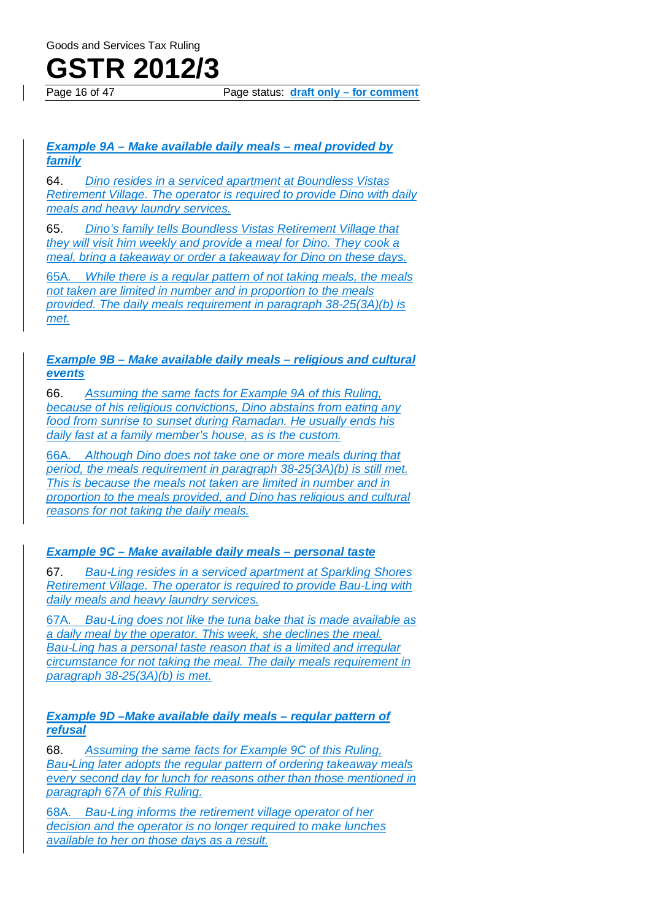### *Example 9A – Make available daily meals – meal provided by family*

64. *Dino resides in a serviced apartment at Boundless Vistas Retirement Village. The operator is required to provide Dino with daily meals and heavy laundry services.*

65. *Dino's family tells Boundless Vistas Retirement Village that they will visit him weekly and provide a meal for Dino. They cook a meal, bring a takeaway or order a takeaway for Dino on these days.*

65A. *While there is a regular pattern of not taking meals, the meals not taken are limited in number and in proportion to the meals provided. The daily meals requirement in paragraph 38-25(3A)(b) is met.*

### *Example 9B – Make available daily meals – religious and cultural events*

66. *Assuming the same facts for Example 9A of this Ruling, because of his religious convictions, Dino abstains from eating any food from sunrise to sunset during Ramadan. He usually ends his daily fast at a family member's house, as is the custom.*

66A. *Although Dino does not take one or more meals during that period, the meals requirement in paragraph 38-25(3A)(b) is still met. This is because the meals not taken are limited in number and in proportion to the meals provided, and Dino has religious and cultural reasons for not taking the daily meals.*

### *Example 9C – Make available daily meals – personal taste*

67. *Bau-Ling resides in a serviced apartment at Sparkling Shores Retirement Village. The operator is required to provide Bau-Ling with daily meals and heavy laundry services.*

67A. *Bau-Ling does not like the tuna bake that is made available as a daily meal by the operator. This week, she declines the meal. Bau-Ling has a personal taste reason that is a limited and irregular circumstance for not taking the meal. The daily meals requirement in paragraph 38-25(3A)(b) is met.*

### *Example 9D –Make available daily meals – regular pattern of refusal*

68. *Assuming the same facts for Example 9C of this Ruling, Bau-Ling later adopts the regular pattern of ordering takeaway meals every second day for lunch for reasons other than those mentioned in paragraph 67A of this Ruling.*

68A. *Bau-Ling informs the retirement village operator of her decision and the operator is no longer required to make lunches available to her on those days as a result.*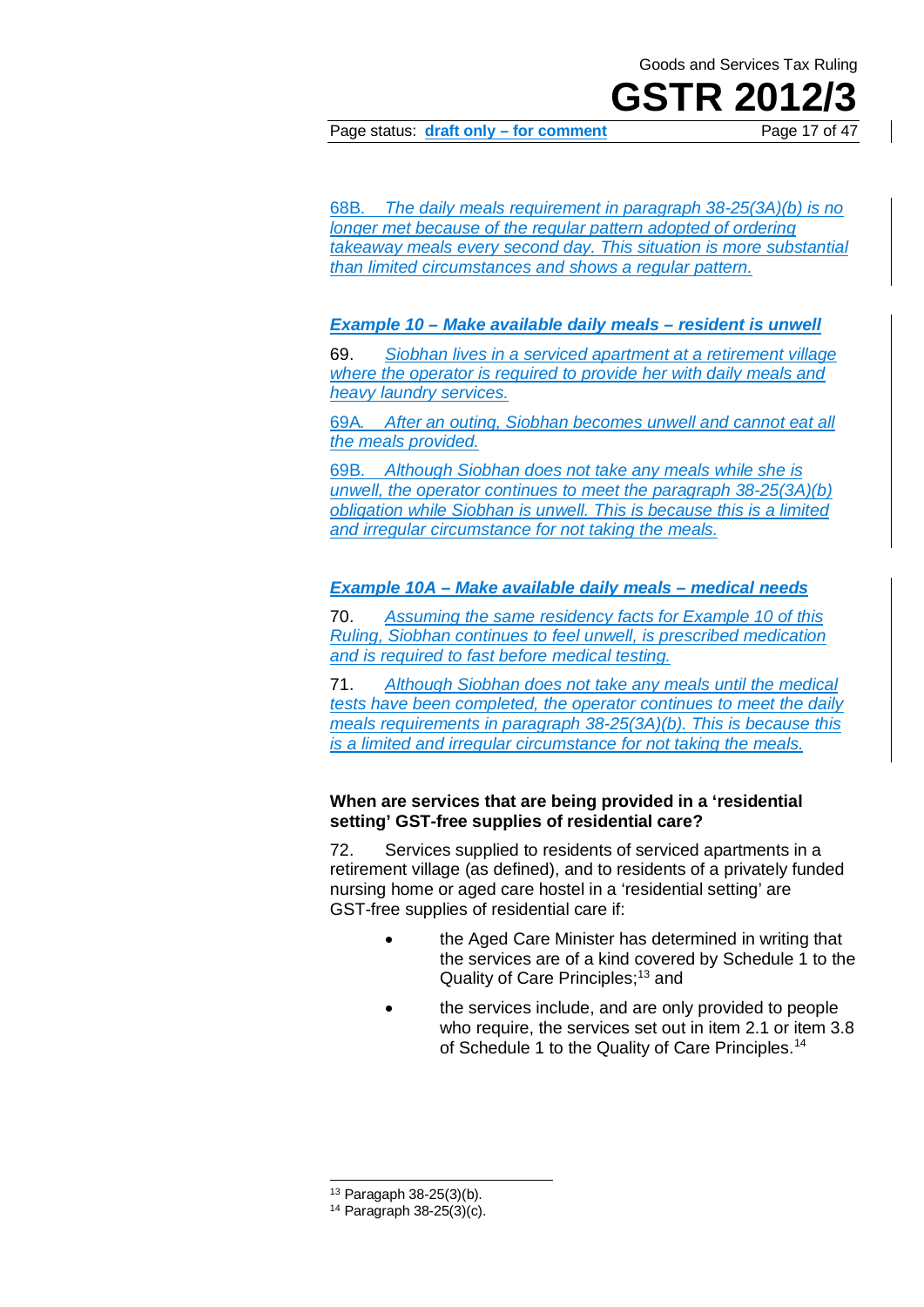68B. *The daily meals requirement in paragraph 38-25(3A)(b) is no longer met because of the regular pattern adopted of ordering takeaway meals every second day. This situation is more substantial than limited circumstances and shows a regular pattern.*

### *Example 10 – Make available daily meals – resident is unwell*

69. *Siobhan lives in a serviced apartment at a retirement village where the operator is required to provide her with daily meals and heavy laundry services.*

69A. *After an outing, Siobhan becomes unwell and cannot eat all the meals provided.*

69B. *Although Siobhan does not take any meals while she is unwell, the operator continues to meet the paragraph 38-25(3A)(b) obligation while Siobhan is unwell. This is because this is a limited and irregular circumstance for not taking the meals.*

### *Example 10A – Make available daily meals – medical needs*

70. *Assuming the same residency facts for Example 10 of this Ruling, Siobhan continues to feel unwell, is prescribed medication and is required to fast before medical testing.*

71. *Although Siobhan does not take any meals until the medical tests have been completed, the operator continues to meet the daily meals requirements in paragraph 38-25(3A)(b). This is because this is a limited and irregular circumstance for not taking the meals.*

### When are services that are being provided in a 'residential setting' GST-free supplies of residential care?

72. Services supplied to residents of serviced apartments in a retirement village (as defined), and to residents of a privately funded nursing home or aged care hostel in a 'residential setting' are GST-free supplies of residential care if:

- the Aged Care Minister has determined in writing that the services are of a kind covered by Schedule 1 to the Quality of Care Principles;[13] and
- the services include, and are only provided to people who require, the services set out in item 2.1 or item 3.8 of Schedule 1 to the Quality of Care Principles.[14]

---

[13] Paragaph 38-25(3)(b).

[14] Paragraph 38-25(3)(c).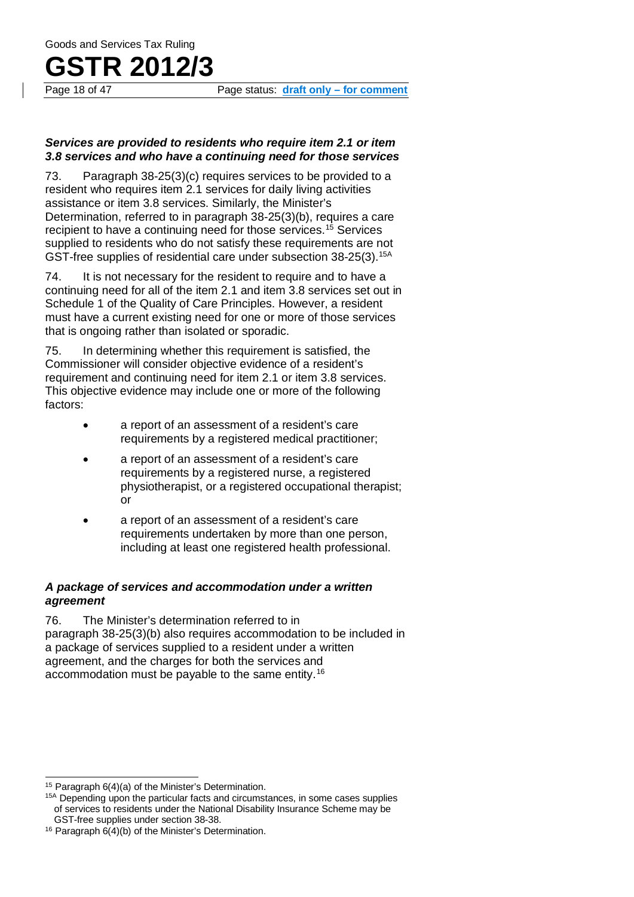### *Services are provided to residents who require item 2.1 or item 3.8 services and who have a continuing need for those services*

73. Paragraph 38-25(3)(c) requires services to be provided to a resident who requires item 2.1 services for daily living activities assistance or item 3.8 services. Similarly, the Minister's Determination, referred to in paragraph 38-25(3)(b), requires a care recipient to have a continuing need for those services.[15] Services supplied to residents who do not satisfy these requirements are not GST-free supplies of residential care under subsection 38-25(3).[15A]

74. It is not necessary for the resident to require and to have a continuing need for all of the item 2.1 and item 3.8 services set out in Schedule 1 of the Quality of Care Principles. However, a resident must have a current existing need for one or more of those services that is ongoing rather than isolated or sporadic.

75. In determining whether this requirement is satisfied, the Commissioner will consider objective evidence of a resident's requirement and continuing need for item 2.1 or item 3.8 services. This objective evidence may include one or more of the following factors:

- a report of an assessment of a resident's care requirements by a registered medical practitioner;
- a report of an assessment of a resident's care requirements by a registered nurse, a registered physiotherapist, or a registered occupational therapist; or
- a report of an assessment of a resident's care requirements undertaken by more than one person, including at least one registered health professional.

### *A package of services and accommodation under a written agreement*

76. The Minister's determination referred to in paragraph 38-25(3)(b) also requires accommodation to be included in a package of services supplied to a resident under a written agreement, and the charges for both the services and accommodation must be payable to the same entity.[16]

---

[15] Paragraph 6(4)(a) of the Minister's Determination.

[15A] Depending upon the particular facts and circumstances, in some cases supplies of services to residents under the National Disability Insurance Scheme may be GST-free supplies under section 38-38.

[16] Paragraph 6(4)(b) of the Minister's Determination.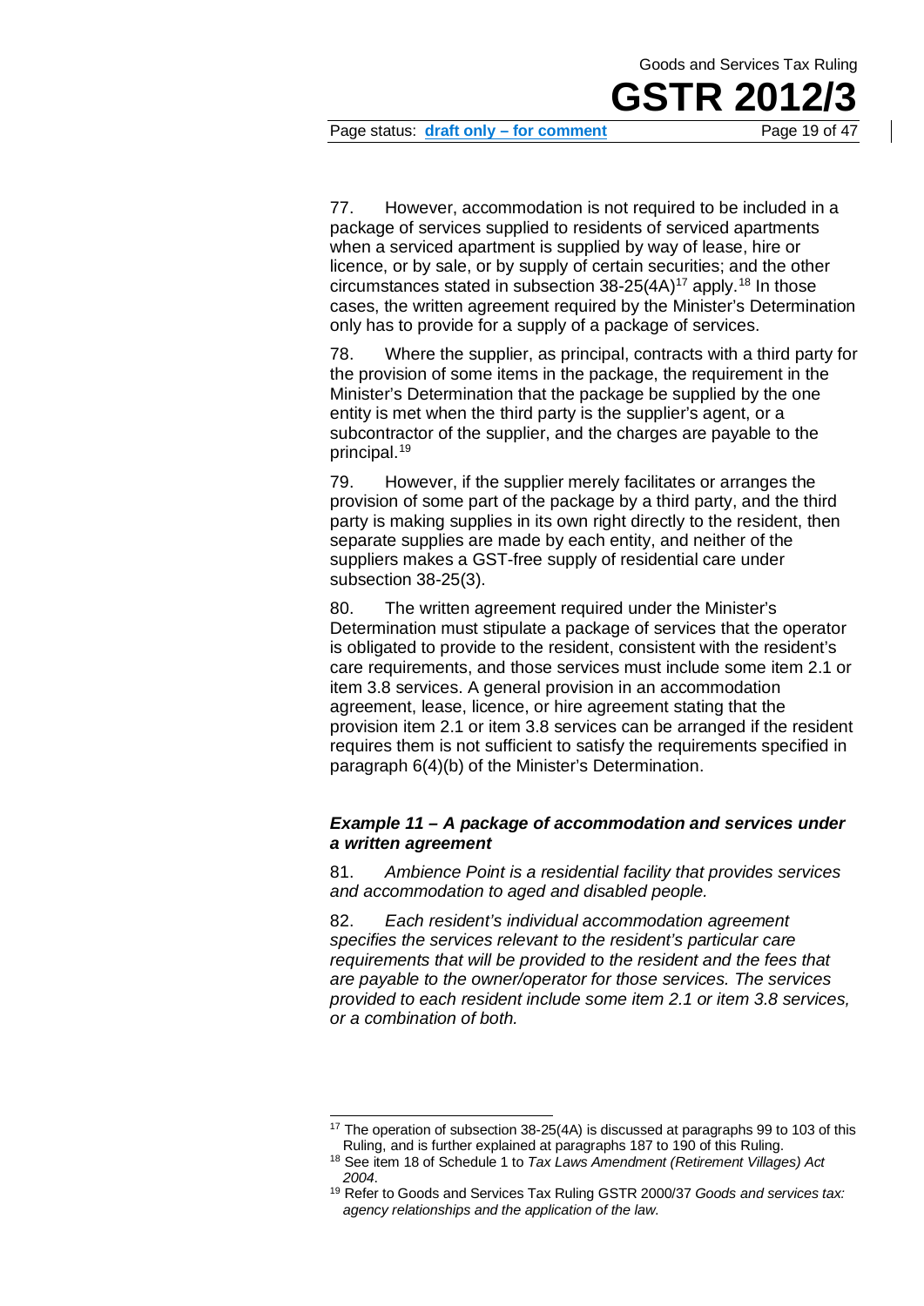77. However, accommodation is not required to be included in a package of services supplied to residents of serviced apartments when a serviced apartment is supplied by way of lease, hire or licence, or by sale, or by supply of certain securities; and the other circumstances stated in subsection 38-25(4A)[17] apply.[18] In those cases, the written agreement required by the Minister's Determination only has to provide for a supply of a package of services.

78. Where the supplier, as principal, contracts with a third party for the provision of some items in the package, the requirement in the Minister's Determination that the package be supplied by the one entity is met when the third party is the supplier's agent, or a subcontractor of the supplier, and the charges are payable to the principal.[19]

79. However, if the supplier merely facilitates or arranges the provision of some part of the package by a third party, and the third party is making supplies in its own right directly to the resident, then separate supplies are made by each entity, and neither of the suppliers makes a GST-free supply of residential care under subsection 38-25(3).

80. The written agreement required under the Minister's Determination must stipulate a package of services that the operator is obligated to provide to the resident, consistent with the resident's care requirements, and those services must include some item 2.1 or item 3.8 services. A general provision in an accommodation agreement, lease, licence, or hire agreement stating that the provision item 2.1 or item 3.8 services can be arranged if the resident requires them is not sufficient to satisfy the requirements specified in paragraph 6(4)(b) of the Minister's Determination.

### *Example 11 – A package of accommodation and services under a written agreement*

81. *Ambience Point is a residential facility that provides services and accommodation to aged and disabled people.*

82. *Each resident's individual accommodation agreement specifies the services relevant to the resident's particular care requirements that will be provided to the resident and the fees that are payable to the owner/operator for those services. The services provided to each resident include some item 2.1 or item 3.8 services, or a combination of both.*

---

[17] The operation of subsection 38-25(4A) is discussed at paragraphs 99 to 103 of this Ruling, and is further explained at paragraphs 187 to 190 of this Ruling.

[18] See item 18 of Schedule 1 to *Tax Laws Amendment (Retirement Villages) Act 2004*.

[19] Refer to Goods and Services Tax Ruling GSTR 2000/37 *Goods and services tax: agency relationships and the application of the law*.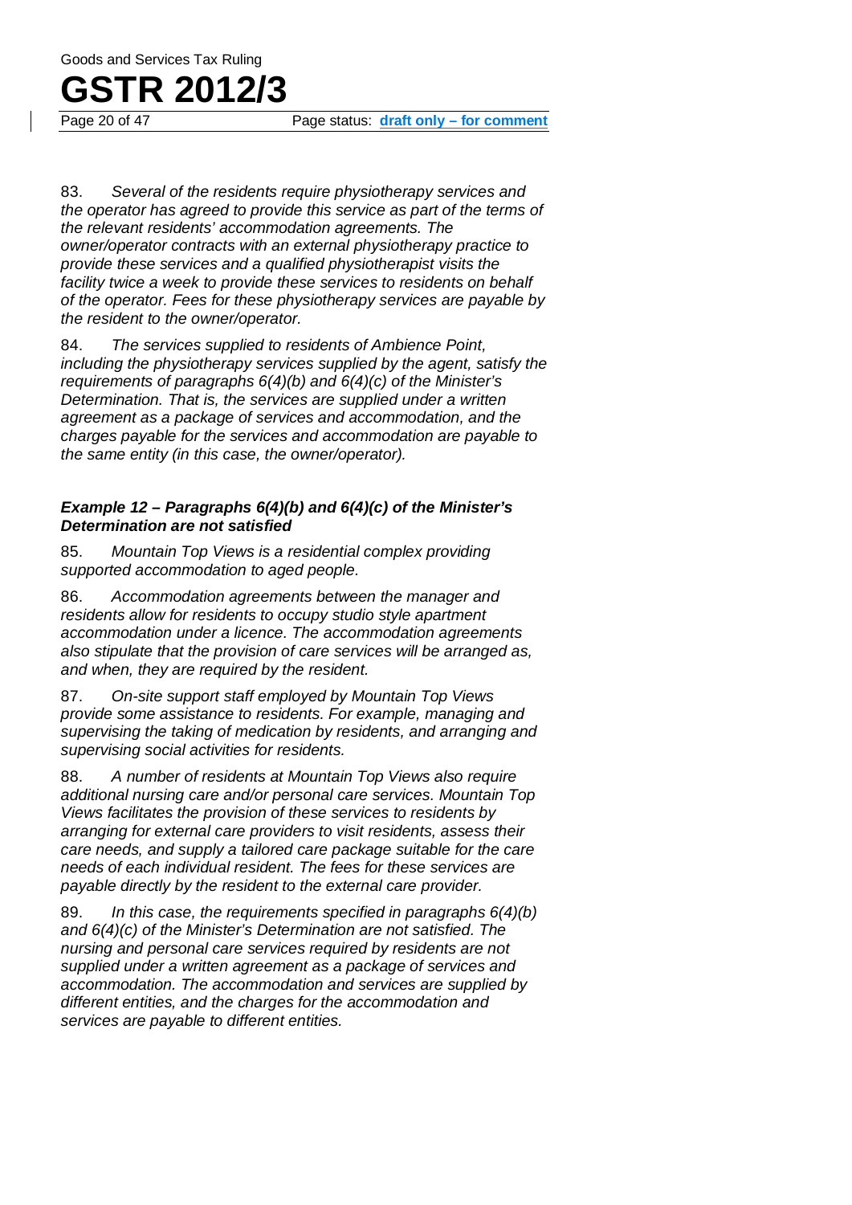83. *Several of the residents require physiotherapy services and the operator has agreed to provide this service as part of the terms of the relevant residents' accommodation agreements. The owner/operator contracts with an external physiotherapy practice to provide these services and a qualified physiotherapist visits the facility twice a week to provide these services to residents on behalf of the operator. Fees for these physiotherapy services are payable by the resident to the owner/operator.*

84. *The services supplied to residents of Ambience Point, including the physiotherapy services supplied by the agent, satisfy the requirements of paragraphs 6(4)(b) and 6(4)(c) of the Minister's Determination. That is, the services are supplied under a written agreement as a package of services and accommodation, and the charges payable for the services and accommodation are payable to the same entity (in this case, the owner/operator).*

### *Example 12 – Paragraphs 6(4)(b) and 6(4)(c) of the Minister's Determination are not satisfied*

85. *Mountain Top Views is a residential complex providing supported accommodation to aged people.*

86. *Accommodation agreements between the manager and residents allow for residents to occupy studio style apartment accommodation under a licence. The accommodation agreements also stipulate that the provision of care services will be arranged as, and when, they are required by the resident.*

87. *On-site support staff employed by Mountain Top Views provide some assistance to residents. For example, managing and supervising the taking of medication by residents, and arranging and supervising social activities for residents.*

88. *A number of residents at Mountain Top Views also require additional nursing care and/or personal care services. Mountain Top Views facilitates the provision of these services to residents by arranging for external care providers to visit residents, assess their care needs, and supply a tailored care package suitable for the care needs of each individual resident. The fees for these services are payable directly by the resident to the external care provider.*

89. *In this case, the requirements specified in paragraphs 6(4)(b) and 6(4)(c) of the Minister's Determination are not satisfied. The nursing and personal care services required by residents are not supplied under a written agreement as a package of services and accommodation. The accommodation and services are supplied by different entities, and the charges for the accommodation and services are payable to different entities.*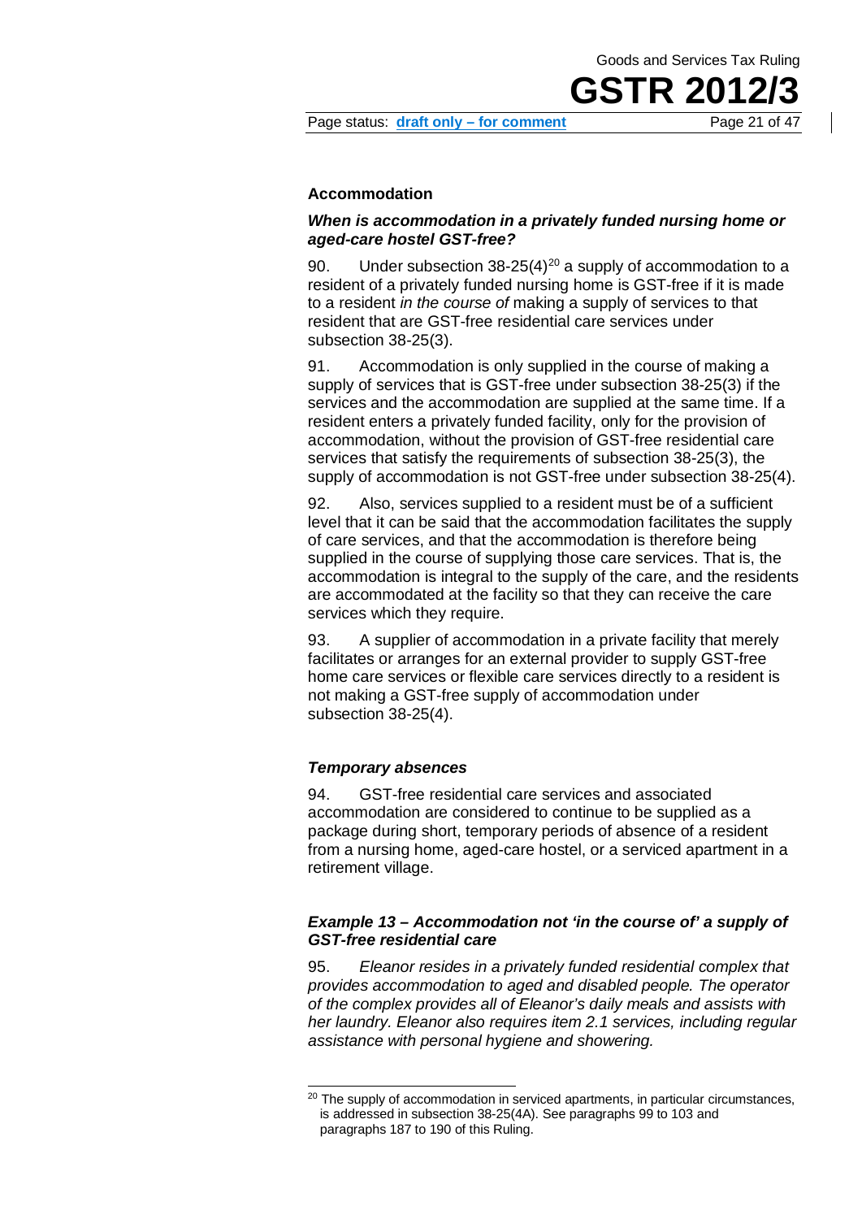### Accommodation

#### *When is accommodation in a privately funded nursing home or aged-care hostel GST-free?*

90. Under subsection 38-25(4)[20] a supply of accommodation to a resident of a privately funded nursing home is GST-free if it is made to a resident *in the course of* making a supply of services to that resident that are GST-free residential care services under subsection 38-25(3).

91. Accommodation is only supplied in the course of making a supply of services that is GST-free under subsection 38-25(3) if the services and the accommodation are supplied at the same time. If a resident enters a privately funded facility, only for the provision of accommodation, without the provision of GST-free residential care services that satisfy the requirements of subsection 38-25(3), the supply of accommodation is not GST-free under subsection 38-25(4).

92. Also, services supplied to a resident must be of a sufficient level that it can be said that the accommodation facilitates the supply of care services, and that the accommodation is therefore being supplied in the course of supplying those care services. That is, the accommodation is integral to the supply of the care, and the residents are accommodated at the facility so that they can receive the care services which they require.

93. A supplier of accommodation in a private facility that merely facilitates or arranges for an external provider to supply GST-free home care services or flexible care services directly to a resident is not making a GST-free supply of accommodation under subsection 38-25(4).

#### *Temporary absences*

94. GST-free residential care services and associated accommodation are considered to continue to be supplied as a package during short, temporary periods of absence of a resident from a nursing home, aged-care hostel, or a serviced apartment in a retirement village.

#### *Example 13 – Accommodation not 'in the course of' a supply of GST-free residential care*

95. *Eleanor resides in a privately funded residential complex that provides accommodation to aged and disabled people. The operator of the complex provides all of Eleanor's daily meals and assists with her laundry. Eleanor also requires item 2.1 services, including regular assistance with personal hygiene and showering.*

---

[20] The supply of accommodation in serviced apartments, in particular circumstances, is addressed in subsection 38-25(4A). See paragraphs 99 to 103 and paragraphs 187 to 190 of this Ruling.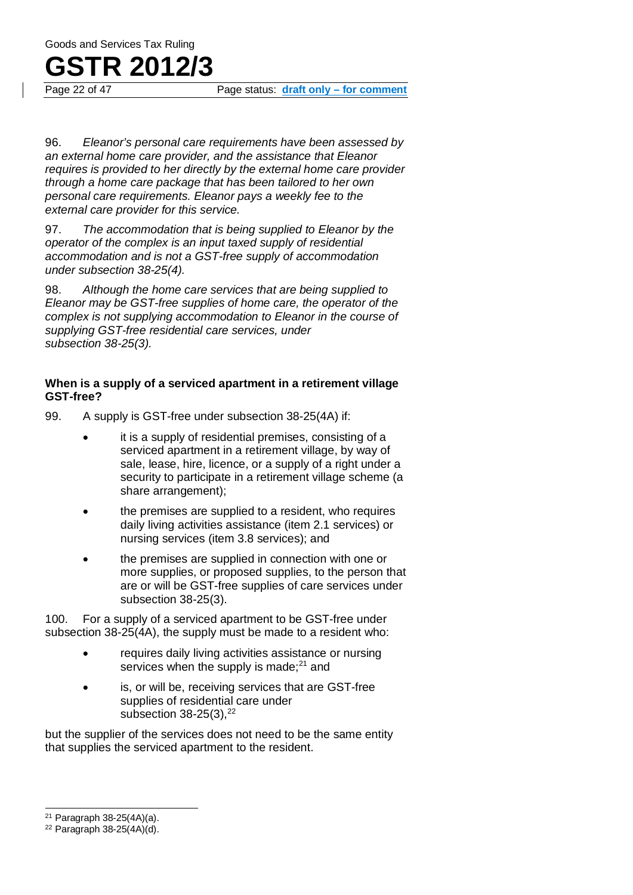96. *Eleanor's personal care requirements have been assessed by an external home care provider, and the assistance that Eleanor requires is provided to her directly by the external home care provider through a home care package that has been tailored to her own personal care requirements. Eleanor pays a weekly fee to the external care provider for this service.*

97. *The accommodation that is being supplied to Eleanor by the operator of the complex is an input taxed supply of residential accommodation and is not a GST-free supply of accommodation under subsection 38-25(4).*

98. *Although the home care services that are being supplied to Eleanor may be GST-free supplies of home care, the operator of the complex is not supplying accommodation to Eleanor in the course of supplying GST-free residential care services, under subsection 38-25(3).*

**When is a supply of a serviced apartment in a retirement village GST-free?**

99. A supply is GST-free under subsection 38-25(4A) if:

- it is a supply of residential premises, consisting of a serviced apartment in a retirement village, by way of sale, lease, hire, licence, or a supply of a right under a security to participate in a retirement village scheme (a share arrangement);
- the premises are supplied to a resident, who requires daily living activities assistance (item 2.1 services) or nursing services (item 3.8 services); and
- the premises are supplied in connection with one or more supplies, or proposed supplies, to the person that are or will be GST-free supplies of care services under subsection 38-25(3).

100. For a supply of a serviced apartment to be GST-free under subsection 38-25(4A), the supply must be made to a resident who:

- requires daily living activities assistance or nursing services when the supply is made;[21] and
- is, or will be, receiving services that are GST-free supplies of residential care under subsection 38-25(3),[22]

but the supplier of the services does not need to be the same entity that supplies the serviced apartment to the resident.

[21] Paragraph 38-25(4A)(a).

[22] Paragraph 38-25(4A)(d).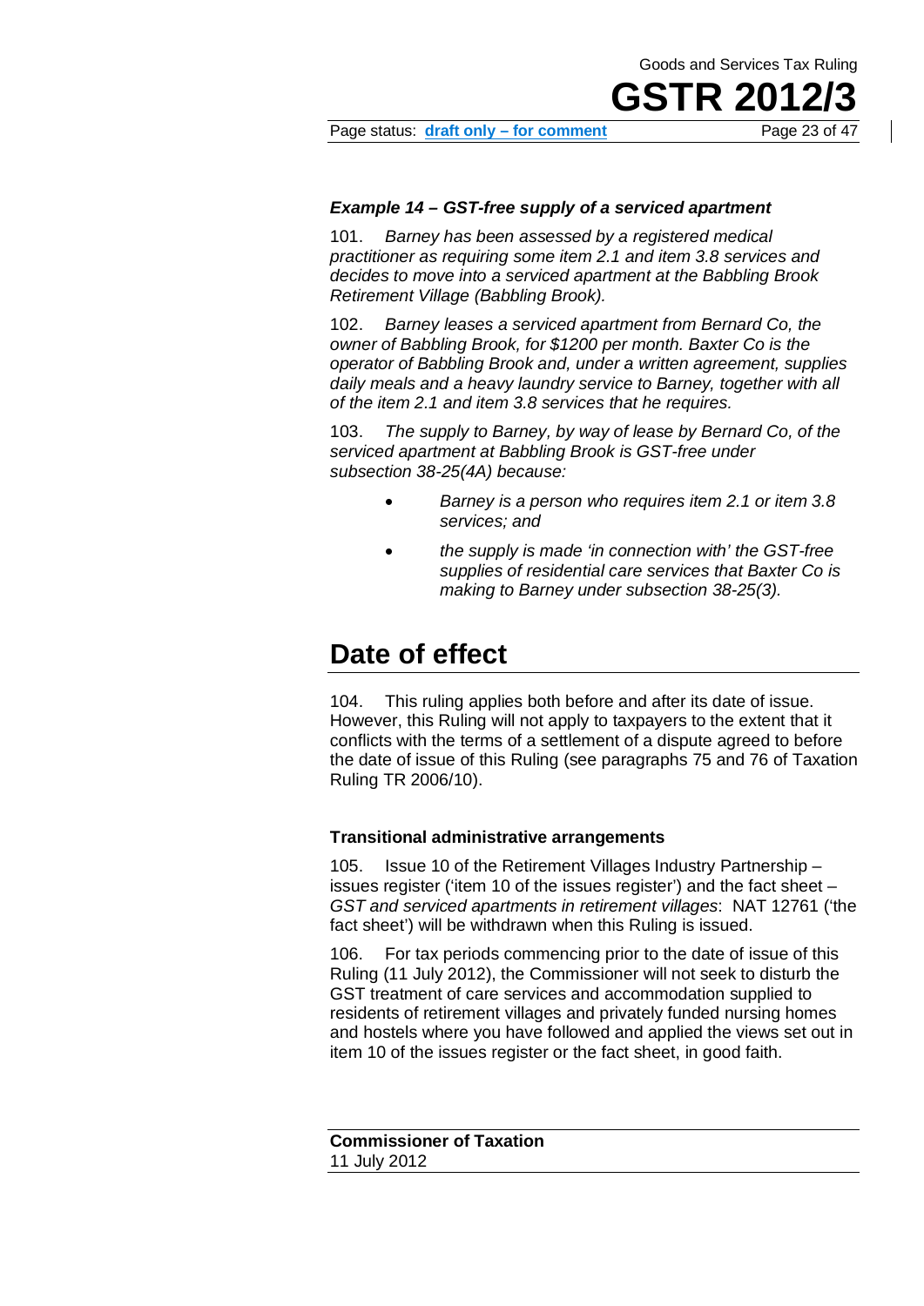### *Example 14 – GST-free supply of a serviced apartment*

101. *Barney has been assessed by a registered medical practitioner as requiring some item 2.1 and item 3.8 services and decides to move into a serviced apartment at the Babbling Brook Retirement Village (Babbling Brook).*

102. *Barney leases a serviced apartment from Bernard Co, the owner of Babbling Brook, for $1200 per month. Baxter Co is the operator of Babbling Brook and, under a written agreement, supplies daily meals and a heavy laundry service to Barney, together with all of the item 2.1 and item 3.8 services that he requires.*

103. *The supply to Barney, by way of lease by Bernard Co, of the serviced apartment at Babbling Brook is GST-free under subsection 38-25(4A) because:*

- *Barney is a person who requires item 2.1 or item 3.8 services; and*
- *the supply is made 'in connection with' the GST-free supplies of residential care services that Baxter Co is making to Barney under subsection 38-25(3).*

# Date of effect

104. This ruling applies both before and after its date of issue. However, this Ruling will not apply to taxpayers to the extent that it conflicts with the terms of a settlement of a dispute agreed to before the date of issue of this Ruling (see paragraphs 75 and 76 of Taxation Ruling TR 2006/10).

### Transitional administrative arrangements

105. Issue 10 of the Retirement Villages Industry Partnership – issues register ('item 10 of the issues register') and the fact sheet – *GST and serviced apartments in retirement villages*: NAT 12761 ('the fact sheet') will be withdrawn when this Ruling is issued.

106. For tax periods commencing prior to the date of issue of this Ruling (11 July 2012), the Commissioner will not seek to disturb the GST treatment of care services and accommodation supplied to residents of retirement villages and privately funded nursing homes and hostels where you have followed and applied the views set out in item 10 of the issues register or the fact sheet, in good faith.

**Commissioner of Taxation**
11 July 2012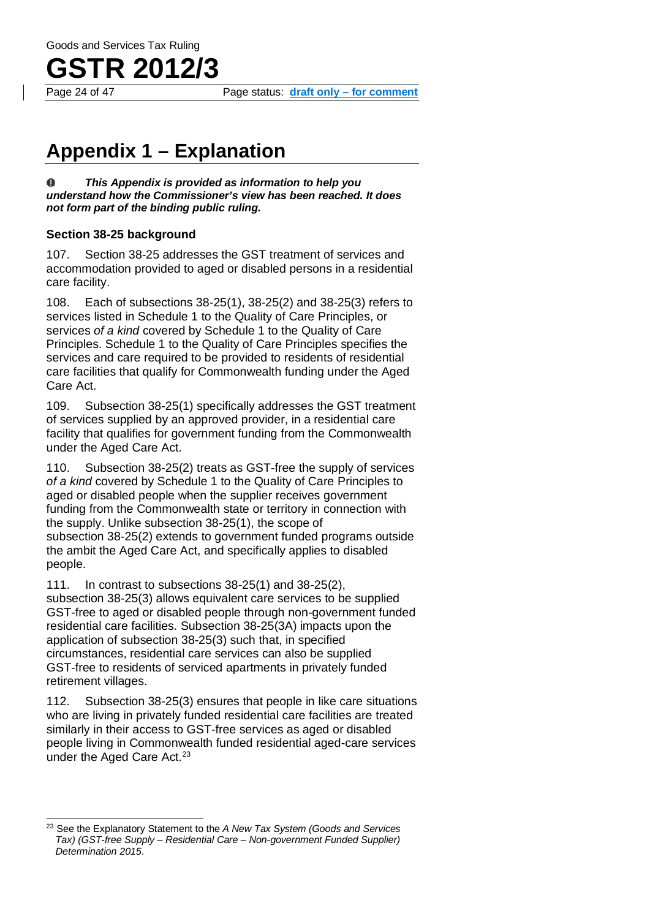# Appendix 1 – Explanation

❶ ***This Appendix is provided as information to help you understand how the Commissioner's view has been reached. It does not form part of the binding public ruling.***

### Section 38-25 background

107. Section 38-25 addresses the GST treatment of services and accommodation provided to aged or disabled persons in a residential care facility.

108. Each of subsections 38-25(1), 38-25(2) and 38-25(3) refers to services listed in Schedule 1 to the Quality of Care Principles, or services *of a kind* covered by Schedule 1 to the Quality of Care Principles. Schedule 1 to the Quality of Care Principles specifies the services and care required to be provided to residents of residential care facilities that qualify for Commonwealth funding under the Aged Care Act.

109. Subsection 38-25(1) specifically addresses the GST treatment of services supplied by an approved provider, in a residential care facility that qualifies for government funding from the Commonwealth under the Aged Care Act.

110. Subsection 38-25(2) treats as GST-free the supply of services *of a kind* covered by Schedule 1 to the Quality of Care Principles to aged or disabled people when the supplier receives government funding from the Commonwealth state or territory in connection with the supply. Unlike subsection 38-25(1), the scope of subsection 38-25(2) extends to government funded programs outside the ambit the Aged Care Act, and specifically applies to disabled people.

111. In contrast to subsections 38-25(1) and 38-25(2), subsection 38-25(3) allows equivalent care services to be supplied GST-free to aged or disabled people through non-government funded residential care facilities. Subsection 38-25(3A) impacts upon the application of subsection 38-25(3) such that, in specified circumstances, residential care services can also be supplied GST-free to residents of serviced apartments in privately funded retirement villages.

112. Subsection 38-25(3) ensures that people in like care situations who are living in privately funded residential care facilities are treated similarly in their access to GST-free services as aged or disabled people living in Commonwealth funded residential aged-care services under the Aged Care Act.[23]

---

[23] See the Explanatory Statement to the *A New Tax System (Goods and Services Tax) (GST-free Supply – Residential Care – Non-government Funded Supplier) Determination 2015*.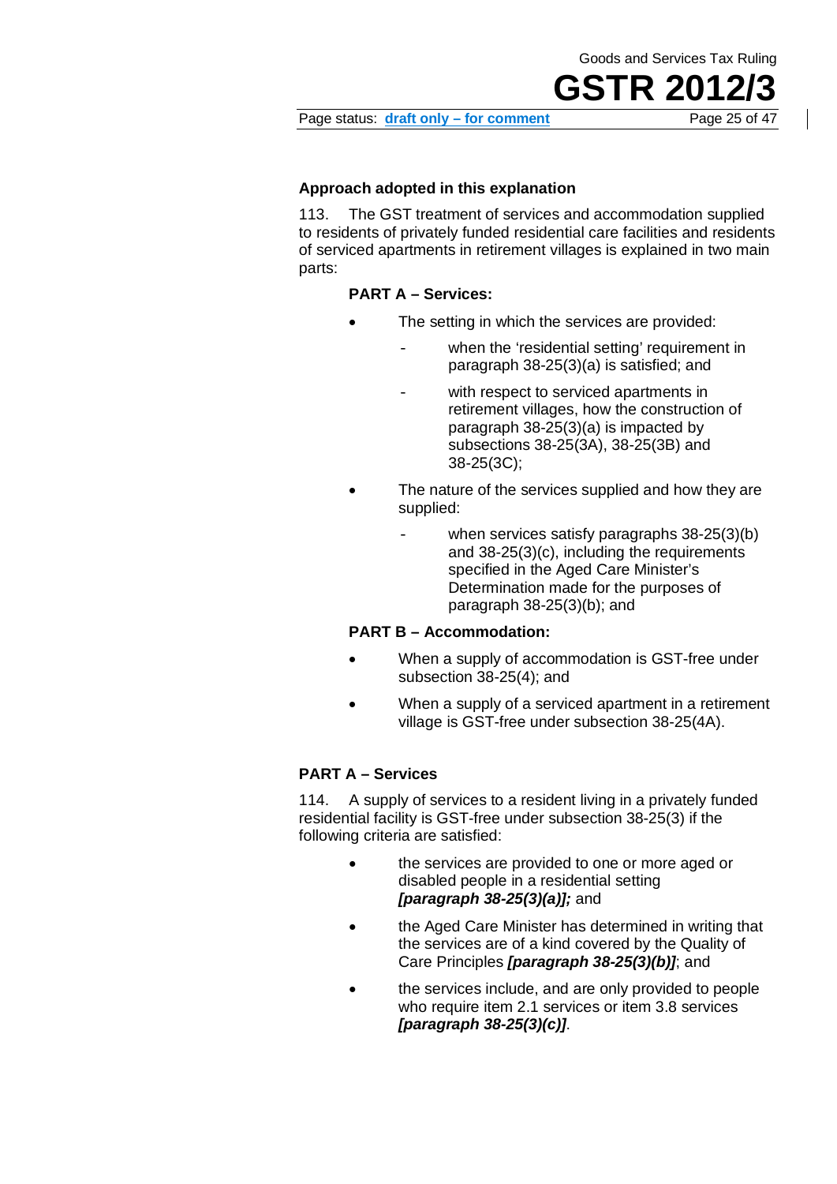### Approach adopted in this explanation

113. The GST treatment of services and accommodation supplied to residents of privately funded residential care facilities and residents of serviced apartments in retirement villages is explained in two main parts:

**PART A – Services:**

- The setting in which the services are provided:
  - when the 'residential setting' requirement in paragraph 38-25(3)(a) is satisfied; and
  - with respect to serviced apartments in retirement villages, how the construction of paragraph 38-25(3)(a) is impacted by subsections 38-25(3A), 38-25(3B) and 38-25(3C);
- The nature of the services supplied and how they are supplied:
  - when services satisfy paragraphs 38-25(3)(b) and 38-25(3)(c), including the requirements specified in the Aged Care Minister's Determination made for the purposes of paragraph 38-25(3)(b); and

**PART B – Accommodation:**

- When a supply of accommodation is GST-free under subsection 38-25(4); and
- When a supply of a serviced apartment in a retirement village is GST-free under subsection 38-25(4A).

### PART A – Services

114. A supply of services to a resident living in a privately funded residential facility is GST-free under subsection 38-25(3) if the following criteria are satisfied:

- the services are provided to one or more aged or disabled people in a residential setting ***[paragraph 38-25(3)(a)];*** and
- the Aged Care Minister has determined in writing that the services are of a kind covered by the Quality of Care Principles ***[paragraph 38-25(3)(b)]***; and
- the services include, and are only provided to people who require item 2.1 services or item 3.8 services ***[paragraph 38-25(3)(c)]***.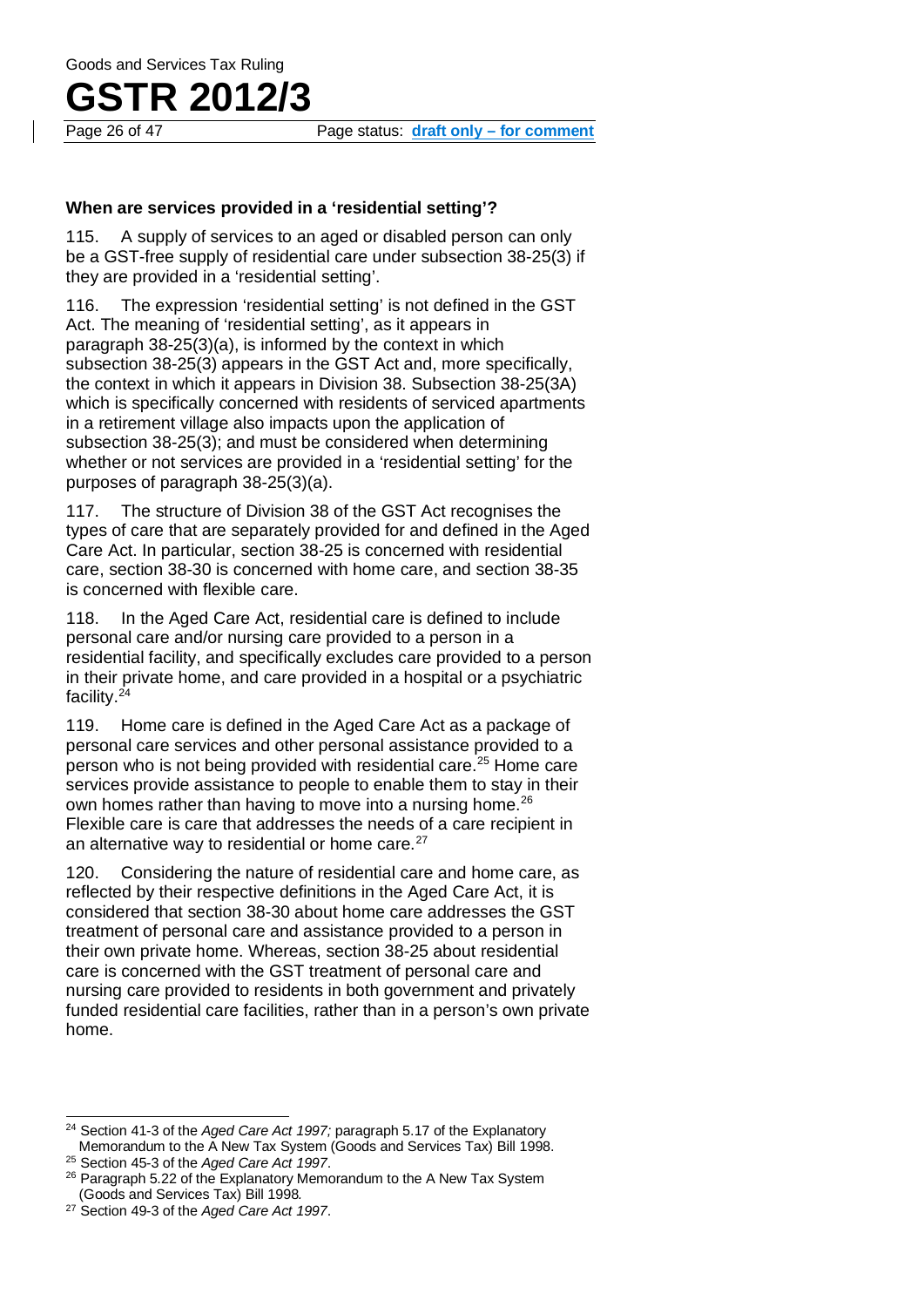**When are services provided in a 'residential setting'?**

115. A supply of services to an aged or disabled person can only be a GST-free supply of residential care under subsection 38-25(3) if they are provided in a 'residential setting'.

116. The expression 'residential setting' is not defined in the GST Act. The meaning of 'residential setting', as it appears in paragraph 38-25(3)(a), is informed by the context in which subsection 38-25(3) appears in the GST Act and, more specifically, the context in which it appears in Division 38. Subsection 38-25(3A) which is specifically concerned with residents of serviced apartments in a retirement village also impacts upon the application of subsection 38-25(3); and must be considered when determining whether or not services are provided in a 'residential setting' for the purposes of paragraph 38-25(3)(a).

117. The structure of Division 38 of the GST Act recognises the types of care that are separately provided for and defined in the Aged Care Act. In particular, section 38-25 is concerned with residential care, section 38-30 is concerned with home care, and section 38-35 is concerned with flexible care.

118. In the Aged Care Act, residential care is defined to include personal care and/or nursing care provided to a person in a residential facility, and specifically excludes care provided to a person in their private home, and care provided in a hospital or a psychiatric facility.[24]

119. Home care is defined in the Aged Care Act as a package of personal care services and other personal assistance provided to a person who is not being provided with residential care.[25] Home care services provide assistance to people to enable them to stay in their own homes rather than having to move into a nursing home.[26] Flexible care is care that addresses the needs of a care recipient in an alternative way to residential or home care.[27]

120. Considering the nature of residential care and home care, as reflected by their respective definitions in the Aged Care Act, it is considered that section 38-30 about home care addresses the GST treatment of personal care and assistance provided to a person in their own private home. Whereas, section 38-25 about residential care is concerned with the GST treatment of personal care and nursing care provided to residents in both government and privately funded residential care facilities, rather than in a person's own private home.

---

[24] Section 41-3 of the *Aged Care Act 1997;* paragraph 5.17 of the Explanatory Memorandum to the A New Tax System (Goods and Services Tax) Bill 1998.

[25] Section 45-3 of the *Aged Care Act 1997*.

[26] Paragraph 5.22 of the Explanatory Memorandum to the A New Tax System (Goods and Services Tax) Bill 1998*.*

[27] Section 49-3 of the *Aged Care Act 1997*.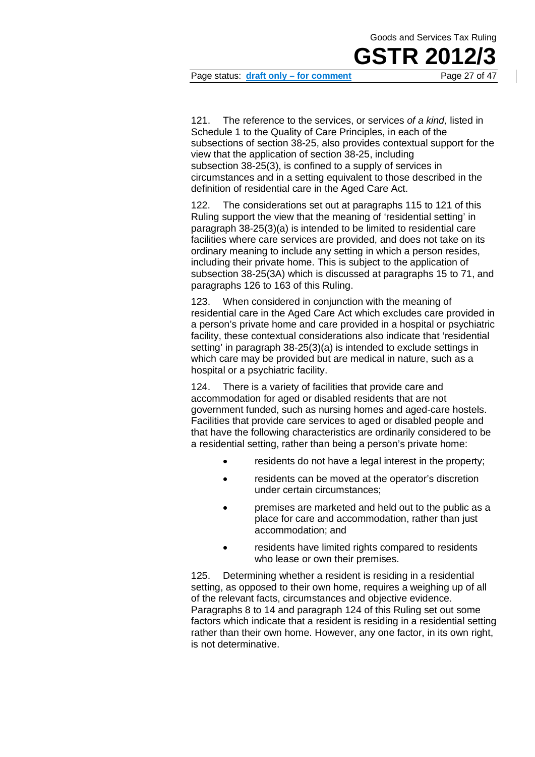121. The reference to the services, or services *of a kind,* listed in Schedule 1 to the Quality of Care Principles, in each of the subsections of section 38-25, also provides contextual support for the view that the application of section 38-25, including subsection 38-25(3), is confined to a supply of services in circumstances and in a setting equivalent to those described in the definition of residential care in the Aged Care Act.

122. The considerations set out at paragraphs 115 to 121 of this Ruling support the view that the meaning of 'residential setting' in paragraph 38-25(3)(a) is intended to be limited to residential care facilities where care services are provided, and does not take on its ordinary meaning to include any setting in which a person resides, including their private home. This is subject to the application of subsection 38-25(3A) which is discussed at paragraphs 15 to 71, and paragraphs 126 to 163 of this Ruling.

123. When considered in conjunction with the meaning of residential care in the Aged Care Act which excludes care provided in a person's private home and care provided in a hospital or psychiatric facility, these contextual considerations also indicate that 'residential setting' in paragraph 38-25(3)(a) is intended to exclude settings in which care may be provided but are medical in nature, such as a hospital or a psychiatric facility.

124. There is a variety of facilities that provide care and accommodation for aged or disabled residents that are not government funded, such as nursing homes and aged-care hostels. Facilities that provide care services to aged or disabled people and that have the following characteristics are ordinarily considered to be a residential setting, rather than being a person's private home:

- residents do not have a legal interest in the property;
- residents can be moved at the operator's discretion under certain circumstances;
- premises are marketed and held out to the public as a place for care and accommodation, rather than just accommodation; and
- residents have limited rights compared to residents who lease or own their premises.

125. Determining whether a resident is residing in a residential setting, as opposed to their own home, requires a weighing up of all of the relevant facts, circumstances and objective evidence. Paragraphs 8 to 14 and paragraph 124 of this Ruling set out some factors which indicate that a resident is residing in a residential setting rather than their own home. However, any one factor, in its own right, is not determinative.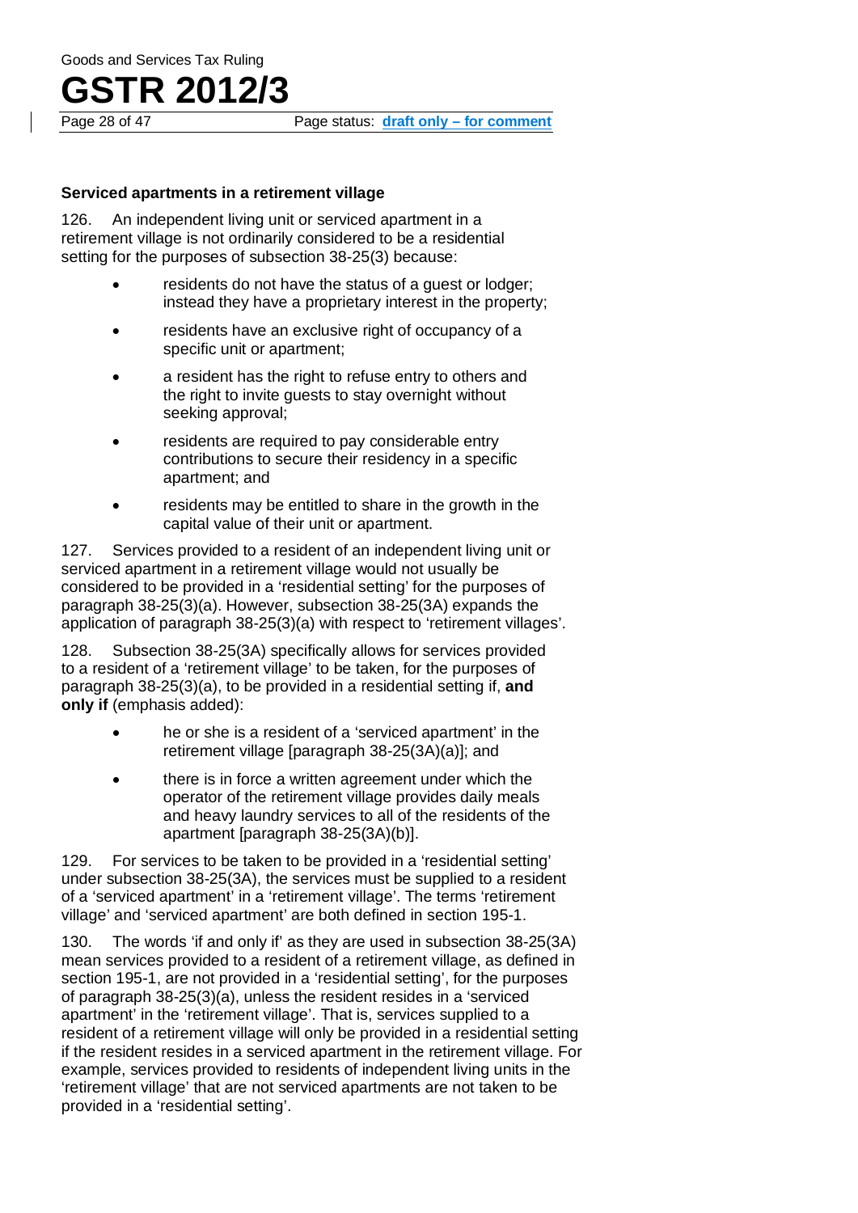### Serviced apartments in a retirement village

126. An independent living unit or serviced apartment in a retirement village is not ordinarily considered to be a residential setting for the purposes of subsection 38-25(3) because:

- residents do not have the status of a guest or lodger; instead they have a proprietary interest in the property;
- residents have an exclusive right of occupancy of a specific unit or apartment;
- a resident has the right to refuse entry to others and the right to invite guests to stay overnight without seeking approval;
- residents are required to pay considerable entry contributions to secure their residency in a specific apartment; and
- residents may be entitled to share in the growth in the capital value of their unit or apartment.

127. Services provided to a resident of an independent living unit or serviced apartment in a retirement village would not usually be considered to be provided in a 'residential setting' for the purposes of paragraph 38-25(3)(a). However, subsection 38-25(3A) expands the application of paragraph 38-25(3)(a) with respect to 'retirement villages'.

128. Subsection 38-25(3A) specifically allows for services provided to a resident of a 'retirement village' to be taken, for the purposes of paragraph 38-25(3)(a), to be provided in a residential setting if, **and only if** (emphasis added):

- he or she is a resident of a 'serviced apartment' in the retirement village [paragraph 38-25(3A)(a)]; and
- there is in force a written agreement under which the operator of the retirement village provides daily meals and heavy laundry services to all of the residents of the apartment [paragraph 38-25(3A)(b)].

129. For services to be taken to be provided in a 'residential setting' under subsection 38-25(3A), the services must be supplied to a resident of a 'serviced apartment' in a 'retirement village'. The terms 'retirement village' and 'serviced apartment' are both defined in section 195-1.

130. The words 'if and only if' as they are used in subsection 38-25(3A) mean services provided to a resident of a retirement village, as defined in section 195-1, are not provided in a 'residential setting', for the purposes of paragraph 38-25(3)(a), unless the resident resides in a 'serviced apartment' in the 'retirement village'. That is, services supplied to a resident of a retirement village will only be provided in a residential setting if the resident resides in a serviced apartment in the retirement village. For example, services provided to residents of independent living units in the 'retirement village' that are not serviced apartments are not taken to be provided in a 'residential setting'.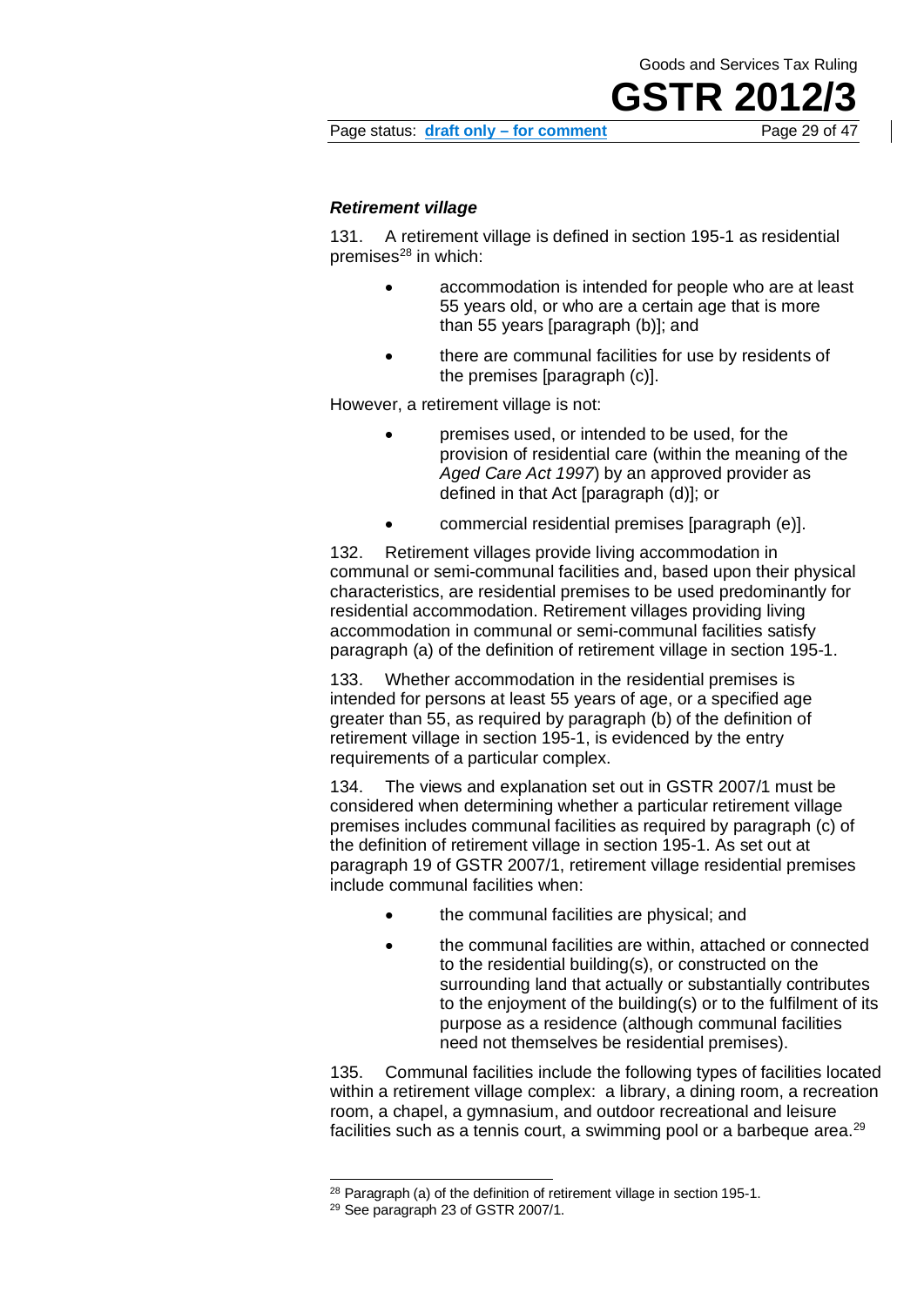### *Retirement village*

131. A retirement village is defined in section 195-1 as residential premises[28] in which:

- accommodation is intended for people who are at least 55 years old, or who are a certain age that is more than 55 years [paragraph (b)]; and
- there are communal facilities for use by residents of the premises [paragraph (c)].

However, a retirement village is not:

- premises used, or intended to be used, for the provision of residential care (within the meaning of the *Aged Care Act 1997*) by an approved provider as defined in that Act [paragraph (d)]; or
- commercial residential premises [paragraph (e)].

132. Retirement villages provide living accommodation in communal or semi-communal facilities and, based upon their physical characteristics, are residential premises to be used predominantly for residential accommodation. Retirement villages providing living accommodation in communal or semi-communal facilities satisfy paragraph (a) of the definition of retirement village in section 195-1.

133. Whether accommodation in the residential premises is intended for persons at least 55 years of age, or a specified age greater than 55, as required by paragraph (b) of the definition of retirement village in section 195-1, is evidenced by the entry requirements of a particular complex.

134. The views and explanation set out in GSTR 2007/1 must be considered when determining whether a particular retirement village premises includes communal facilities as required by paragraph (c) of the definition of retirement village in section 195-1. As set out at paragraph 19 of GSTR 2007/1, retirement village residential premises include communal facilities when:

- the communal facilities are physical; and
- the communal facilities are within, attached or connected to the residential building(s), or constructed on the surrounding land that actually or substantially contributes to the enjoyment of the building(s) or to the fulfilment of its purpose as a residence (although communal facilities need not themselves be residential premises).

135. Communal facilities include the following types of facilities located within a retirement village complex: a library, a dining room, a recreation room, a chapel, a gymnasium, and outdoor recreational and leisure facilities such as a tennis court, a swimming pool or a barbeque area.[29]

---

[28] Paragraph (a) of the definition of retirement village in section 195-1.

[29] See paragraph 23 of GSTR 2007/1.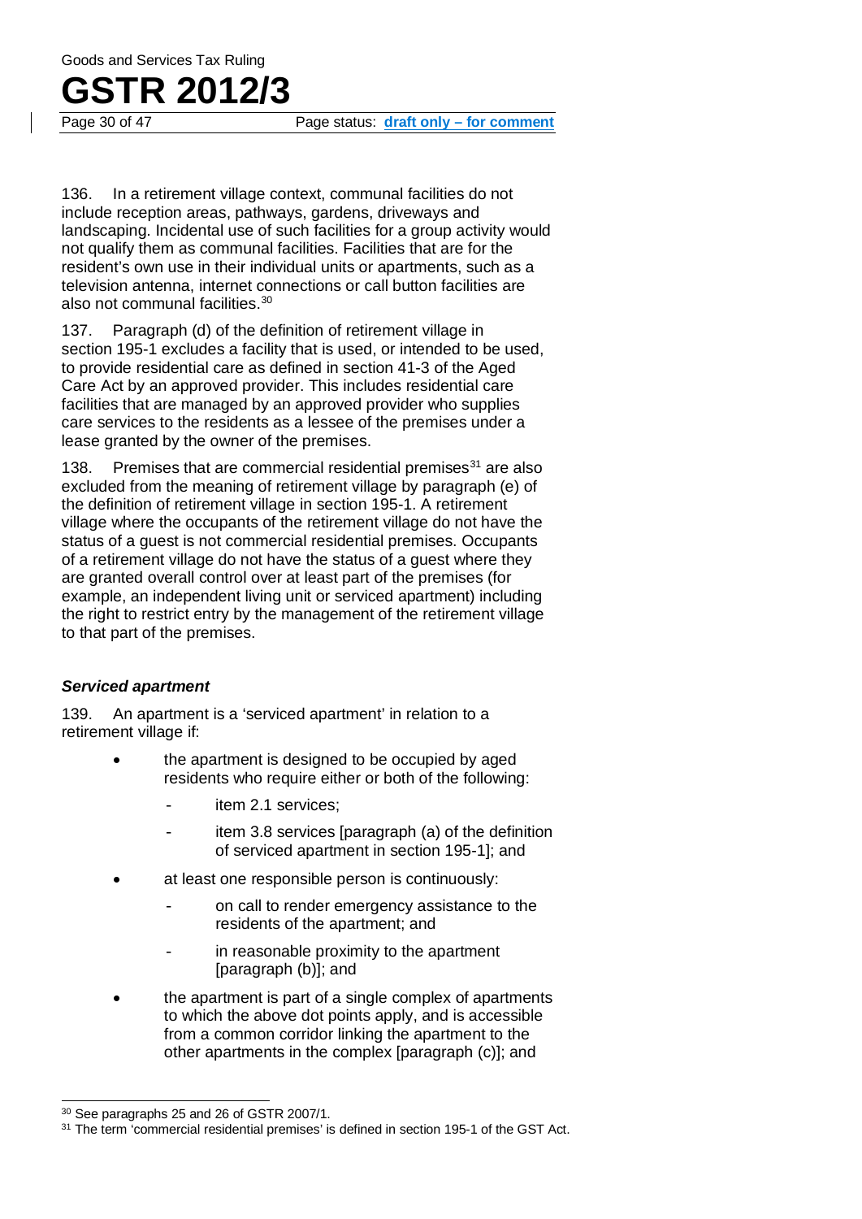136. In a retirement village context, communal facilities do not include reception areas, pathways, gardens, driveways and landscaping. Incidental use of such facilities for a group activity would not qualify them as communal facilities. Facilities that are for the resident's own use in their individual units or apartments, such as a television antenna, internet connections or call button facilities are also not communal facilities.[30]

137. Paragraph (d) of the definition of retirement village in section 195-1 excludes a facility that is used, or intended to be used, to provide residential care as defined in section 41-3 of the Aged Care Act by an approved provider. This includes residential care facilities that are managed by an approved provider who supplies care services to the residents as a lessee of the premises under a lease granted by the owner of the premises.

138. Premises that are commercial residential premises[31] are also excluded from the meaning of retirement village by paragraph (e) of the definition of retirement village in section 195-1. A retirement village where the occupants of the retirement village do not have the status of a guest is not commercial residential premises. Occupants of a retirement village do not have the status of a guest where they are granted overall control over at least part of the premises (for example, an independent living unit or serviced apartment) including the right to restrict entry by the management of the retirement village to that part of the premises.

### *Serviced apartment*

139. An apartment is a 'serviced apartment' in relation to a retirement village if:

- the apartment is designed to be occupied by aged residents who require either or both of the following:
  - item 2.1 services;
  - item 3.8 services [paragraph (a) of the definition of serviced apartment in section 195-1]; and
- at least one responsible person is continuously:
  - on call to render emergency assistance to the residents of the apartment; and
  - in reasonable proximity to the apartment [paragraph (b)]; and
- the apartment is part of a single complex of apartments to which the above dot points apply, and is accessible from a common corridor linking the apartment to the other apartments in the complex [paragraph (c)]; and

---

[30] See paragraphs 25 and 26 of GSTR 2007/1.

[31] The term 'commercial residential premises' is defined in section 195-1 of the GST Act.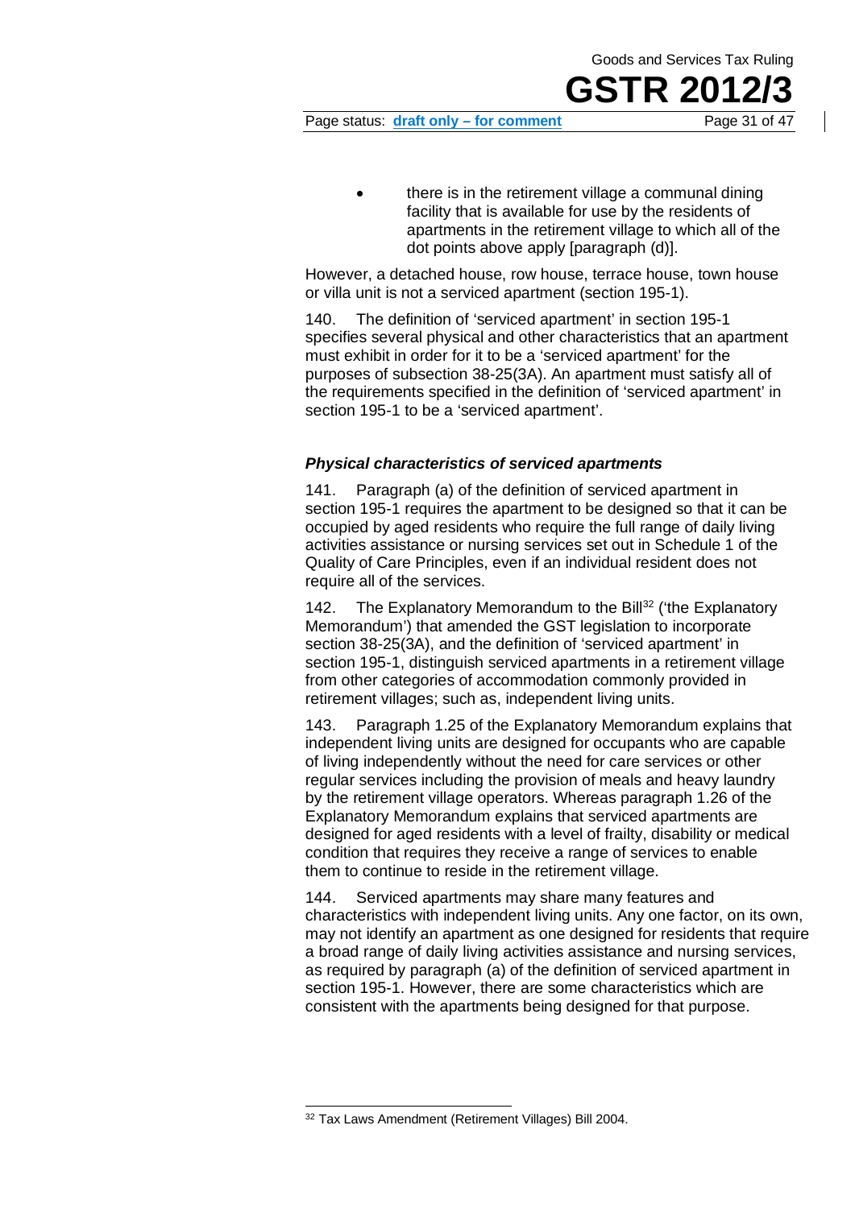- there is in the retirement village a communal dining facility that is available for use by the residents of apartments in the retirement village to which all of the dot points above apply [paragraph (d)].

However, a detached house, row house, terrace house, town house or villa unit is not a serviced apartment (section 195-1).

140. The definition of 'serviced apartment' in section 195-1 specifies several physical and other characteristics that an apartment must exhibit in order for it to be a 'serviced apartment' for the purposes of subsection 38-25(3A). An apartment must satisfy all of the requirements specified in the definition of 'serviced apartment' in section 195-1 to be a 'serviced apartment'.

### *Physical characteristics of serviced apartments*

141. Paragraph (a) of the definition of serviced apartment in section 195-1 requires the apartment to be designed so that it can be occupied by aged residents who require the full range of daily living activities assistance or nursing services set out in Schedule 1 of the Quality of Care Principles, even if an individual resident does not require all of the services.

142. The Explanatory Memorandum to the Bill[32] ('the Explanatory Memorandum') that amended the GST legislation to incorporate section 38-25(3A), and the definition of 'serviced apartment' in section 195-1, distinguish serviced apartments in a retirement village from other categories of accommodation commonly provided in retirement villages; such as, independent living units.

143. Paragraph 1.25 of the Explanatory Memorandum explains that independent living units are designed for occupants who are capable of living independently without the need for care services or other regular services including the provision of meals and heavy laundry by the retirement village operators. Whereas paragraph 1.26 of the Explanatory Memorandum explains that serviced apartments are designed for aged residents with a level of frailty, disability or medical condition that requires they receive a range of services to enable them to continue to reside in the retirement village.

144. Serviced apartments may share many features and characteristics with independent living units. Any one factor, on its own, may not identify an apartment as one designed for residents that require a broad range of daily living activities assistance and nursing services, as required by paragraph (a) of the definition of serviced apartment in section 195-1. However, there are some characteristics which are consistent with the apartments being designed for that purpose.

---

[32] Tax Laws Amendment (Retirement Villages) Bill 2004.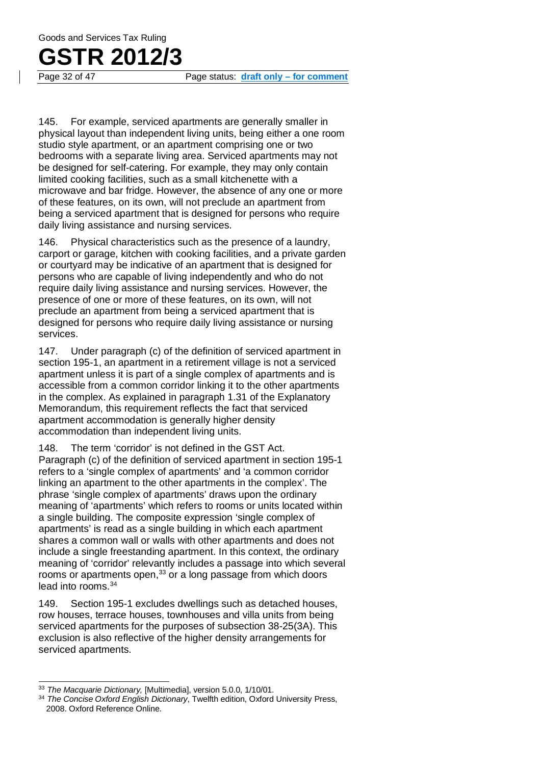145. For example, serviced apartments are generally smaller in physical layout than independent living units, being either a one room studio style apartment, or an apartment comprising one or two bedrooms with a separate living area. Serviced apartments may not be designed for self-catering. For example, they may only contain limited cooking facilities, such as a small kitchenette with a microwave and bar fridge. However, the absence of any one or more of these features, on its own, will not preclude an apartment from being a serviced apartment that is designed for persons who require daily living assistance and nursing services.

146. Physical characteristics such as the presence of a laundry, carport or garage, kitchen with cooking facilities, and a private garden or courtyard may be indicative of an apartment that is designed for persons who are capable of living independently and who do not require daily living assistance and nursing services. However, the presence of one or more of these features, on its own, will not preclude an apartment from being a serviced apartment that is designed for persons who require daily living assistance or nursing services.

147. Under paragraph (c) of the definition of serviced apartment in section 195-1, an apartment in a retirement village is not a serviced apartment unless it is part of a single complex of apartments and is accessible from a common corridor linking it to the other apartments in the complex. As explained in paragraph 1.31 of the Explanatory Memorandum, this requirement reflects the fact that serviced apartment accommodation is generally higher density accommodation than independent living units.

148. The term 'corridor' is not defined in the GST Act. Paragraph (c) of the definition of serviced apartment in section 195-1 refers to a 'single complex of apartments' and 'a common corridor linking an apartment to the other apartments in the complex'. The phrase 'single complex of apartments' draws upon the ordinary meaning of 'apartments' which refers to rooms or units located within a single building. The composite expression 'single complex of apartments' is read as a single building in which each apartment shares a common wall or walls with other apartments and does not include a single freestanding apartment. In this context, the ordinary meaning of 'corridor' relevantly includes a passage into which several rooms or apartments open,[33] or a long passage from which doors lead into rooms.[34]

149. Section 195-1 excludes dwellings such as detached houses, row houses, terrace houses, townhouses and villa units from being serviced apartments for the purposes of subsection 38-25(3A). This exclusion is also reflective of the higher density arrangements for serviced apartments.

---

[33] *The Macquarie Dictionary,* [Multimedia], version 5.0.0, 1/10/01.

[34] *The Concise Oxford English Dictionary*, Twelfth edition, Oxford University Press, 2008. Oxford Reference Online.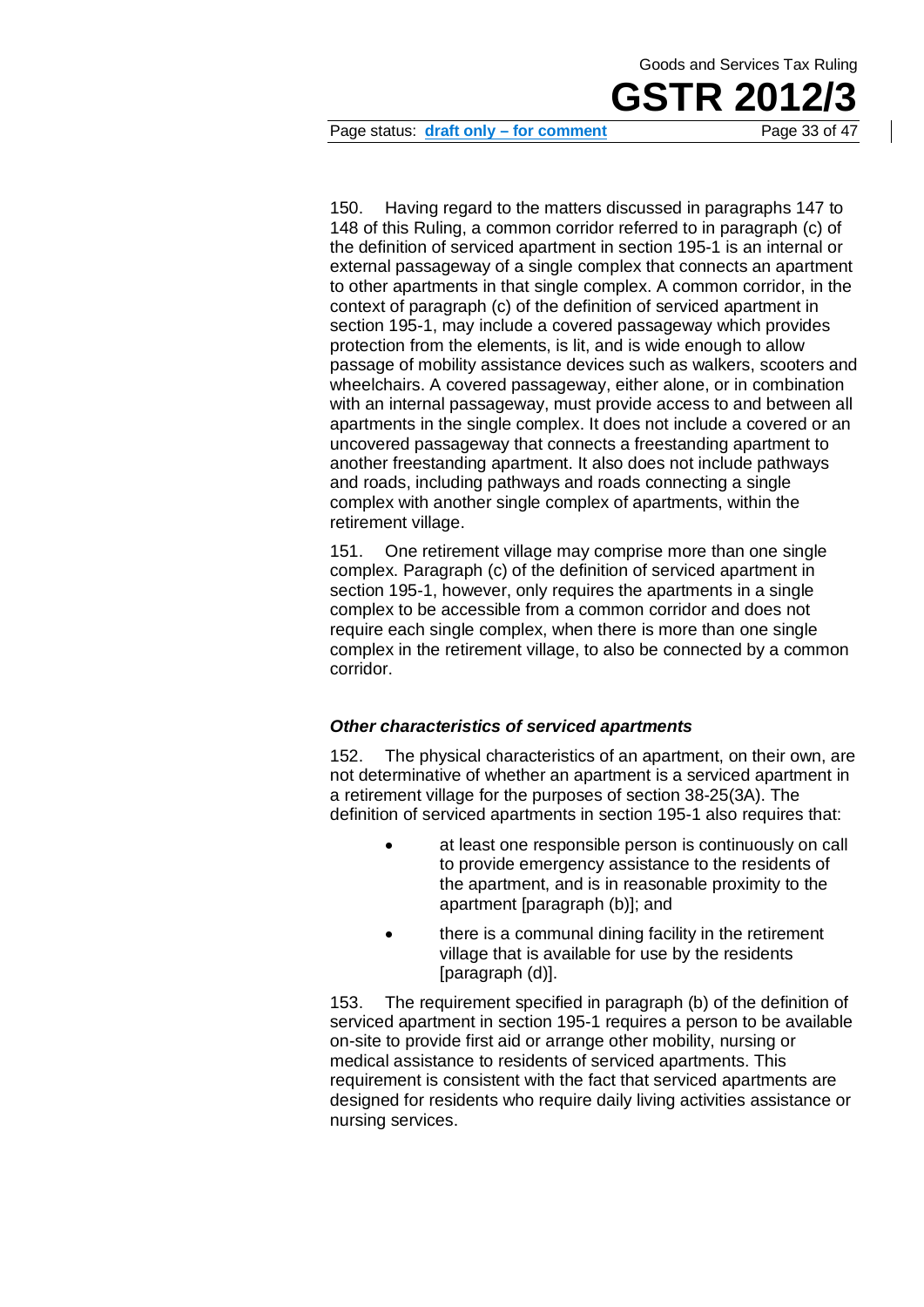150. Having regard to the matters discussed in paragraphs 147 to 148 of this Ruling, a common corridor referred to in paragraph (c) of the definition of serviced apartment in section 195-1 is an internal or external passageway of a single complex that connects an apartment to other apartments in that single complex. A common corridor, in the context of paragraph (c) of the definition of serviced apartment in section 195-1, may include a covered passageway which provides protection from the elements, is lit, and is wide enough to allow passage of mobility assistance devices such as walkers, scooters and wheelchairs. A covered passageway, either alone, or in combination with an internal passageway, must provide access to and between all apartments in the single complex. It does not include a covered or an uncovered passageway that connects a freestanding apartment to another freestanding apartment. It also does not include pathways and roads, including pathways and roads connecting a single complex with another single complex of apartments, within the retirement village.

151. One retirement village may comprise more than one single complex. Paragraph (c) of the definition of serviced apartment in section 195-1, however, only requires the apartments in a single complex to be accessible from a common corridor and does not require each single complex, when there is more than one single complex in the retirement village, to also be connected by a common corridor.

### *Other characteristics of serviced apartments*

152. The physical characteristics of an apartment, on their own, are not determinative of whether an apartment is a serviced apartment in a retirement village for the purposes of section 38-25(3A). The definition of serviced apartments in section 195-1 also requires that:

- at least one responsible person is continuously on call to provide emergency assistance to the residents of the apartment, and is in reasonable proximity to the apartment [paragraph (b)]; and
- there is a communal dining facility in the retirement village that is available for use by the residents [paragraph (d)].

153. The requirement specified in paragraph (b) of the definition of serviced apartment in section 195-1 requires a person to be available on-site to provide first aid or arrange other mobility, nursing or medical assistance to residents of serviced apartments. This requirement is consistent with the fact that serviced apartments are designed for residents who require daily living activities assistance or nursing services.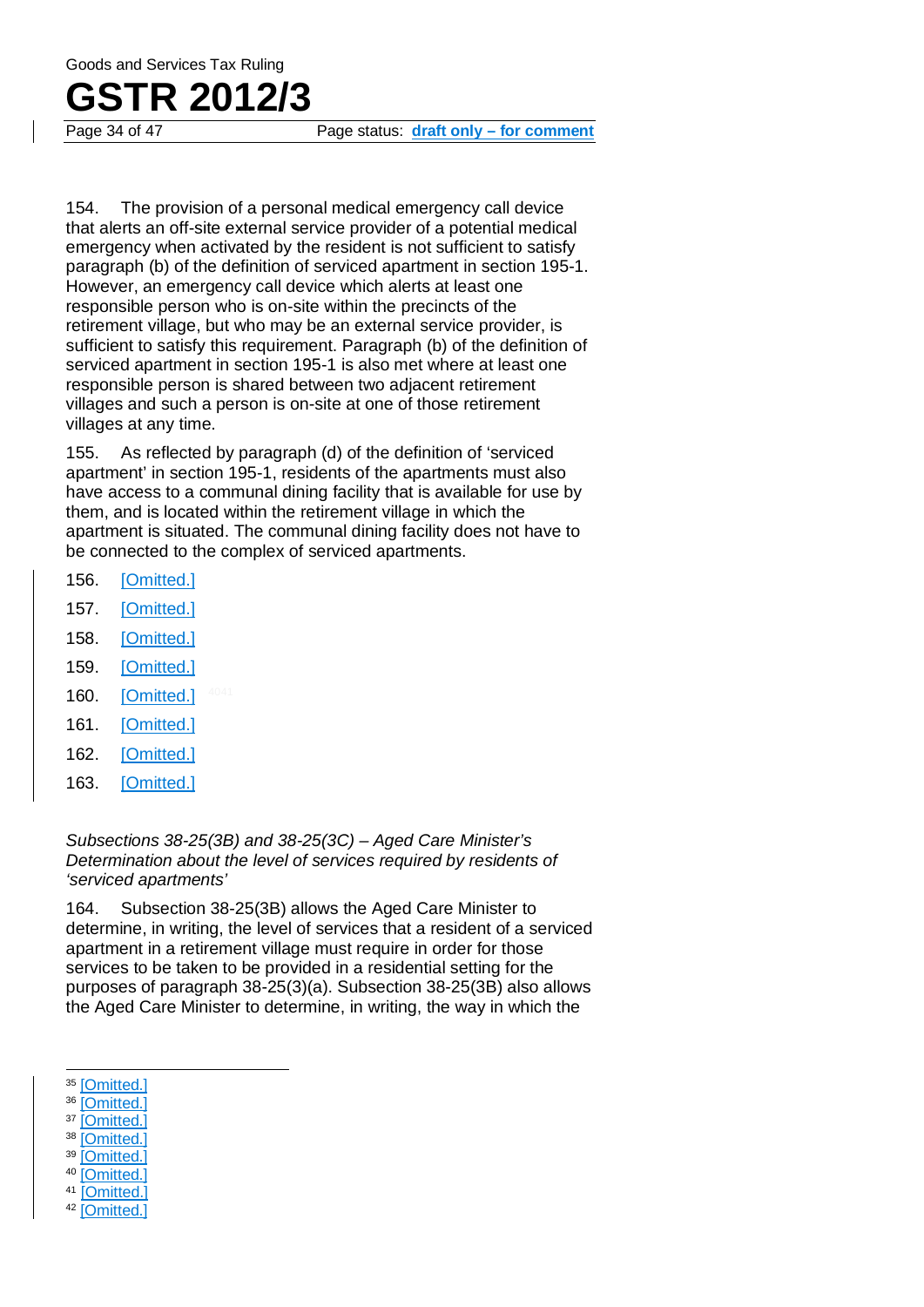154. The provision of a personal medical emergency call device that alerts an off-site external service provider of a potential medical emergency when activated by the resident is not sufficient to satisfy paragraph (b) of the definition of serviced apartment in section 195-1. However, an emergency call device which alerts at least one responsible person who is on-site within the precincts of the retirement village, but who may be an external service provider, is sufficient to satisfy this requirement. Paragraph (b) of the definition of serviced apartment in section 195-1 is also met where at least one responsible person is shared between two adjacent retirement villages and such a person is on-site at one of those retirement villages at any time.

155. As reflected by paragraph (d) of the definition of 'serviced apartment' in section 195-1, residents of the apartments must also have access to a communal dining facility that is available for use by them, and is located within the retirement village in which the apartment is situated. The communal dining facility does not have to be connected to the complex of serviced apartments.

156. [Omitted.]

157. [Omitted.]

158. [Omitted.]

159. [Omitted.]

160. [Omitted.] [40,41]

161. [Omitted.]

162. [Omitted.]

163. [Omitted.]

*Subsections 38-25(3B) and 38-25(3C) – Aged Care Minister's Determination about the level of services required by residents of 'serviced apartments'*

164. Subsection 38-25(3B) allows the Aged Care Minister to determine, in writing, the level of services that a resident of a serviced apartment in a retirement village must require in order for those services to be taken to be provided in a residential setting for the purposes of paragraph 38-25(3)(a). Subsection 38-25(3B) also allows the Aged Care Minister to determine, in writing, the way in which the

---

[35] [Omitted.]
[36] [Omitted.]
[37] [Omitted.]
[38] [Omitted.]
[39] [Omitted.]
[40] [Omitted.]
[41] [Omitted.]
[42] [Omitted.]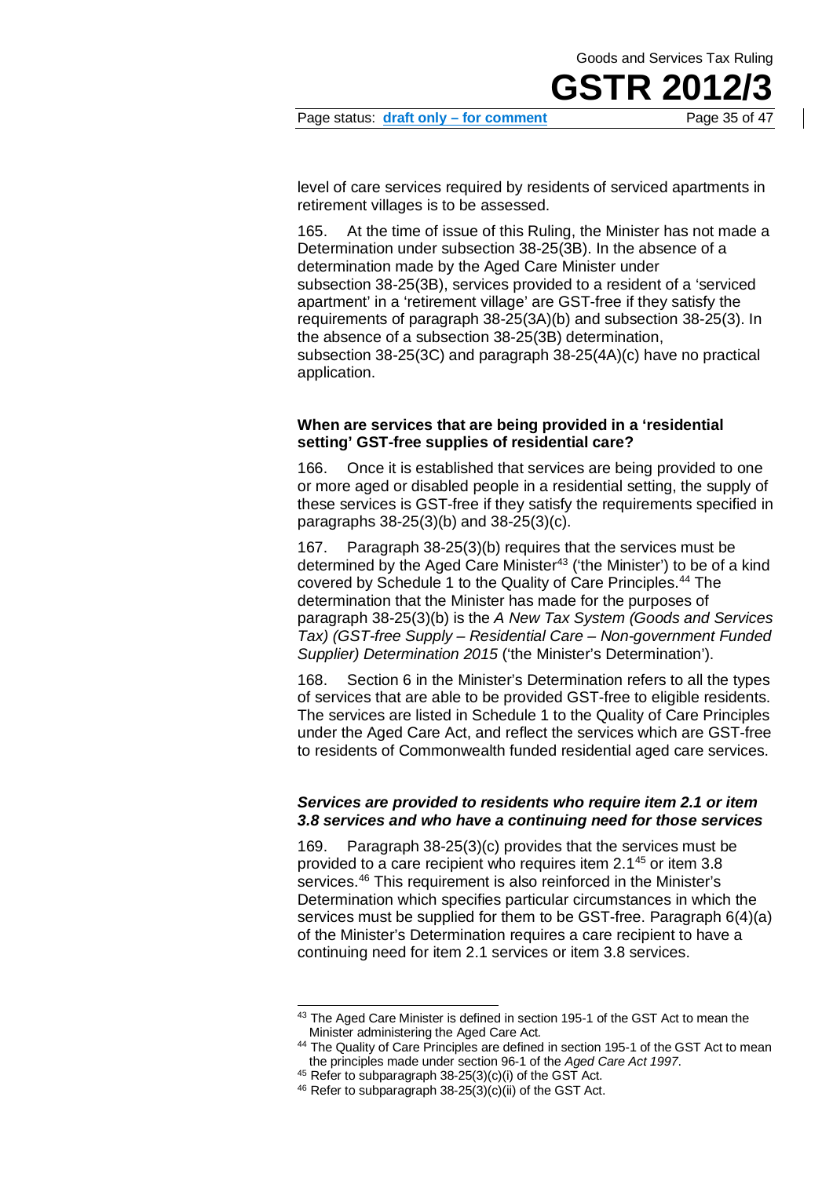level of care services required by residents of serviced apartments in retirement villages is to be assessed.

165. At the time of issue of this Ruling, the Minister has not made a Determination under subsection 38-25(3B). In the absence of a determination made by the Aged Care Minister under subsection 38-25(3B), services provided to a resident of a 'serviced apartment' in a 'retirement village' are GST-free if they satisfy the requirements of paragraph 38-25(3A)(b) and subsection 38-25(3). In the absence of a subsection 38-25(3B) determination, subsection 38-25(3C) and paragraph 38-25(4A)(c) have no practical application.

### When are services that are being provided in a 'residential setting' GST-free supplies of residential care?

166. Once it is established that services are being provided to one or more aged or disabled people in a residential setting, the supply of these services is GST-free if they satisfy the requirements specified in paragraphs 38-25(3)(b) and 38-25(3)(c).

167. Paragraph 38-25(3)(b) requires that the services must be determined by the Aged Care Minister[43] ('the Minister') to be of a kind covered by Schedule 1 to the Quality of Care Principles.[44] The determination that the Minister has made for the purposes of paragraph 38-25(3)(b) is the *A New Tax System (Goods and Services Tax) (GST-free Supply – Residential Care – Non-government Funded Supplier) Determination 2015* ('the Minister's Determination').

168. Section 6 in the Minister's Determination refers to all the types of services that are able to be provided GST-free to eligible residents. The services are listed in Schedule 1 to the Quality of Care Principles under the Aged Care Act, and reflect the services which are GST-free to residents of Commonwealth funded residential aged care services.

#### *Services are provided to residents who require item 2.1 or item 3.8 services and who have a continuing need for those services*

169. Paragraph 38-25(3)(c) provides that the services must be provided to a care recipient who requires item 2.1[45] or item 3.8 services.[46] This requirement is also reinforced in the Minister's Determination which specifies particular circumstances in which the services must be supplied for them to be GST-free. Paragraph 6(4)(a) of the Minister's Determination requires a care recipient to have a continuing need for item 2.1 services or item 3.8 services.

---

[43] The Aged Care Minister is defined in section 195-1 of the GST Act to mean the Minister administering the Aged Care Act.

[44] The Quality of Care Principles are defined in section 195-1 of the GST Act to mean the principles made under section 96-1 of the *Aged Care Act 1997*.

[45] Refer to subparagraph 38-25(3)(c)(i) of the GST Act.

[46] Refer to subparagraph 38-25(3)(c)(ii) of the GST Act.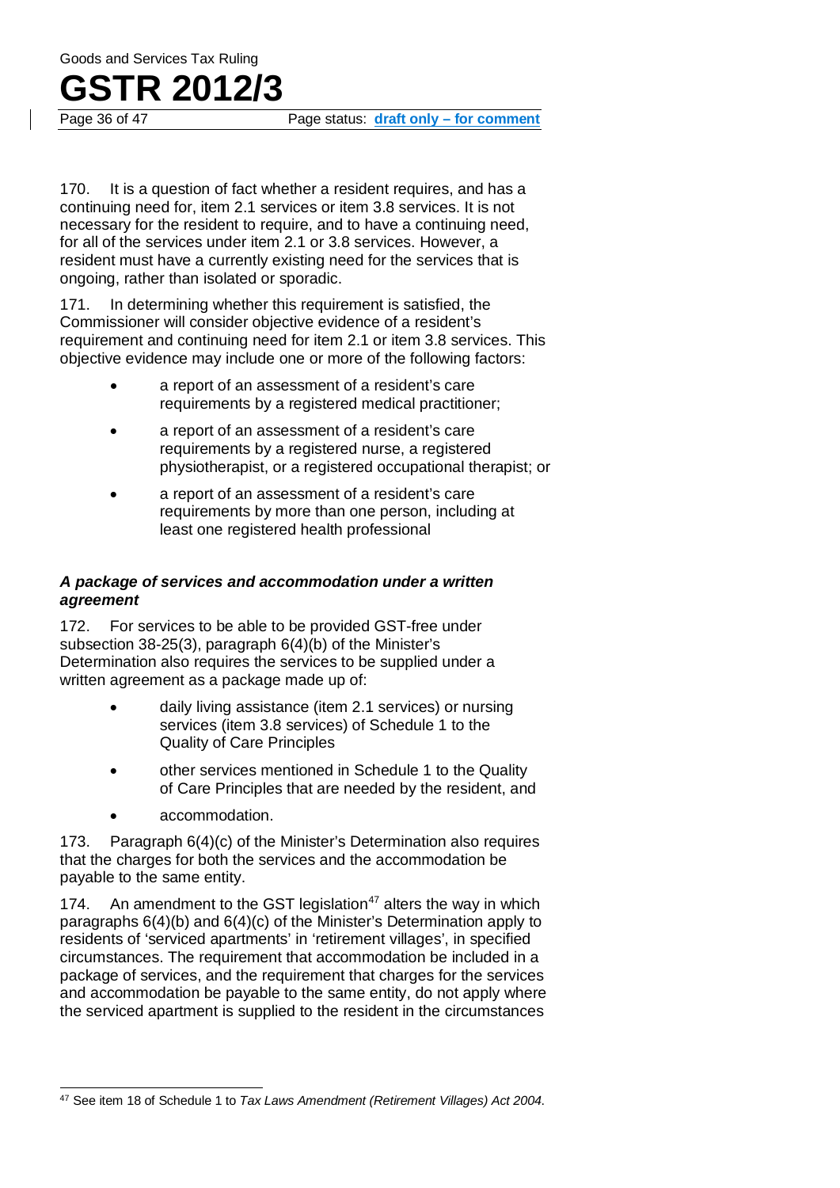170. It is a question of fact whether a resident requires, and has a continuing need for, item 2.1 services or item 3.8 services. It is not necessary for the resident to require, and to have a continuing need, for all of the services under item 2.1 or 3.8 services. However, a resident must have a currently existing need for the services that is ongoing, rather than isolated or sporadic.

171. In determining whether this requirement is satisfied, the Commissioner will consider objective evidence of a resident's requirement and continuing need for item 2.1 or item 3.8 services. This objective evidence may include one or more of the following factors:

- a report of an assessment of a resident's care requirements by a registered medical practitioner;
- a report of an assessment of a resident's care requirements by a registered nurse, a registered physiotherapist, or a registered occupational therapist; or
- a report of an assessment of a resident's care requirements by more than one person, including at least one registered health professional

### *A package of services and accommodation under a written agreement*

172. For services to be able to be provided GST-free under subsection 38-25(3), paragraph 6(4)(b) of the Minister's Determination also requires the services to be supplied under a written agreement as a package made up of:

- daily living assistance (item 2.1 services) or nursing services (item 3.8 services) of Schedule 1 to the Quality of Care Principles
- other services mentioned in Schedule 1 to the Quality of Care Principles that are needed by the resident, and
- accommodation.

173. Paragraph 6(4)(c) of the Minister's Determination also requires that the charges for both the services and the accommodation be payable to the same entity.

174. An amendment to the GST legislation[47] alters the way in which paragraphs 6(4)(b) and 6(4)(c) of the Minister's Determination apply to residents of 'serviced apartments' in 'retirement villages', in specified circumstances. The requirement that accommodation be included in a package of services, and the requirement that charges for the services and accommodation be payable to the same entity, do not apply where the serviced apartment is supplied to the resident in the circumstances

---

[47] See item 18 of Schedule 1 to *Tax Laws Amendment (Retirement Villages) Act 2004*.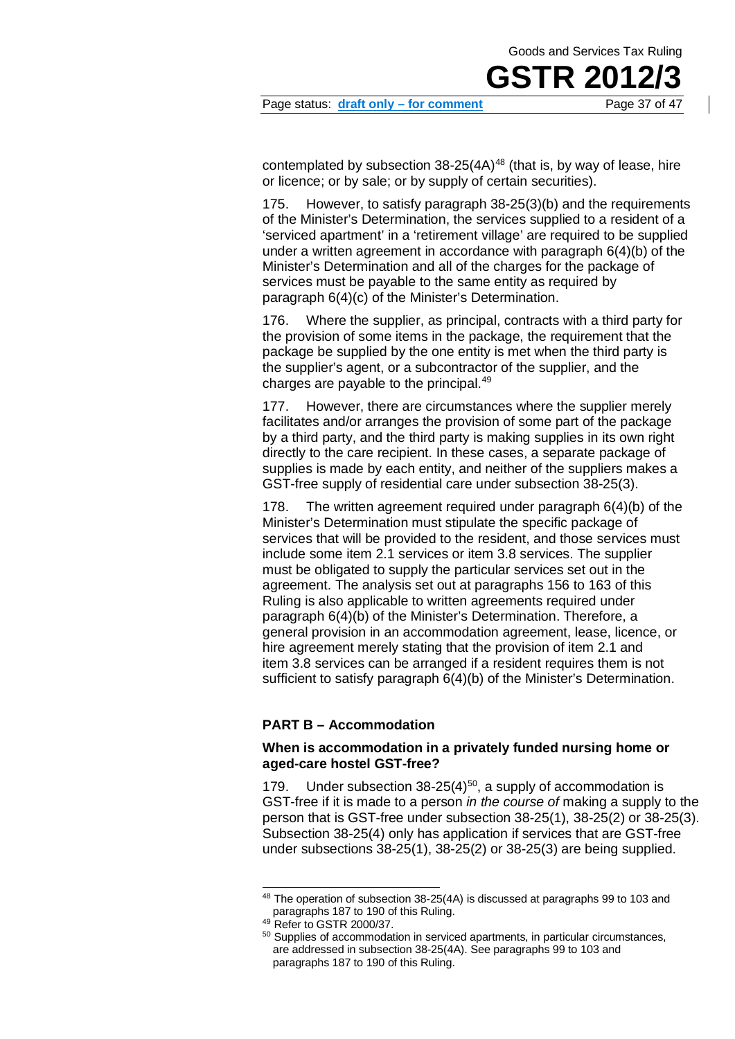contemplated by subsection 38-25(4A)[48] (that is, by way of lease, hire or licence; or by sale; or by supply of certain securities).

175. However, to satisfy paragraph 38-25(3)(b) and the requirements of the Minister's Determination, the services supplied to a resident of a 'serviced apartment' in a 'retirement village' are required to be supplied under a written agreement in accordance with paragraph 6(4)(b) of the Minister's Determination and all of the charges for the package of services must be payable to the same entity as required by paragraph 6(4)(c) of the Minister's Determination.

176. Where the supplier, as principal, contracts with a third party for the provision of some items in the package, the requirement that the package be supplied by the one entity is met when the third party is the supplier's agent, or a subcontractor of the supplier, and the charges are payable to the principal.[49]

177. However, there are circumstances where the supplier merely facilitates and/or arranges the provision of some part of the package by a third party, and the third party is making supplies in its own right directly to the care recipient. In these cases, a separate package of supplies is made by each entity, and neither of the suppliers makes a GST-free supply of residential care under subsection 38-25(3).

178. The written agreement required under paragraph 6(4)(b) of the Minister's Determination must stipulate the specific package of services that will be provided to the resident, and those services must include some item 2.1 services or item 3.8 services. The supplier must be obligated to supply the particular services set out in the agreement. The analysis set out at paragraphs 156 to 163 of this Ruling is also applicable to written agreements required under paragraph 6(4)(b) of the Minister's Determination. Therefore, a general provision in an accommodation agreement, lease, licence, or hire agreement merely stating that the provision of item 2.1 and item 3.8 services can be arranged if a resident requires them is not sufficient to satisfy paragraph 6(4)(b) of the Minister's Determination.

### PART B – Accommodation

#### When is accommodation in a privately funded nursing home or aged-care hostel GST-free?

179. Under subsection 38-25(4)[50], a supply of accommodation is GST-free if it is made to a person *in the course of* making a supply to the person that is GST-free under subsection 38-25(1), 38-25(2) or 38-25(3). Subsection 38-25(4) only has application if services that are GST-free under subsections 38-25(1), 38-25(2) or 38-25(3) are being supplied.

---

[48] The operation of subsection 38-25(4A) is discussed at paragraphs 99 to 103 and paragraphs 187 to 190 of this Ruling.

[49] Refer to GSTR 2000/37.

[50] Supplies of accommodation in serviced apartments, in particular circumstances, are addressed in subsection 38-25(4A). See paragraphs 99 to 103 and paragraphs 187 to 190 of this Ruling.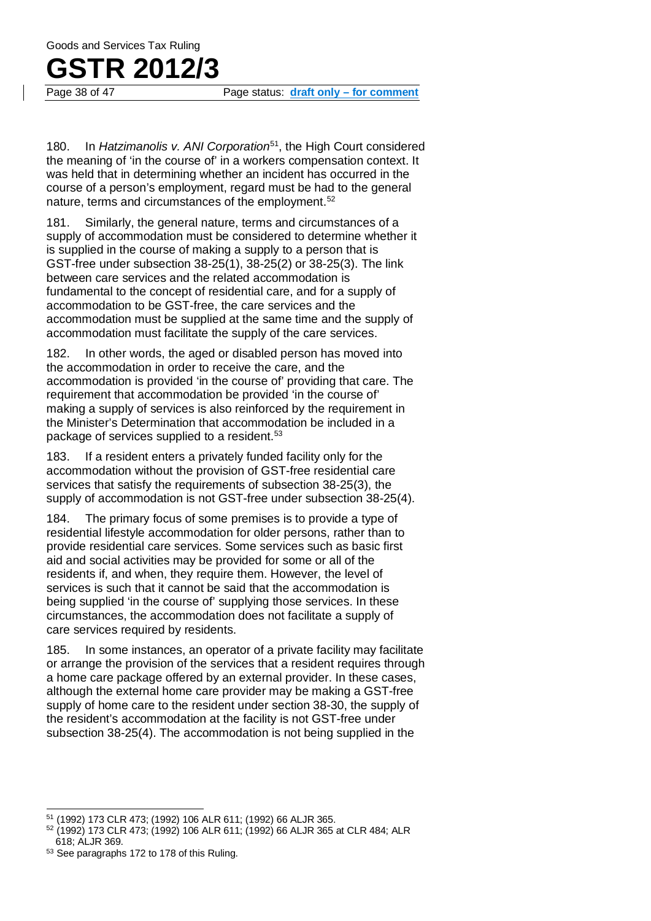180. In *Hatzimanolis v. ANI Corporation*[51], the High Court considered the meaning of 'in the course of' in a workers compensation context. It was held that in determining whether an incident has occurred in the course of a person's employment, regard must be had to the general nature, terms and circumstances of the employment.[52]

181. Similarly, the general nature, terms and circumstances of a supply of accommodation must be considered to determine whether it is supplied in the course of making a supply to a person that is GST-free under subsection 38-25(1), 38-25(2) or 38-25(3). The link between care services and the related accommodation is fundamental to the concept of residential care, and for a supply of accommodation to be GST-free, the care services and the accommodation must be supplied at the same time and the supply of accommodation must facilitate the supply of the care services.

182. In other words, the aged or disabled person has moved into the accommodation in order to receive the care, and the accommodation is provided 'in the course of' providing that care. The requirement that accommodation be provided 'in the course of' making a supply of services is also reinforced by the requirement in the Minister's Determination that accommodation be included in a package of services supplied to a resident.[53]

183. If a resident enters a privately funded facility only for the accommodation without the provision of GST-free residential care services that satisfy the requirements of subsection 38-25(3), the supply of accommodation is not GST-free under subsection 38-25(4).

184. The primary focus of some premises is to provide a type of residential lifestyle accommodation for older persons, rather than to provide residential care services. Some services such as basic first aid and social activities may be provided for some or all of the residents if, and when, they require them. However, the level of services is such that it cannot be said that the accommodation is being supplied 'in the course of' supplying those services. In these circumstances, the accommodation does not facilitate a supply of care services required by residents.

185. In some instances, an operator of a private facility may facilitate or arrange the provision of the services that a resident requires through a home care package offered by an external provider. In these cases, although the external home care provider may be making a GST-free supply of home care to the resident under section 38-30, the supply of the resident's accommodation at the facility is not GST-free under subsection 38-25(4). The accommodation is not being supplied in the

---

[51] (1992) 173 CLR 473; (1992) 106 ALR 611; (1992) 66 ALJR 365.

[52] (1992) 173 CLR 473; (1992) 106 ALR 611; (1992) 66 ALJR 365 at CLR 484; ALR 618; ALJR 369.

[53] See paragraphs 172 to 178 of this Ruling.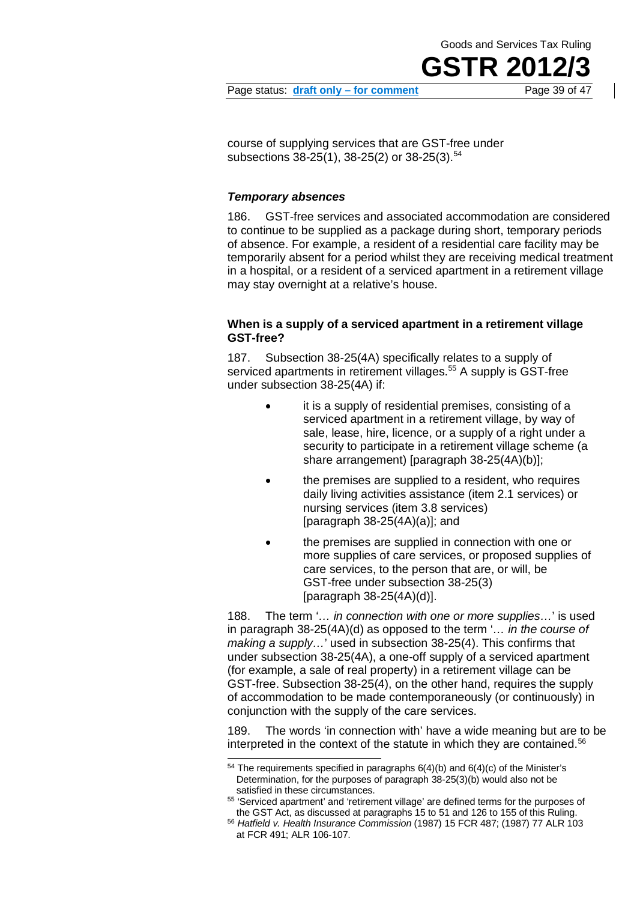course of supplying services that are GST-free under subsections 38-25(1), 38-25(2) or 38-25(3).[54]

### *Temporary absences*

186. GST-free services and associated accommodation are considered to continue to be supplied as a package during short, temporary periods of absence. For example, a resident of a residential care facility may be temporarily absent for a period whilst they are receiving medical treatment in a hospital, or a resident of a serviced apartment in a retirement village may stay overnight at a relative's house.

### When is a supply of a serviced apartment in a retirement village GST-free?

187. Subsection 38-25(4A) specifically relates to a supply of serviced apartments in retirement villages.[55] A supply is GST-free under subsection 38-25(4A) if:

- it is a supply of residential premises, consisting of a serviced apartment in a retirement village, by way of sale, lease, hire, licence, or a supply of a right under a security to participate in a retirement village scheme (a share arrangement) [paragraph 38-25(4A)(b)];
- the premises are supplied to a resident, who requires daily living activities assistance (item 2.1 services) or nursing services (item 3.8 services) [paragraph 38-25(4A)(a)]; and
- the premises are supplied in connection with one or more supplies of care services, or proposed supplies of care services, to the person that are, or will, be GST-free under subsection 38-25(3) [paragraph 38-25(4A)(d)].

188. The term '*… in connection with one or more supplies…*' is used in paragraph 38-25(4A)(d) as opposed to the term '*… in the course of making a supply…*' used in subsection 38-25(4). This confirms that under subsection 38-25(4A), a one-off supply of a serviced apartment (for example, a sale of real property) in a retirement village can be GST-free. Subsection 38-25(4), on the other hand, requires the supply of accommodation to be made contemporaneously (or continuously) in conjunction with the supply of the care services.

189. The words 'in connection with' have a wide meaning but are to be interpreted in the context of the statute in which they are contained.[56]

---

[54] The requirements specified in paragraphs 6(4)(b) and 6(4)(c) of the Minister's Determination, for the purposes of paragraph 38-25(3)(b) would also not be satisfied in these circumstances.

[55] 'Serviced apartment' and 'retirement village' are defined terms for the purposes of the GST Act, as discussed at paragraphs 15 to 51 and 126 to 155 of this Ruling.

[56] *Hatfield v. Health Insurance Commission* (1987) 15 FCR 487; (1987) 77 ALR 103 at FCR 491; ALR 106-107.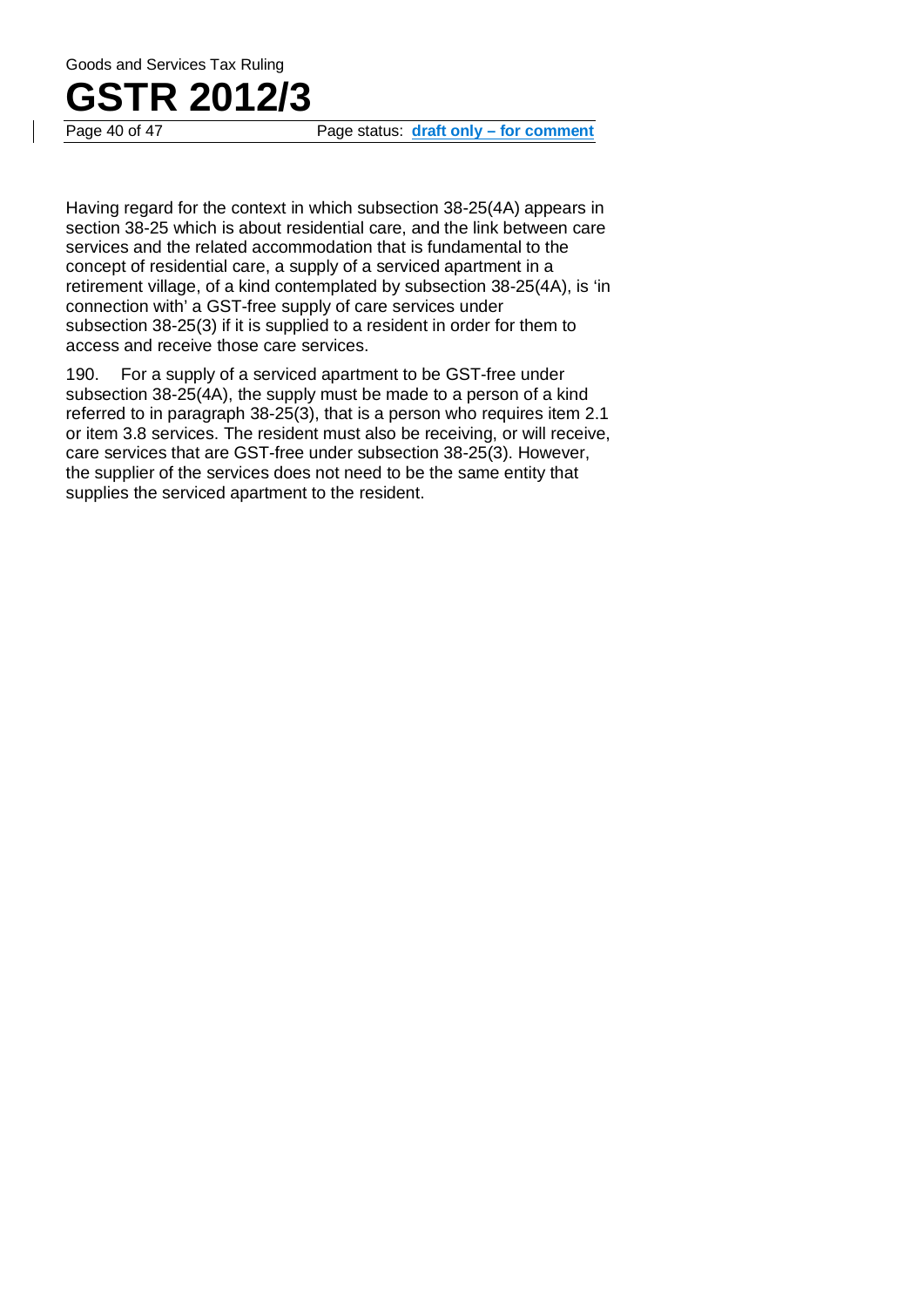Having regard for the context in which subsection 38-25(4A) appears in section 38-25 which is about residential care, and the link between care services and the related accommodation that is fundamental to the concept of residential care, a supply of a serviced apartment in a retirement village, of a kind contemplated by subsection 38-25(4A), is 'in connection with' a GST-free supply of care services under subsection 38-25(3) if it is supplied to a resident in order for them to access and receive those care services.

190. For a supply of a serviced apartment to be GST-free under subsection 38-25(4A), the supply must be made to a person of a kind referred to in paragraph 38-25(3), that is a person who requires item 2.1 or item 3.8 services. The resident must also be receiving, or will receive, care services that are GST-free under subsection 38-25(3). However, the supplier of the services does not need to be the same entity that supplies the serviced apartment to the resident.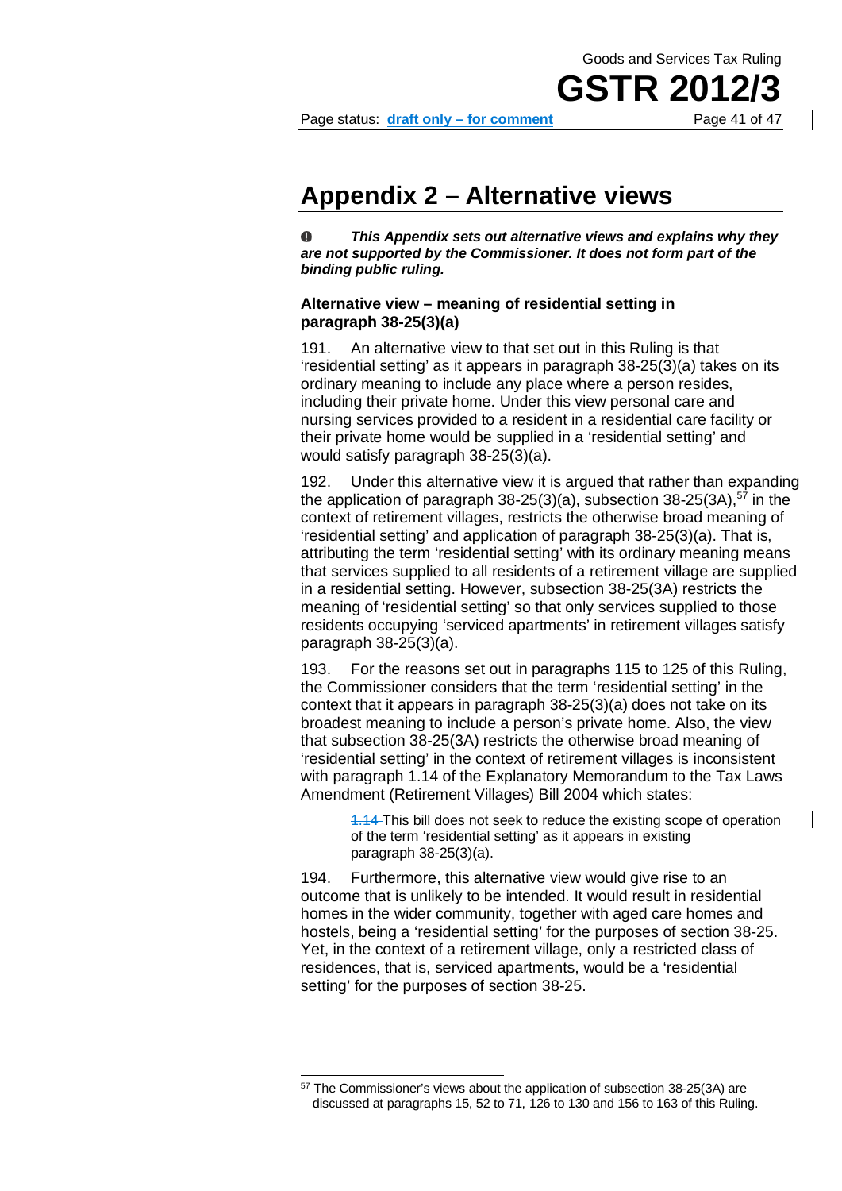# Appendix 2 – Alternative views

> ❶ ***This Appendix sets out alternative views and explains why they are not supported by the Commissioner. It does not form part of the binding public ruling.***

### Alternative view – meaning of residential setting in paragraph 38-25(3)(a)

191. An alternative view to that set out in this Ruling is that 'residential setting' as it appears in paragraph 38-25(3)(a) takes on its ordinary meaning to include any place where a person resides, including their private home. Under this view personal care and nursing services provided to a resident in a residential care facility or their private home would be supplied in a 'residential setting' and would satisfy paragraph 38-25(3)(a).

192. Under this alternative view it is argued that rather than expanding the application of paragraph 38-25(3)(a), subsection 38-25(3A),[57] in the context of retirement villages, restricts the otherwise broad meaning of 'residential setting' and application of paragraph 38-25(3)(a). That is, attributing the term 'residential setting' with its ordinary meaning means that services supplied to all residents of a retirement village are supplied in a residential setting. However, subsection 38-25(3A) restricts the meaning of 'residential setting' so that only services supplied to those residents occupying 'serviced apartments' in retirement villages satisfy paragraph 38-25(3)(a).

193. For the reasons set out in paragraphs 115 to 125 of this Ruling, the Commissioner considers that the term 'residential setting' in the context that it appears in paragraph 38-25(3)(a) does not take on its broadest meaning to include a person's private home. Also, the view that subsection 38-25(3A) restricts the otherwise broad meaning of 'residential setting' in the context of retirement villages is inconsistent with paragraph 1.14 of the Explanatory Memorandum to the Tax Laws Amendment (Retirement Villages) Bill 2004 which states:

> 1.14 This bill does not seek to reduce the existing scope of operation of the term 'residential setting' as it appears in existing paragraph 38-25(3)(a).

194. Furthermore, this alternative view would give rise to an outcome that is unlikely to be intended. It would result in residential homes in the wider community, together with aged care homes and hostels, being a 'residential setting' for the purposes of section 38-25. Yet, in the context of a retirement village, only a restricted class of residences, that is, serviced apartments, would be a 'residential setting' for the purposes of section 38-25.

---

[57] The Commissioner's views about the application of subsection 38-25(3A) are discussed at paragraphs 15, 52 to 71, 126 to 130 and 156 to 163 of this Ruling.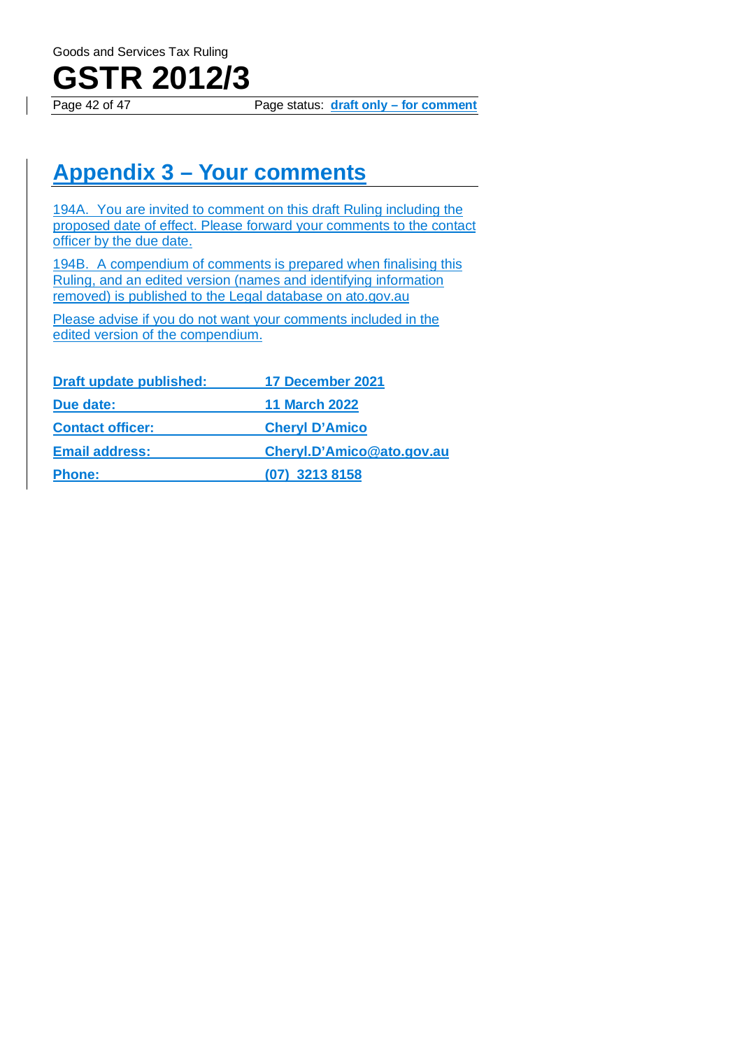## Appendix 3 – Your comments

194A. You are invited to comment on this draft Ruling including the proposed date of effect. Please forward your comments to the contact officer by the due date.

194B. A compendium of comments is prepared when finalising this Ruling, and an edited version (names and identifying information removed) is published to the Legal database on ato.gov.au

Please advise if you do not want your comments included in the edited version of the compendium.

| | |
|---|---|
| **Draft update published:** | **17 December 2021** |
| **Due date:** | **11 March 2022** |
| **Contact officer:** | **Cheryl D'Amico** |
| **Email address:** | **Cheryl.D'Amico@ato.gov.au** |
| **Phone:** | **(07) 3213 8158** |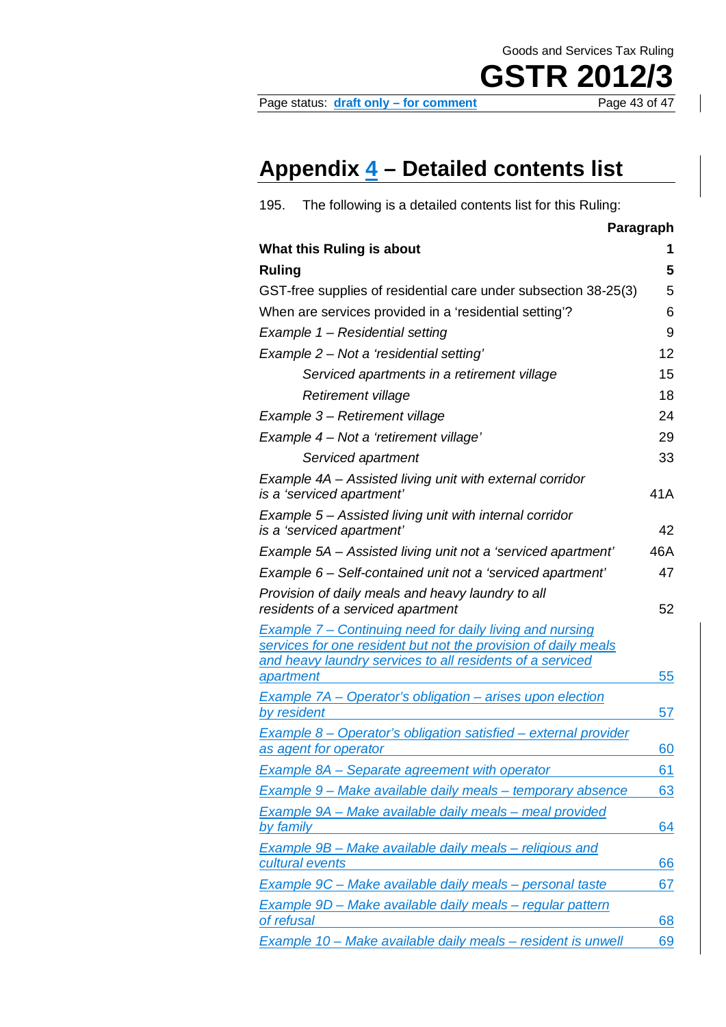# Appendix 4 – Detailed contents list

195. The following is a detailed contents list for this Ruling:

| | Paragraph |
|---|---|
| **What this Ruling is about** | **1** |
| **Ruling** | **5** |
| GST-free supplies of residential care under subsection 38-25(3) | 5 |
| When are services provided in a 'residential setting'? | 6 |
| *Example 1 – Residential setting* | 9 |
| *Example 2 – Not a 'residential setting'* | 12 |
| *Serviced apartments in a retirement village* | 15 |
| *Retirement village* | 18 |
| *Example 3 – Retirement village* | 24 |
| *Example 4 – Not a 'retirement village'* | 29 |
| *Serviced apartment* | 33 |
| *Example 4A – Assisted living unit with external corridor is a 'serviced apartment'* | 41A |
| *Example 5 – Assisted living unit with internal corridor is a 'serviced apartment'* | 42 |
| *Example 5A – Assisted living unit not a 'serviced apartment'* | 46A |
| *Example 6 – Self-contained unit not a 'serviced apartment'* | 47 |
| *Provision of daily meals and heavy laundry to all residents of a serviced apartment* | 52 |
| *Example 7 – Continuing need for daily living and nursing services for one resident but not the provision of daily meals and heavy laundry services to all residents of a serviced apartment* | 55 |
| *Example 7A – Operator's obligation – arises upon election by resident* | 57 |
| *Example 8 – Operator's obligation satisfied – external provider as agent for operator* | 60 |
| *Example 8A – Separate agreement with operator* | 61 |
| *Example 9 – Make available daily meals – temporary absence* | 63 |
| *Example 9A – Make available daily meals – meal provided by family* | 64 |
| *Example 9B – Make available daily meals – religious and cultural events* | 66 |
| *Example 9C – Make available daily meals – personal taste* | 67 |
| *Example 9D – Make available daily meals – regular pattern of refusal* | 68 |
| *Example 10 – Make available daily meals – resident is unwell* | 69 |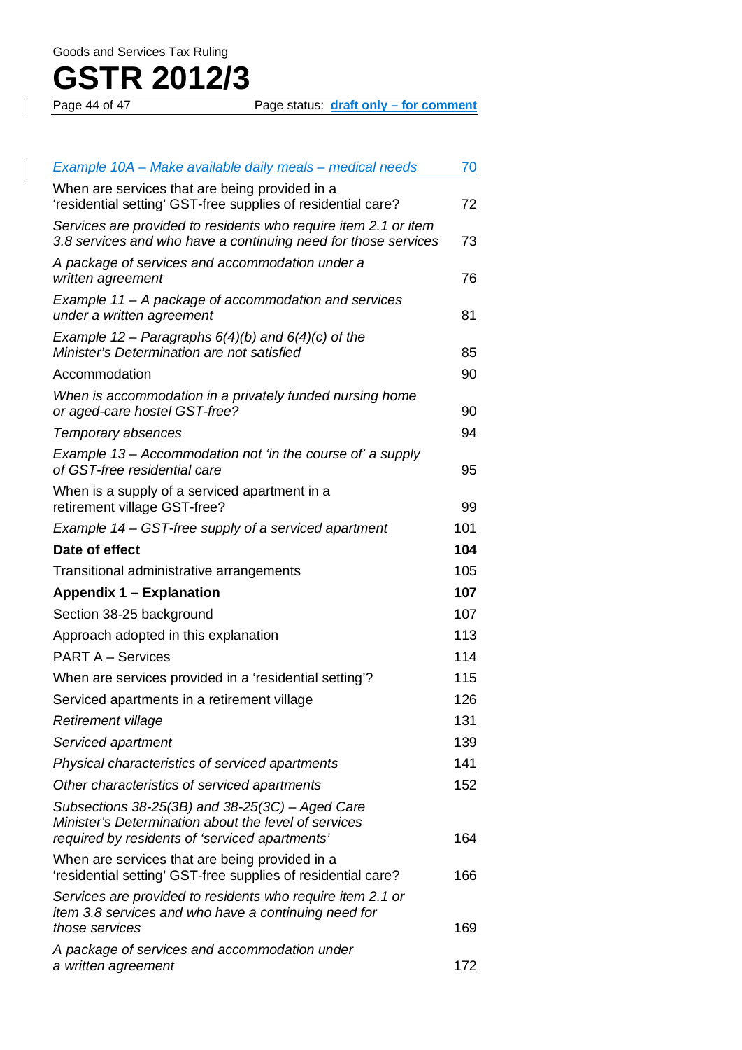| | |
|---|---|
| *Example 10A – Make available daily meals – medical needs* | 70 |
| When are services that are being provided in a 'residential setting' GST-free supplies of residential care? | 72 |
| *Services are provided to residents who require item 2.1 or item 3.8 services and who have a continuing need for those services* | 73 |
| *A package of services and accommodation under a written agreement* | 76 |
| *Example 11 – A package of accommodation and services under a written agreement* | 81 |
| *Example 12 – Paragraphs 6(4)(b) and 6(4)(c) of the Minister's Determination are not satisfied* | 85 |
| Accommodation | 90 |
| *When is accommodation in a privately funded nursing home or aged-care hostel GST-free?* | 90 |
| *Temporary absences* | 94 |
| *Example 13 – Accommodation not 'in the course of' a supply of GST-free residential care* | 95 |
| When is a supply of a serviced apartment in a retirement village GST-free? | 99 |
| *Example 14 – GST-free supply of a serviced apartment* | 101 |
| **Date of effect** | **104** |
| Transitional administrative arrangements | 105 |
| **Appendix 1 – Explanation** | **107** |
| Section 38-25 background | 107 |
| Approach adopted in this explanation | 113 |
| PART A – Services | 114 |
| When are services provided in a 'residential setting'? | 115 |
| Serviced apartments in a retirement village | 126 |
| *Retirement village* | 131 |
| *Serviced apartment* | 139 |
| *Physical characteristics of serviced apartments* | 141 |
| *Other characteristics of serviced apartments* | 152 |
| *Subsections 38-25(3B) and 38-25(3C) – Aged Care Minister's Determination about the level of services required by residents of 'serviced apartments'* | 164 |
| When are services that are being provided in a 'residential setting' GST-free supplies of residential care? | 166 |
| *Services are provided to residents who require item 2.1 or item 3.8 services and who have a continuing need for those services* | 169 |
| *A package of services and accommodation under a written agreement* | 172 |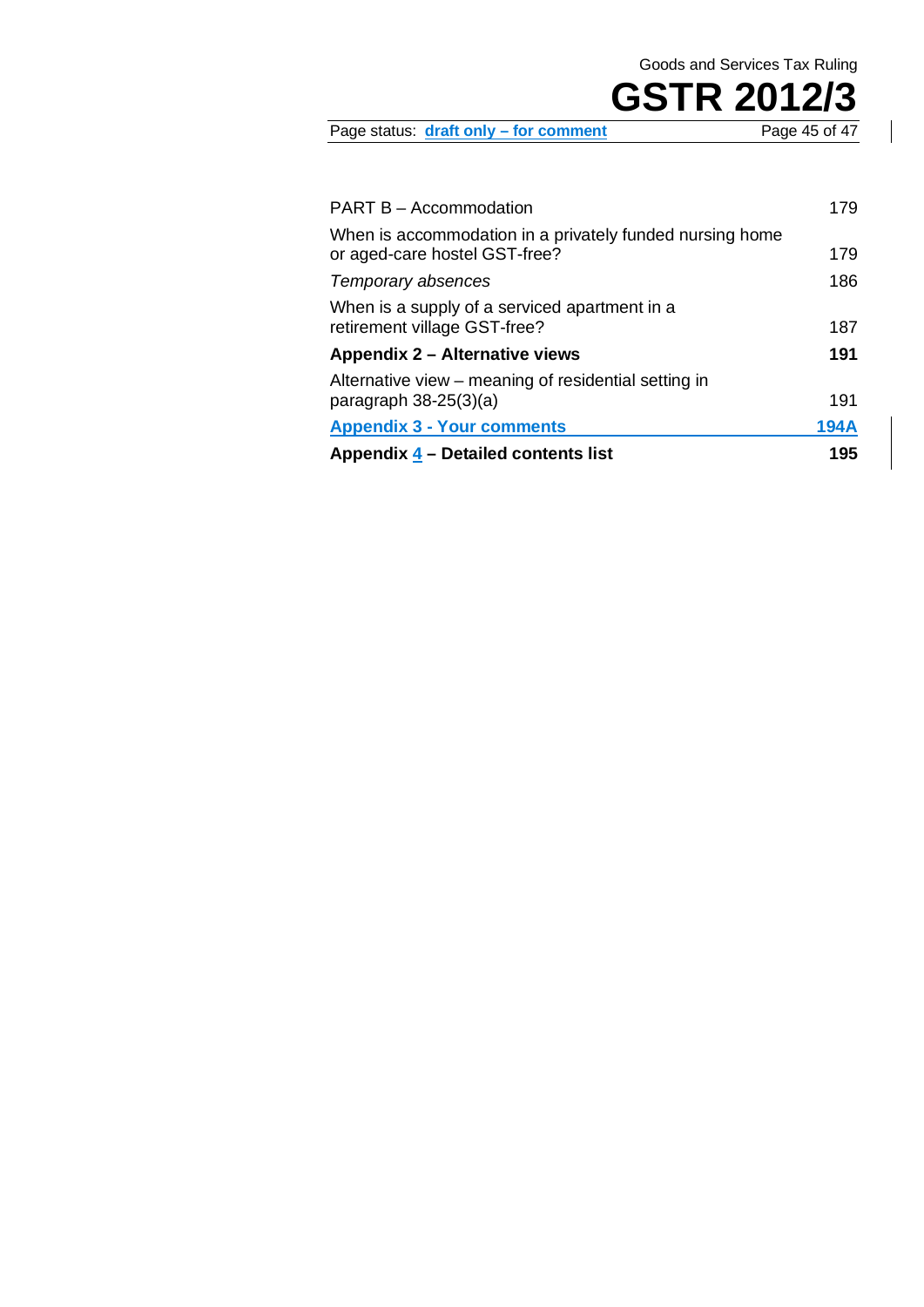| | |
|---|---|
| PART B – Accommodation | 179 |
| When is accommodation in a privately funded nursing home or aged-care hostel GST-free? | 179 |
| *Temporary absences* | 186 |
| When is a supply of a serviced apartment in a retirement village GST-free? | 187 |
| **Appendix 2 – Alternative views** | **191** |
| Alternative view – meaning of residential setting in paragraph 38-25(3)(a) | 191 |
| **Appendix 3 - Your comments** | **194A** |
| **Appendix 4 – Detailed contents list** | **195** |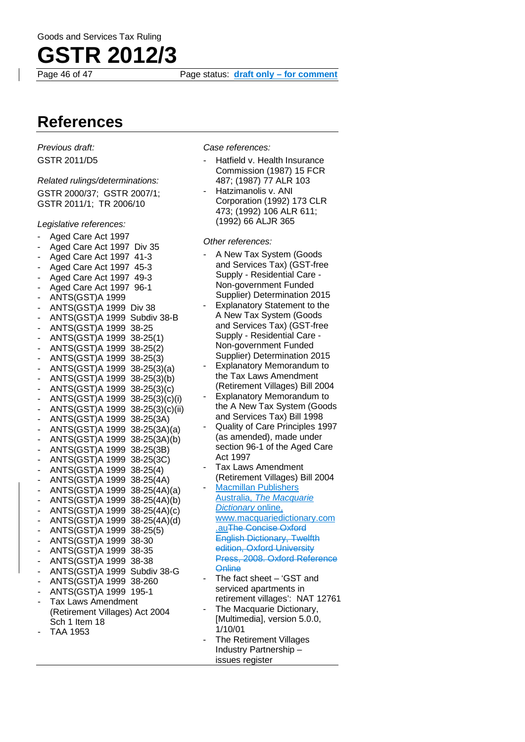## References

*Previous draft:*

GSTR 2011/D5

*Related rulings/determinations:*

GSTR 2000/37; GSTR 2007/1; GSTR 2011/1; TR 2006/10

*Legislative references:*

- Aged Care Act 1997
- Aged Care Act 1997 Div 35
- Aged Care Act 1997 41-3
- Aged Care Act 1997 45-3
- Aged Care Act 1997 49-3
- Aged Care Act 1997 96-1
- ANTS(GST)A 1999
- ANTS(GST)A 1999 Div 38
- ANTS(GST)A 1999 Subdiv 38-B
- ANTS(GST)A 1999 38-25
- ANTS(GST)A 1999 38-25(1)
- ANTS(GST)A 1999 38-25(2)
- ANTS(GST)A 1999 38-25(3)
- ANTS(GST)A 1999 38-25(3)(a)
- ANTS(GST)A 1999 38-25(3)(b)
- ANTS(GST)A 1999 38-25(3)(c)
- ANTS(GST)A 1999 38-25(3)(c)(i)
- ANTS(GST)A 1999 38-25(3)(c)(ii)
- ANTS(GST)A 1999 38-25(3A)
- ANTS(GST)A 1999 38-25(3A)(a)
- ANTS(GST)A 1999 38-25(3A)(b)
- ANTS(GST)A 1999 38-25(3B)
- ANTS(GST)A 1999 38-25(3C)
- ANTS(GST)A 1999 38-25(4)
- ANTS(GST)A 1999 38-25(4A)
- ANTS(GST)A 1999 38-25(4A)(a)
- ANTS(GST)A 1999 38-25(4A)(b)
- ANTS(GST)A 1999 38-25(4A)(c)
- ANTS(GST)A 1999 38-25(4A)(d)
- ANTS(GST)A 1999 38-25(5)
- ANTS(GST)A 1999 38-30
- ANTS(GST)A 1999 38-35
- ANTS(GST)A 1999 38-38
- ANTS(GST)A 1999 Subdiv 38-G
- ANTS(GST)A 1999 38-260
- ANTS(GST)A 1999 195-1
- Tax Laws Amendment (Retirement Villages) Act 2004 Sch 1 Item 18
- TAA 1953

*Case references:*

- Hatfield v. Health Insurance Commission (1987) 15 FCR 487; (1987) 77 ALR 103
- Hatzimanolis v. ANI Corporation (1992) 173 CLR 473; (1992) 106 ALR 611; (1992) 66 ALJR 365

*Other references:*

- A New Tax System (Goods and Services Tax) (GST-free Supply - Residential Care - Non-government Funded Supplier) Determination 2015
- Explanatory Statement to the A New Tax System (Goods and Services Tax) (GST-free Supply - Residential Care - Non-government Funded Supplier) Determination 2015
- Explanatory Memorandum to the Tax Laws Amendment (Retirement Villages) Bill 2004
- Explanatory Memorandum to the A New Tax System (Goods and Services Tax) Bill 1998
- Quality of Care Principles 1997 (as amended), made under section 96-1 of the Aged Care Act 1997
- Tax Laws Amendment (Retirement Villages) Bill 2004
- Macmillan Publishers Australia, *The Macquarie Dictionary* online, www.macquariedictionary.com.au~~The Concise Oxford English Dictionary, Twelfth edition, Oxford University Press, 2008. Oxford Reference Online~~
- The fact sheet – 'GST and serviced apartments in retirement villages': NAT 12761
- The Macquarie Dictionary, [Multimedia], version 5.0.0, 1/10/01
- The Retirement Villages Industry Partnership – issues register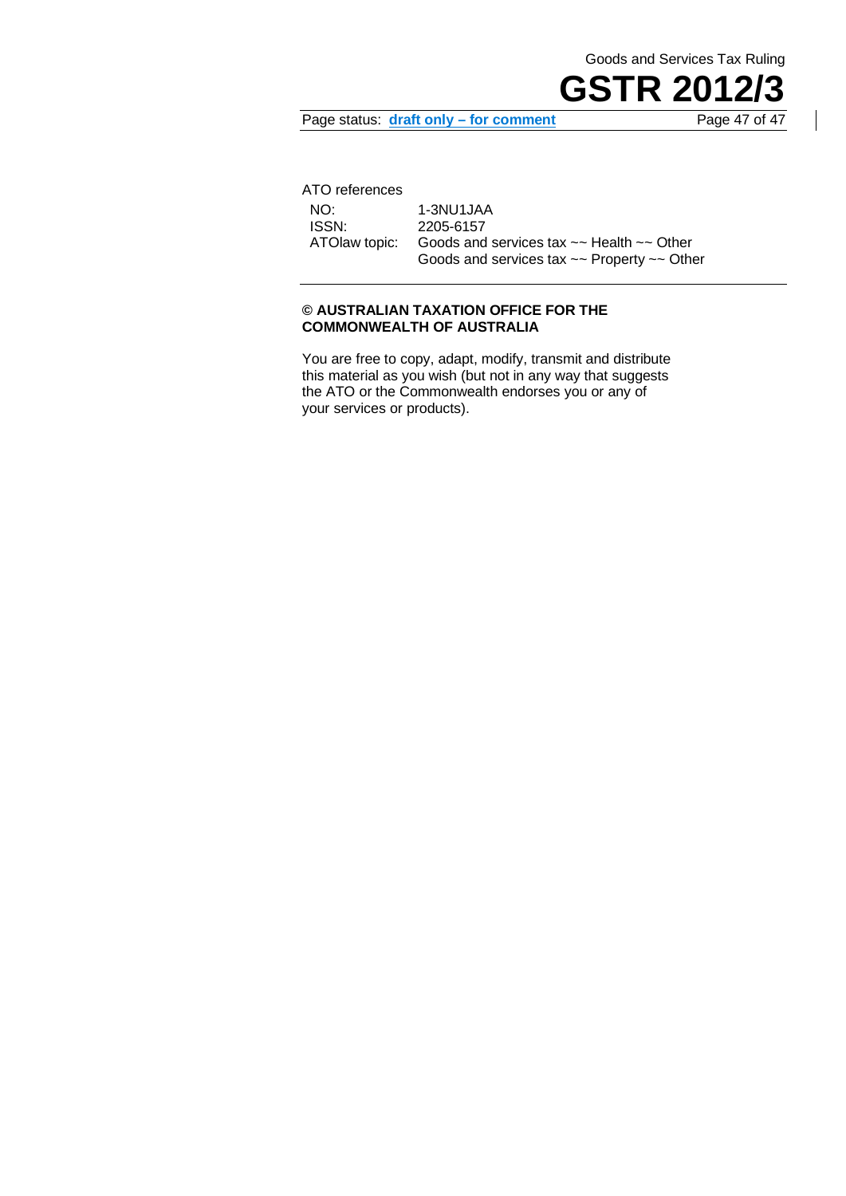ATO references

| | |
|---|---|
| NO: | 1-3NU1JAA |
| ISSN: | 2205-6157 |
| ATOlaw topic: | Goods and services tax ~~ Health ~~ Other<br>Goods and services tax ~~ Property ~~ Other |

**© AUSTRALIAN TAXATION OFFICE FOR THE COMMONWEALTH OF AUSTRALIA**

You are free to copy, adapt, modify, transmit and distribute this material as you wish (but not in any way that suggests the ATO or the Commonwealth endorses you or any of your services or products).